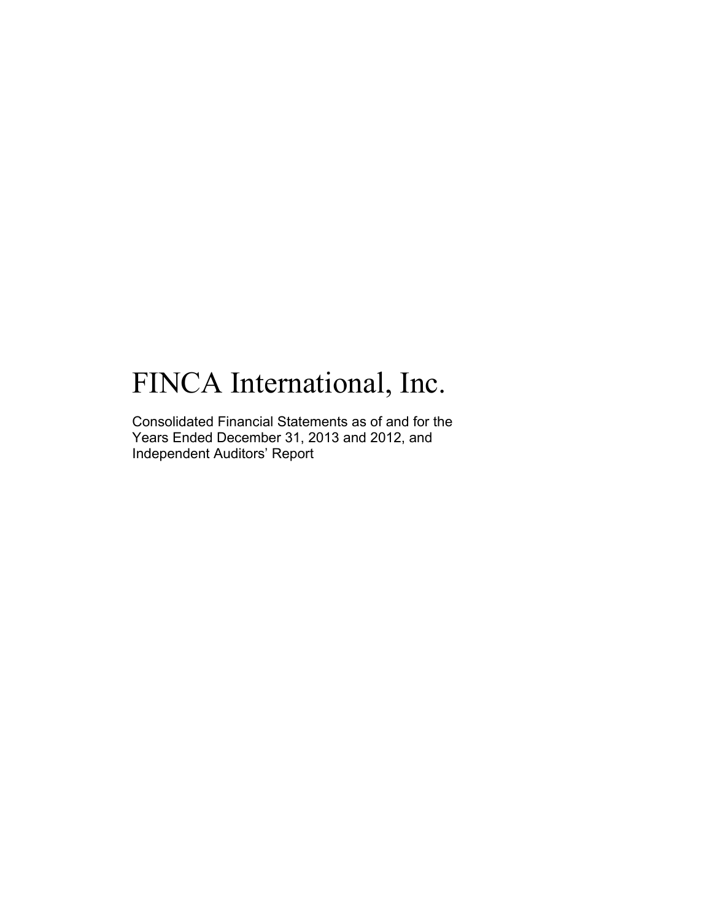# FINCA International, Inc.

Consolidated Financial Statements as of and for the Years Ended December 31, 2013 and 2012, and Independent Auditors' Report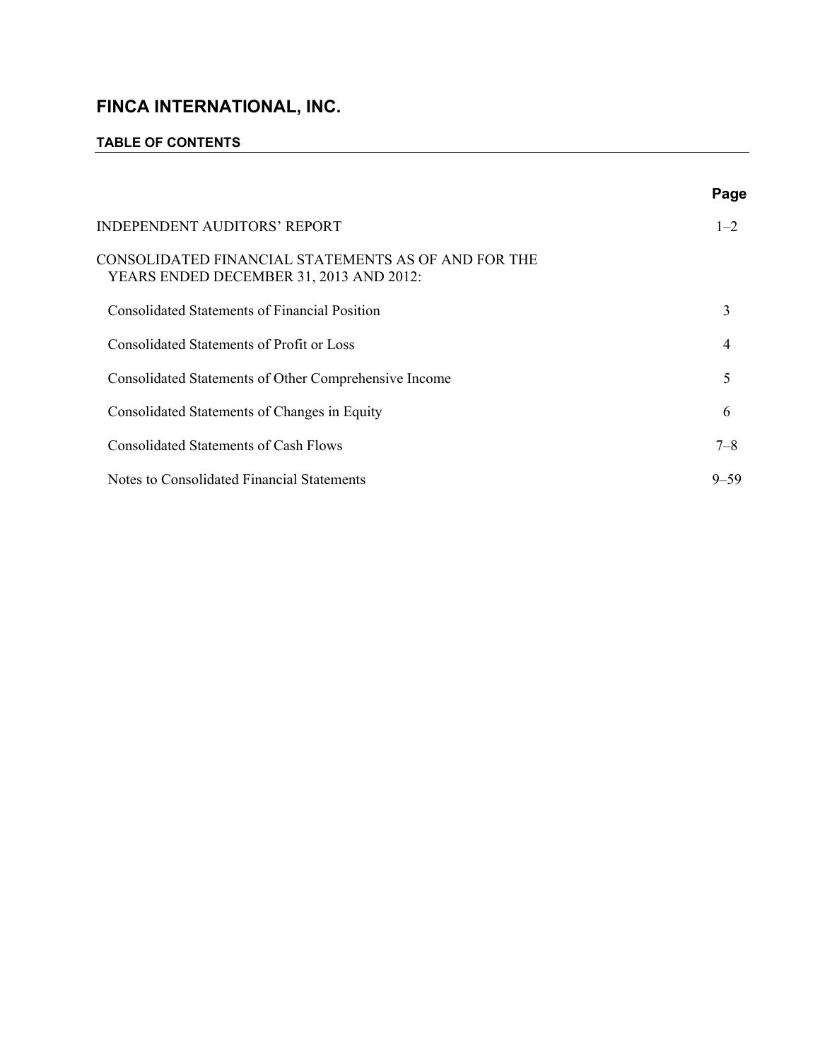# FINCA INTERNATIONAL, INC.

## TABLE OF CONTENTS

| | Page |
|---|---|
| INDEPENDENT AUDITORS' REPORT | 1–2 |
| CONSOLIDATED FINANCIAL STATEMENTS AS OF AND FOR THE YEARS ENDED DECEMBER 31, 2013 AND 2012: | |
| Consolidated Statements of Financial Position | 3 |
| Consolidated Statements of Profit or Loss | 4 |
| Consolidated Statements of Other Comprehensive Income | 5 |
| Consolidated Statements of Changes in Equity | 6 |
| Consolidated Statements of Cash Flows | 7–8 |
| Notes to Consolidated Financial Statements | 9–59 |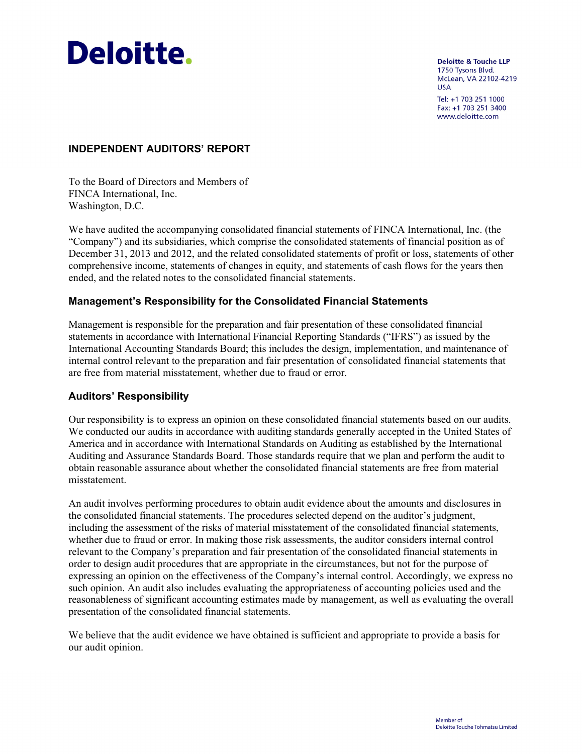Deloitte.

Deloitte & Touche LLP
1750 Tysons Blvd.
McLean, VA 22102-4219
USA

Tel: +1 703 251 1000
Fax: +1 703 251 3400
www.deloitte.com

## INDEPENDENT AUDITORS' REPORT

To the Board of Directors and Members of
FINCA International, Inc.
Washington, D.C.

We have audited the accompanying consolidated financial statements of FINCA International, Inc. (the "Company") and its subsidiaries, which comprise the consolidated statements of financial position as of December 31, 2013 and 2012, and the related consolidated statements of profit or loss, statements of other comprehensive income, statements of changes in equity, and statements of cash flows for the years then ended, and the related notes to the consolidated financial statements.

### Management's Responsibility for the Consolidated Financial Statements

Management is responsible for the preparation and fair presentation of these consolidated financial statements in accordance with International Financial Reporting Standards ("IFRS") as issued by the International Accounting Standards Board; this includes the design, implementation, and maintenance of internal control relevant to the preparation and fair presentation of consolidated financial statements that are free from material misstatement, whether due to fraud or error.

### Auditors' Responsibility

Our responsibility is to express an opinion on these consolidated financial statements based on our audits. We conducted our audits in accordance with auditing standards generally accepted in the United States of America and in accordance with International Standards on Auditing as established by the International Auditing and Assurance Standards Board. Those standards require that we plan and perform the audit to obtain reasonable assurance about whether the consolidated financial statements are free from material misstatement.

An audit involves performing procedures to obtain audit evidence about the amounts and disclosures in the consolidated financial statements. The procedures selected depend on the auditor's judgment, including the assessment of the risks of material misstatement of the consolidated financial statements, whether due to fraud or error. In making those risk assessments, the auditor considers internal control relevant to the Company's preparation and fair presentation of the consolidated financial statements in order to design audit procedures that are appropriate in the circumstances, but not for the purpose of expressing an opinion on the effectiveness of the Company's internal control. Accordingly, we express no such opinion. An audit also includes evaluating the appropriateness of accounting policies used and the reasonableness of significant accounting estimates made by management, as well as evaluating the overall presentation of the consolidated financial statements.

We believe that the audit evidence we have obtained is sufficient and appropriate to provide a basis for our audit opinion.

Member of
Deloitte Touche Tohmatsu Limited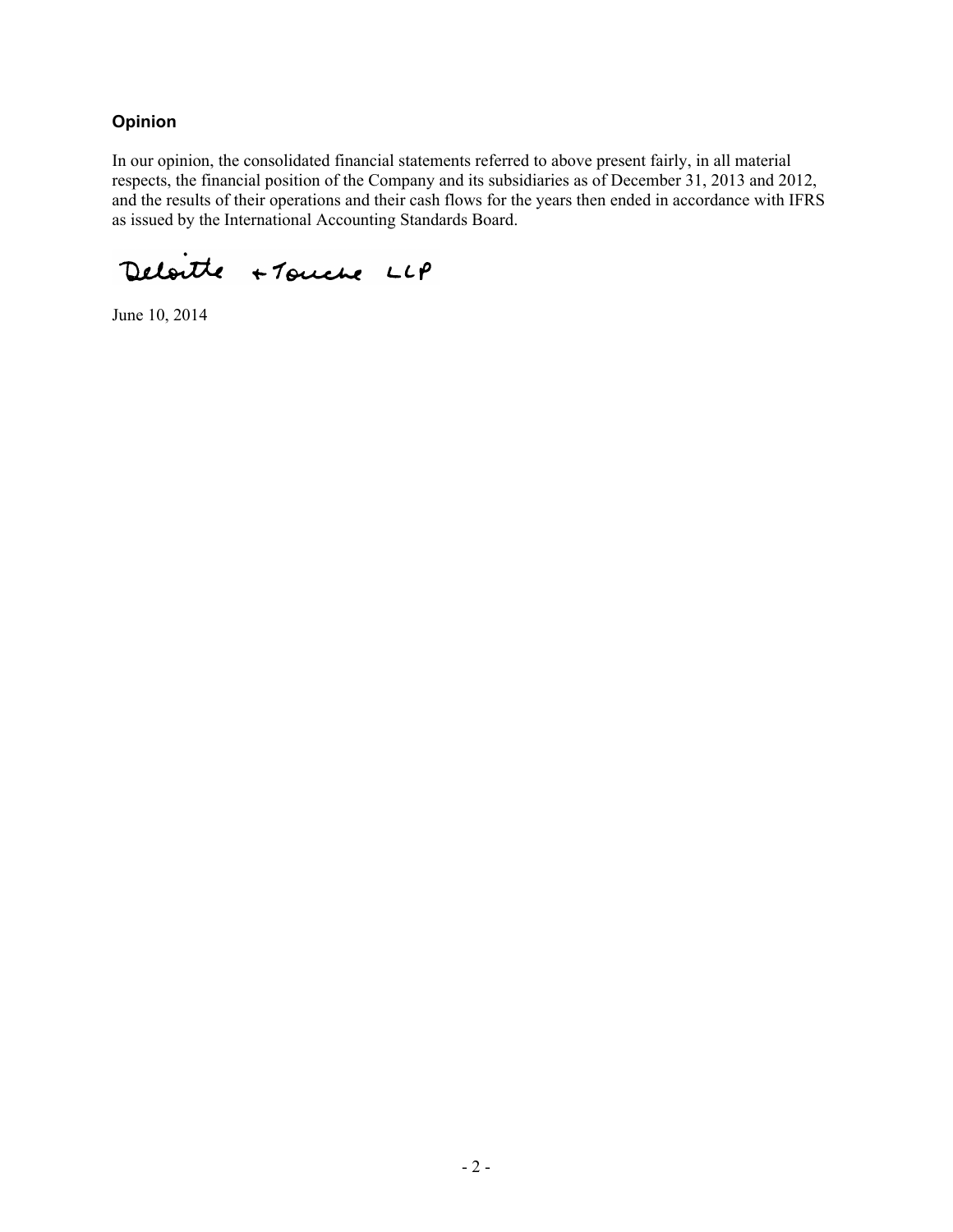### Opinion

In our opinion, the consolidated financial statements referred to above present fairly, in all material respects, the financial position of the Company and its subsidiaries as of December 31, 2013 and 2012, and the results of their operations and their cash flows for the years then ended in accordance with IFRS as issued by the International Accounting Standards Board.

Deloitte + Touche LLP

June 10, 2014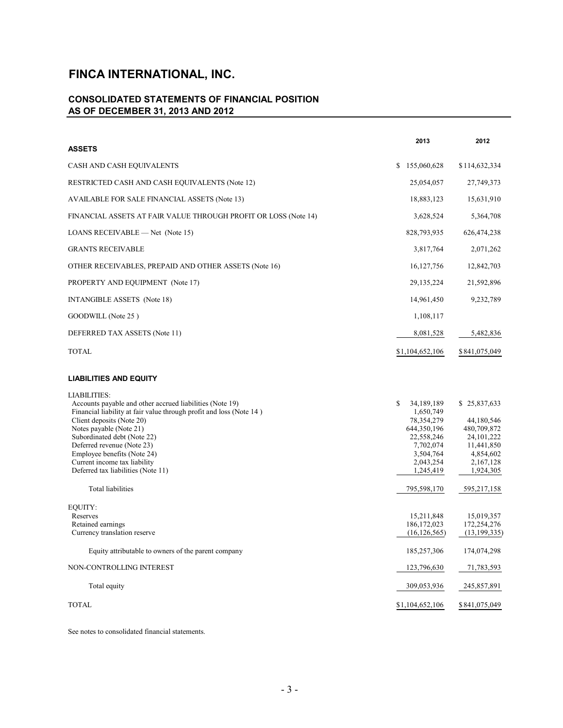# FINCA INTERNATIONAL, INC.

## CONSOLIDATED STATEMENTS OF FINANCIAL POSITION AS OF DECEMBER 31, 2013 AND 2012

| | 2013 | 2012 |
|---|---|---|
| **ASSETS** | | |
| CASH AND CASH EQUIVALENTS | $ 155,060,628 | $114,632,334 |
| RESTRICTED CASH AND CASH EQUIVALENTS (Note 12) | 25,054,057 | 27,749,373 |
| AVAILABLE FOR SALE FINANCIAL ASSETS (Note 13) | 18,883,123 | 15,631,910 |
| FINANCIAL ASSETS AT FAIR VALUE THROUGH PROFIT OR LOSS (Note 14) | 3,628,524 | 5,364,708 |
| LOANS RECEIVABLE — Net (Note 15) | 828,793,935 | 626,474,238 |
| GRANTS RECEIVABLE | 3,817,764 | 2,071,262 |
| OTHER RECEIVABLES, PREPAID AND OTHER ASSETS (Note 16) | 16,127,756 | 12,842,703 |
| PROPERTY AND EQUIPMENT (Note 17) | 29,135,224 | 21,592,896 |
| INTANGIBLE ASSETS (Note 18) | 14,961,450 | 9,232,789 |
| GOODWILL (Note 25 ) | 1,108,117 | |
| DEFERRED TAX ASSETS (Note 11) | 8,081,528 | 5,482,836 |
| TOTAL | $1,104,652,106 | $841,075,049 |
| **LIABILITIES AND EQUITY** | | |
| LIABILITIES: | | |
| Accounts payable and other accrued liabilities (Note 19) | $ 34,189,189 | $ 25,837,633 |
| Financial liability at fair value through profit and loss (Note 14 ) | 1,650,749 | |
| Client deposits (Note 20) | 78,354,279 | 44,180,546 |
| Notes payable (Note 21) | 644,350,196 | 480,709,872 |
| Subordinated debt (Note 22) | 22,558,246 | 24,101,222 |
| Deferred revenue (Note 23) | 7,702,074 | 11,441,850 |
| Employee benefits (Note 24) | 3,504,764 | 4,854,602 |
| Current income tax liability | 2,043,254 | 2,167,128 |
| Deferred tax liabilities (Note 11) | 1,245,419 | 1,924,305 |
| Total liabilities | 795,598,170 | 595,217,158 |
| EQUITY: | | |
| Reserves | 15,211,848 | 15,019,357 |
| Retained earnings | 186,172,023 | 172,254,276 |
| Currency translation reserve | (16,126,565) | (13,199,335) |
| Equity attributable to owners of the parent company | 185,257,306 | 174,074,298 |
| NON-CONTROLLING INTEREST | 123,796,630 | 71,783,593 |
| Total equity | 309,053,936 | 245,857,891 |
| TOTAL | $1,104,652,106 | $841,075,049 |

See notes to consolidated financial statements.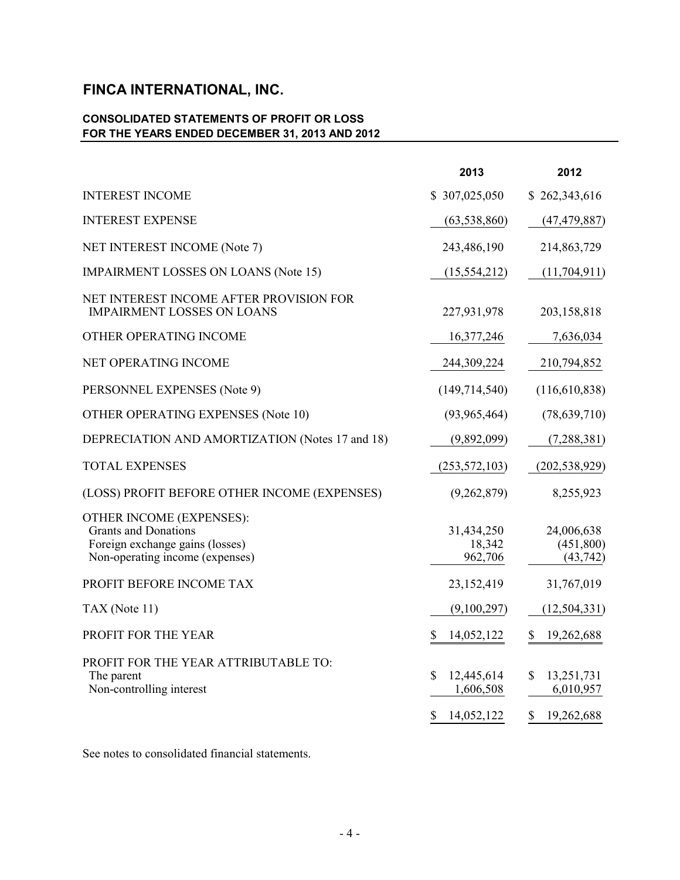# FINCA INTERNATIONAL, INC.

## CONSOLIDATED STATEMENTS OF PROFIT OR LOSS FOR THE YEARS ENDED DECEMBER 31, 2013 AND 2012

| | 2013 | 2012 |
|---|---|---|
| INTEREST INCOME | $ 307,025,050 | $ 262,343,616 |
| INTEREST EXPENSE | (63,538,860) | (47,479,887) |
| NET INTEREST INCOME (Note 7) | 243,486,190 | 214,863,729 |
| IMPAIRMENT LOSSES ON LOANS (Note 15) | (15,554,212) | (11,704,911) |
| NET INTEREST INCOME AFTER PROVISION FOR IMPAIRMENT LOSSES ON LOANS | 227,931,978 | 203,158,818 |
| OTHER OPERATING INCOME | 16,377,246 | 7,636,034 |
| NET OPERATING INCOME | 244,309,224 | 210,794,852 |
| PERSONNEL EXPENSES (Note 9) | (149,714,540) | (116,610,838) |
| OTHER OPERATING EXPENSES (Note 10) | (93,965,464) | (78,639,710) |
| DEPRECIATION AND AMORTIZATION (Notes 17 and 18) | (9,892,099) | (7,288,381) |
| TOTAL EXPENSES | (253,572,103) | (202,538,929) |
| (LOSS) PROFIT BEFORE OTHER INCOME (EXPENSES) | (9,262,879) | 8,255,923 |
| OTHER INCOME (EXPENSES): | | |
| Grants and Donations | 31,434,250 | 24,006,638 |
| Foreign exchange gains (losses) | 18,342 | (451,800) |
| Non-operating income (expenses) | 962,706 | (43,742) |
| PROFIT BEFORE INCOME TAX | 23,152,419 | 31,767,019 |
| TAX (Note 11) | (9,100,297) | (12,504,331) |
| PROFIT FOR THE YEAR | $ 14,052,122 | $ 19,262,688 |
| PROFIT FOR THE YEAR ATTRIBUTABLE TO: | | |
| The parent | $ 12,445,614 | $ 13,251,731 |
| Non-controlling interest | 1,606,508 | 6,010,957 |
| | $ 14,052,122 | $ 19,262,688 |

See notes to consolidated financial statements.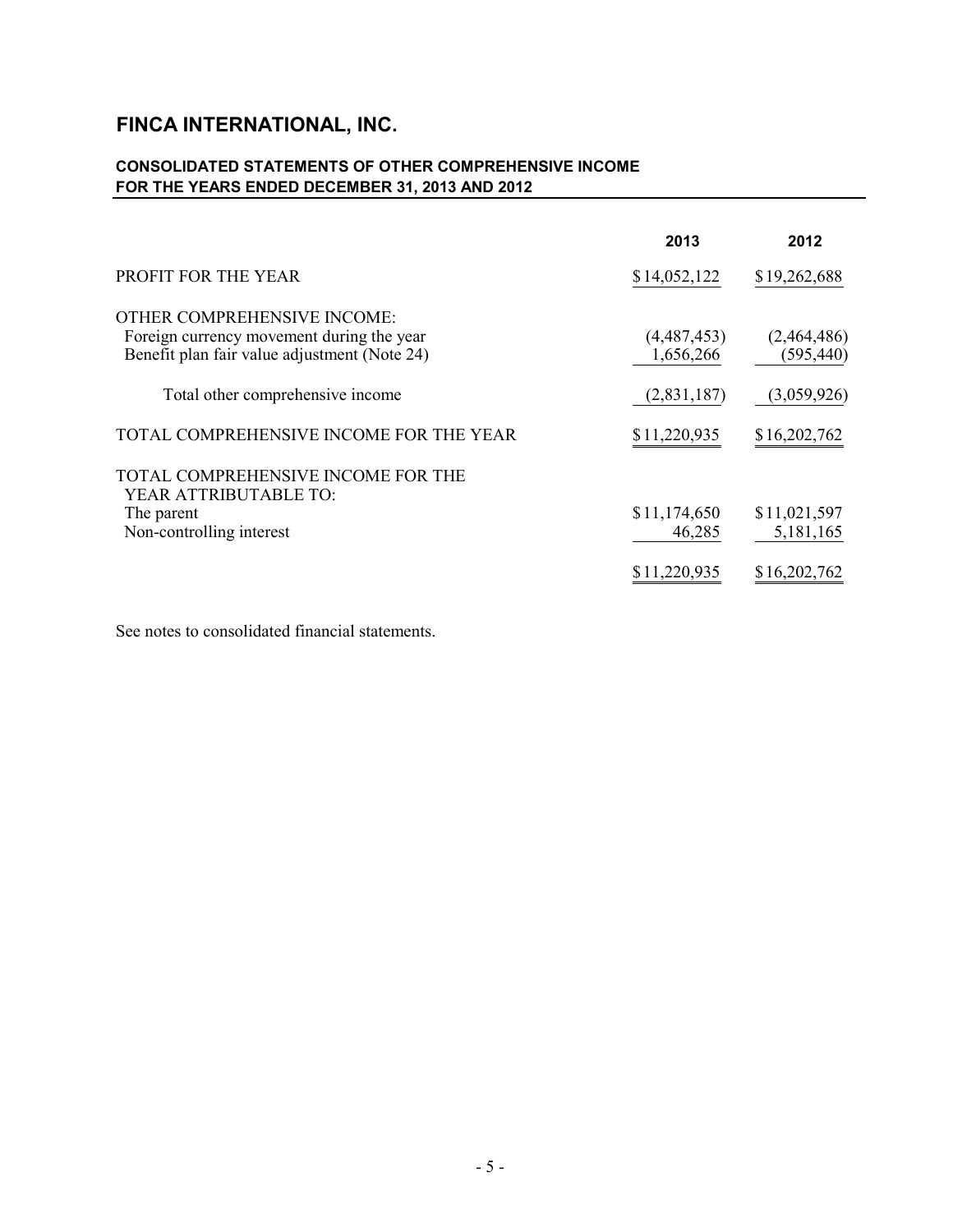# FINCA INTERNATIONAL, INC.

**CONSOLIDATED STATEMENTS OF OTHER COMPREHENSIVE INCOME**
**FOR THE YEARS ENDED DECEMBER 31, 2013 AND 2012**

| | 2013 | 2012 |
|---|---|---|
| PROFIT FOR THE YEAR | $14,052,122 | $19,262,688 |
| OTHER COMPREHENSIVE INCOME: | | |
| Foreign currency movement during the year | (4,487,453) | (2,464,486) |
| Benefit plan fair value adjustment (Note 24) | 1,656,266 | (595,440) |
| Total other comprehensive income | (2,831,187) | (3,059,926) |
| TOTAL COMPREHENSIVE INCOME FOR THE YEAR | $11,220,935 | $16,202,762 |
| TOTAL COMPREHENSIVE INCOME FOR THE YEAR ATTRIBUTABLE TO: | | |
| The parent | $11,174,650 | $11,021,597 |
| Non-controlling interest | 46,285 | 5,181,165 |
| | $11,220,935 | $16,202,762 |

See notes to consolidated financial statements.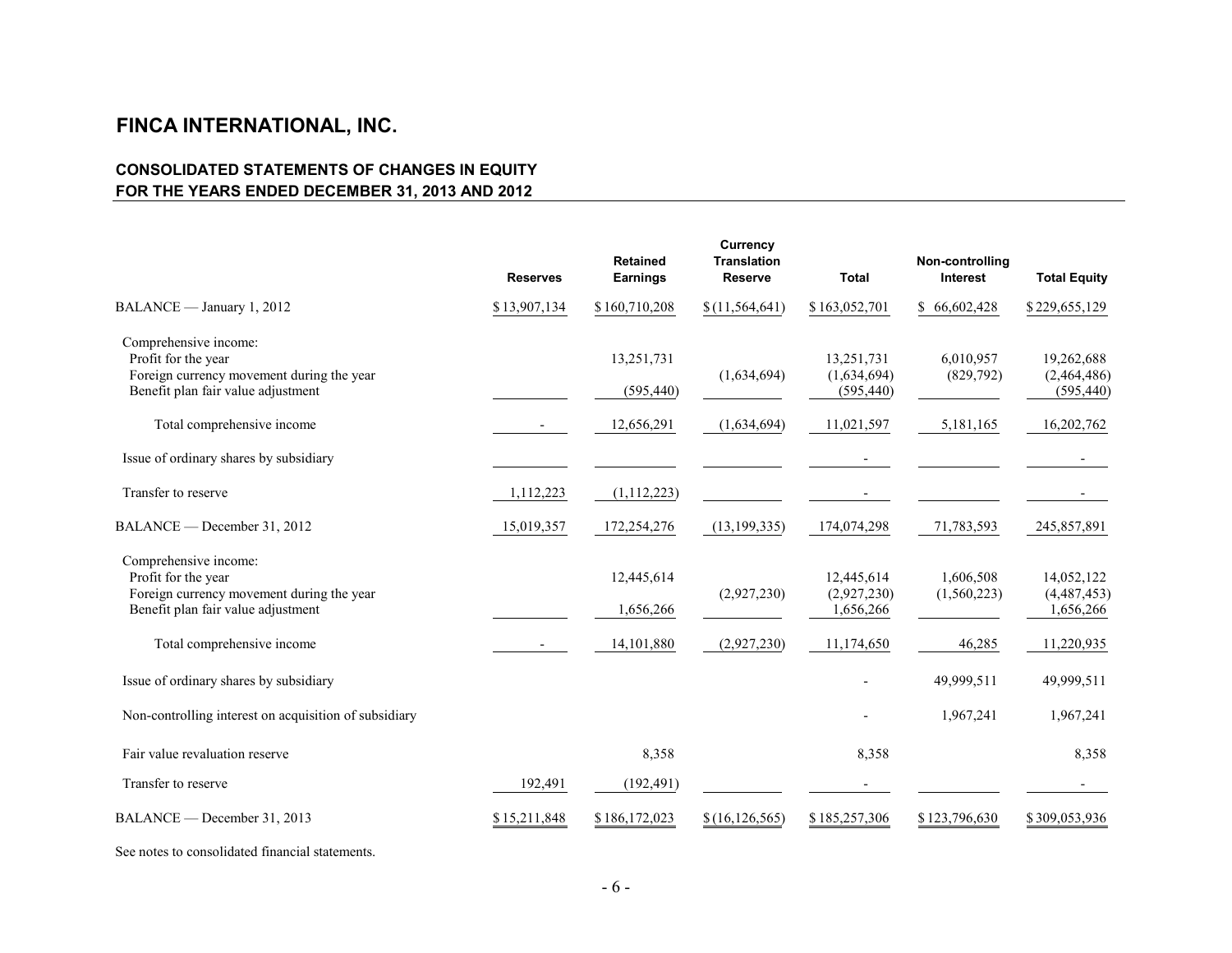# FINCA INTERNATIONAL, INC.

## CONSOLIDATED STATEMENTS OF CHANGES IN EQUITY FOR THE YEARS ENDED DECEMBER 31, 2013 AND 2012

| | Reserves | Retained Earnings | Currency Translation Reserve | Total | Non-controlling Interest | Total Equity |
|---|---|---|---|---|---|---|
| BALANCE — January 1, 2012 | $ 13,907,134 | $ 160,710,208 | $ (11,564,641) | $ 163,052,701 | $ 66,602,428 | $ 229,655,129 |
| Comprehensive income: | | | | | | |
| Profit for the year | | 13,251,731 | | 13,251,731 | 6,010,957 | 19,262,688 |
| Foreign currency movement during the year | | | (1,634,694) | (1,634,694) | (829,792) | (2,464,486) |
| Benefit plan fair value adjustment | | (595,440) | | (595,440) | | (595,440) |
| Total comprehensive income | - | 12,656,291 | (1,634,694) | 11,021,597 | 5,181,165 | 16,202,762 |
| Issue of ordinary shares by subsidiary | | | | - | | - |
| Transfer to reserve | 1,112,223 | (1,112,223) | | - | | - |
| BALANCE — December 31, 2012 | 15,019,357 | 172,254,276 | (13,199,335) | 174,074,298 | 71,783,593 | 245,857,891 |
| Comprehensive income: | | | | | | |
| Profit for the year | | 12,445,614 | | 12,445,614 | 1,606,508 | 14,052,122 |
| Foreign currency movement during the year | | | (2,927,230) | (2,927,230) | (1,560,223) | (4,487,453) |
| Benefit plan fair value adjustment | | 1,656,266 | | 1,656,266 | | 1,656,266 |
| Total comprehensive income | - | 14,101,880 | (2,927,230) | 11,174,650 | 46,285 | 11,220,935 |
| Issue of ordinary shares by subsidiary | | | | - | 49,999,511 | 49,999,511 |
| Non-controlling interest on acquisition of subsidiary | | | | - | 1,967,241 | 1,967,241 |
| Fair value revaluation reserve | | 8,358 | | 8,358 | | 8,358 |
| Transfer to reserve | 192,491 | (192,491) | | - | | - |
| BALANCE — December 31, 2013 | $ 15,211,848 | $ 186,172,023 | $ (16,126,565) | $ 185,257,306 | $ 123,796,630 | $ 309,053,936 |

See notes to consolidated financial statements.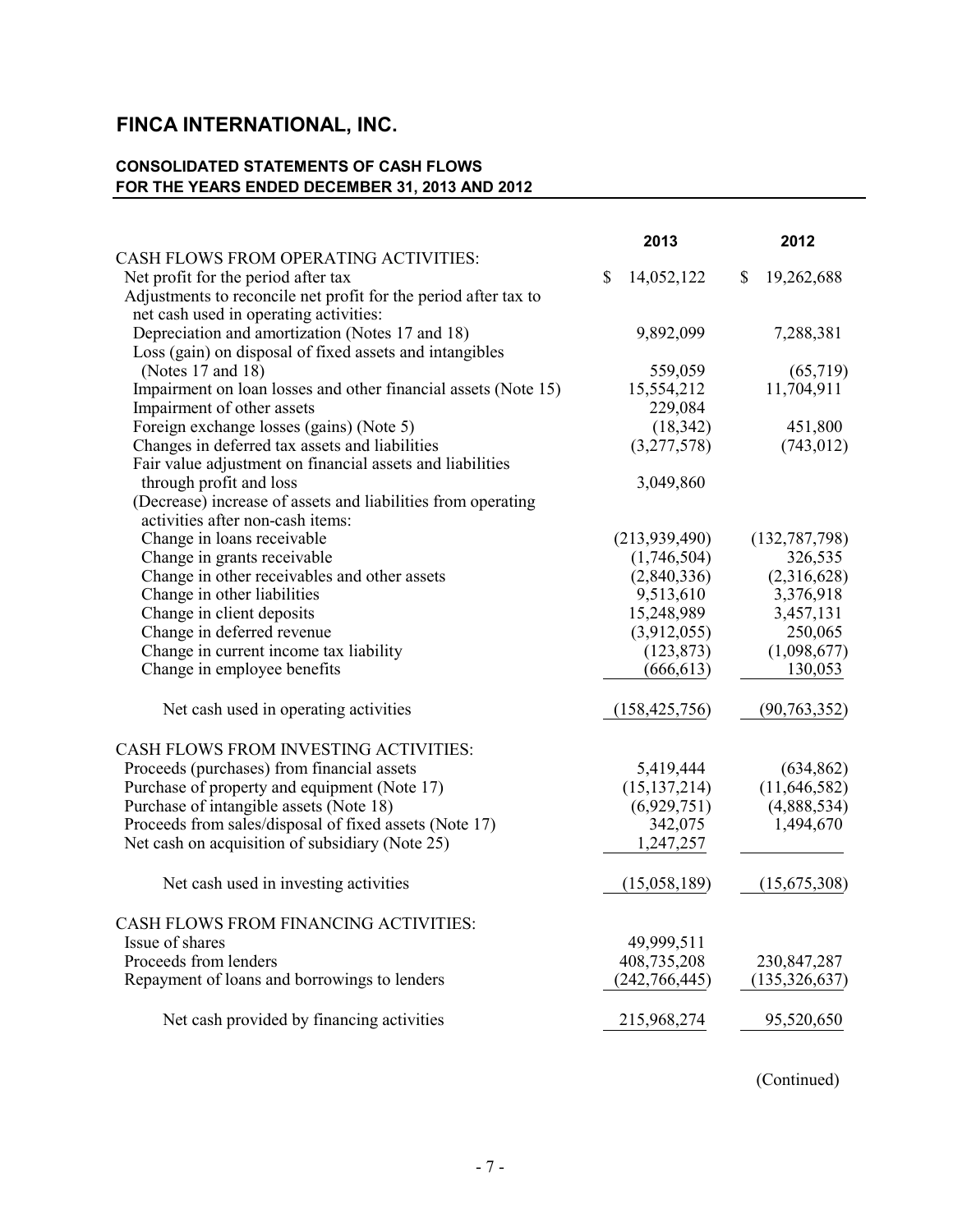# FINCA INTERNATIONAL, INC.

## CONSOLIDATED STATEMENTS OF CASH FLOWS
## FOR THE YEARS ENDED DECEMBER 31, 2013 AND 2012

| | 2013 | 2012 |
|---|---|---|
| CASH FLOWS FROM OPERATING ACTIVITIES: | | |
| Net profit for the period after tax | $ 14,052,122 | $ 19,262,688 |
| Adjustments to reconcile net profit for the period after tax to net cash used in operating activities: | | |
| Depreciation and amortization (Notes 17 and 18) | 9,892,099 | 7,288,381 |
| Loss (gain) on disposal of fixed assets and intangibles (Notes 17 and 18) | 559,059 | (65,719) |
| Impairment on loan losses and other financial assets (Note 15) | 15,554,212 | 11,704,911 |
| Impairment of other assets | 229,084 | |
| Foreign exchange losses (gains) (Note 5) | (18,342) | 451,800 |
| Changes in deferred tax assets and liabilities | (3,277,578) | (743,012) |
| Fair value adjustment on financial assets and liabilities through profit and loss | 3,049,860 | |
| (Decrease) increase of assets and liabilities from operating activities after non-cash items: | | |
| Change in loans receivable | (213,939,490) | (132,787,798) |
| Change in grants receivable | (1,746,504) | 326,535 |
| Change in other receivables and other assets | (2,840,336) | (2,316,628) |
| Change in other liabilities | 9,513,610 | 3,376,918 |
| Change in client deposits | 15,248,989 | 3,457,131 |
| Change in deferred revenue | (3,912,055) | 250,065 |
| Change in current income tax liability | (123,873) | (1,098,677) |
| Change in employee benefits | (666,613) | 130,053 |
| Net cash used in operating activities | (158,425,756) | (90,763,352) |
| CASH FLOWS FROM INVESTING ACTIVITIES: | | |
| Proceeds (purchases) from financial assets | 5,419,444 | (634,862) |
| Purchase of property and equipment (Note 17) | (15,137,214) | (11,646,582) |
| Purchase of intangible assets (Note 18) | (6,929,751) | (4,888,534) |
| Proceeds from sales/disposal of fixed assets (Note 17) | 342,075 | 1,494,670 |
| Net cash on acquisition of subsidiary (Note 25) | 1,247,257 | |
| Net cash used in investing activities | (15,058,189) | (15,675,308) |
| CASH FLOWS FROM FINANCING ACTIVITIES: | | |
| Issue of shares | 49,999,511 | |
| Proceeds from lenders | 408,735,208 | 230,847,287 |
| Repayment of loans and borrowings to lenders | (242,766,445) | (135,326,637) |
| Net cash provided by financing activities | 215,968,274 | 95,520,650 |

(Continued)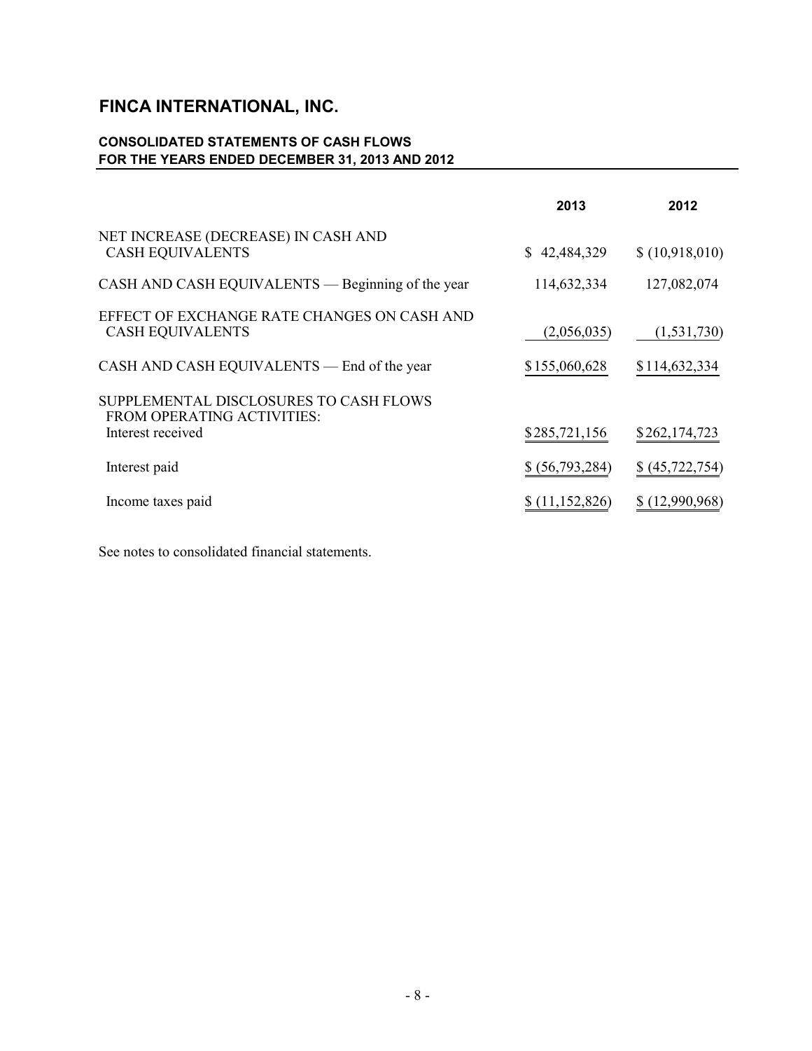# FINCA INTERNATIONAL, INC.

**CONSOLIDATED STATEMENTS OF CASH FLOWS**
**FOR THE YEARS ENDED DECEMBER 31, 2013 AND 2012**

| | 2013 | 2012 |
|---|---|---|
| NET INCREASE (DECREASE) IN CASH AND CASH EQUIVALENTS | $ 42,484,329 | $ (10,918,010) |
| CASH AND CASH EQUIVALENTS — Beginning of the year | 114,632,334 | 127,082,074 |
| EFFECT OF EXCHANGE RATE CHANGES ON CASH AND CASH EQUIVALENTS | (2,056,035) | (1,531,730) |
| CASH AND CASH EQUIVALENTS — End of the year | $ 155,060,628 | $ 114,632,334 |
| SUPPLEMENTAL DISCLOSURES TO CASH FLOWS FROM OPERATING ACTIVITIES: | | |
| Interest received | $ 285,721,156 | $ 262,174,723 |
| Interest paid | $ (56,793,284) | $ (45,722,754) |
| Income taxes paid | $ (11,152,826) | $ (12,990,968) |

See notes to consolidated financial statements.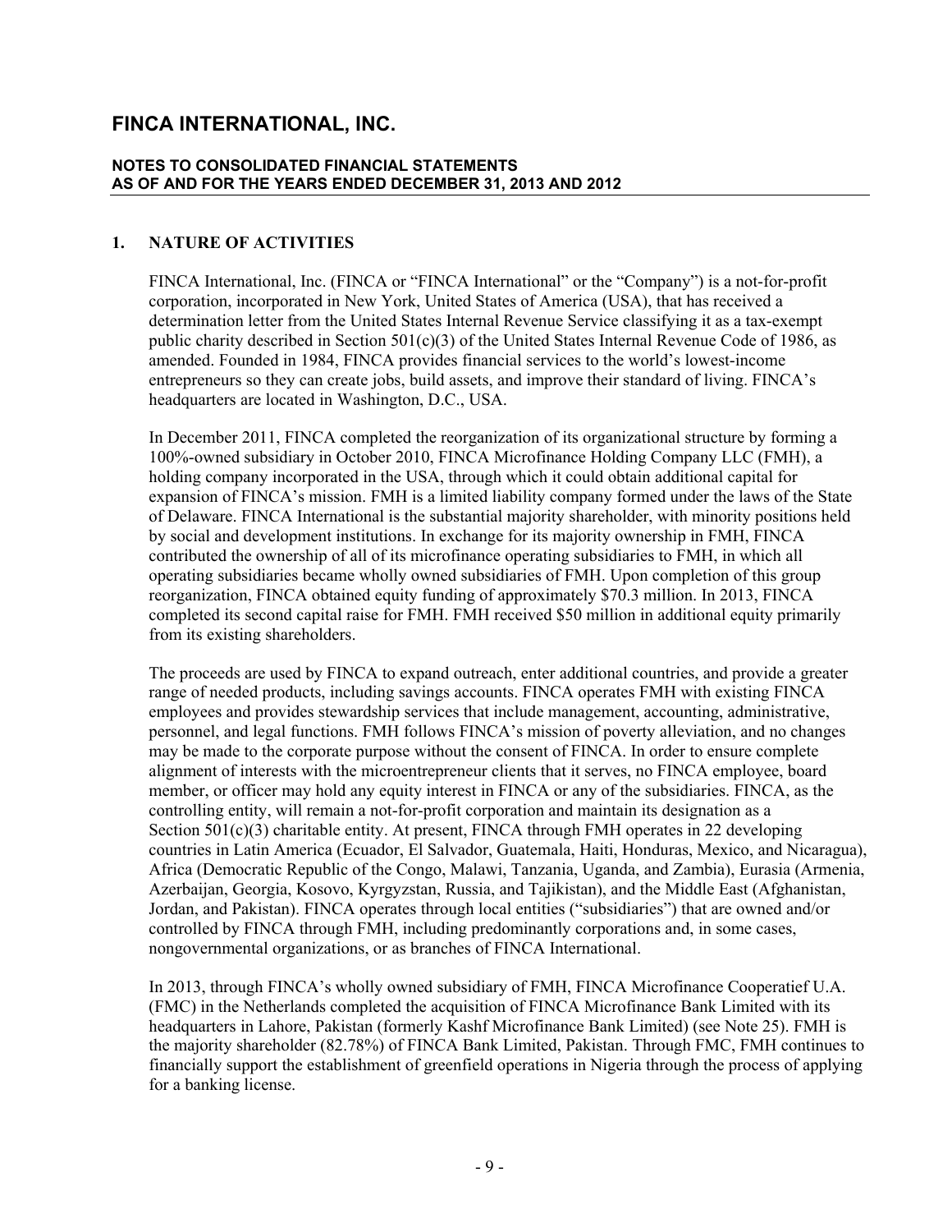# FINCA INTERNATIONAL, INC.

**NOTES TO CONSOLIDATED FINANCIAL STATEMENTS**
**AS OF AND FOR THE YEARS ENDED DECEMBER 31, 2013 AND 2012**

## 1. NATURE OF ACTIVITIES

FINCA International, Inc. (FINCA or "FINCA International" or the "Company") is a not-for-profit corporation, incorporated in New York, United States of America (USA), that has received a determination letter from the United States Internal Revenue Service classifying it as a tax-exempt public charity described in Section 501(c)(3) of the United States Internal Revenue Code of 1986, as amended. Founded in 1984, FINCA provides financial services to the world's lowest-income entrepreneurs so they can create jobs, build assets, and improve their standard of living. FINCA's headquarters are located in Washington, D.C., USA.

In December 2011, FINCA completed the reorganization of its organizational structure by forming a 100%-owned subsidiary in October 2010, FINCA Microfinance Holding Company LLC (FMH), a holding company incorporated in the USA, through which it could obtain additional capital for expansion of FINCA's mission. FMH is a limited liability company formed under the laws of the State of Delaware. FINCA International is the substantial majority shareholder, with minority positions held by social and development institutions. In exchange for its majority ownership in FMH, FINCA contributed the ownership of all of its microfinance operating subsidiaries to FMH, in which all operating subsidiaries became wholly owned subsidiaries of FMH. Upon completion of this group reorganization, FINCA obtained equity funding of approximately $70.3 million. In 2013, FINCA completed its second capital raise for FMH. FMH received $50 million in additional equity primarily from its existing shareholders.

The proceeds are used by FINCA to expand outreach, enter additional countries, and provide a greater range of needed products, including savings accounts. FINCA operates FMH with existing FINCA employees and provides stewardship services that include management, accounting, administrative, personnel, and legal functions. FMH follows FINCA's mission of poverty alleviation, and no changes may be made to the corporate purpose without the consent of FINCA. In order to ensure complete alignment of interests with the microentrepreneur clients that it serves, no FINCA employee, board member, or officer may hold any equity interest in FINCA or any of the subsidiaries. FINCA, as the controlling entity, will remain a not-for-profit corporation and maintain its designation as a Section 501(c)(3) charitable entity. At present, FINCA through FMH operates in 22 developing countries in Latin America (Ecuador, El Salvador, Guatemala, Haiti, Honduras, Mexico, and Nicaragua), Africa (Democratic Republic of the Congo, Malawi, Tanzania, Uganda, and Zambia), Eurasia (Armenia, Azerbaijan, Georgia, Kosovo, Kyrgyzstan, Russia, and Tajikistan), and the Middle East (Afghanistan, Jordan, and Pakistan). FINCA operates through local entities ("subsidiaries") that are owned and/or controlled by FINCA through FMH, including predominantly corporations and, in some cases, nongovernmental organizations, or as branches of FINCA International.

In 2013, through FINCA's wholly owned subsidiary of FMH, FINCA Microfinance Cooperatief U.A. (FMC) in the Netherlands completed the acquisition of FINCA Microfinance Bank Limited with its headquarters in Lahore, Pakistan (formerly Kashf Microfinance Bank Limited) (see Note 25). FMH is the majority shareholder (82.78%) of FINCA Bank Limited, Pakistan. Through FMC, FMH continues to financially support the establishment of greenfield operations in Nigeria through the process of applying for a banking license.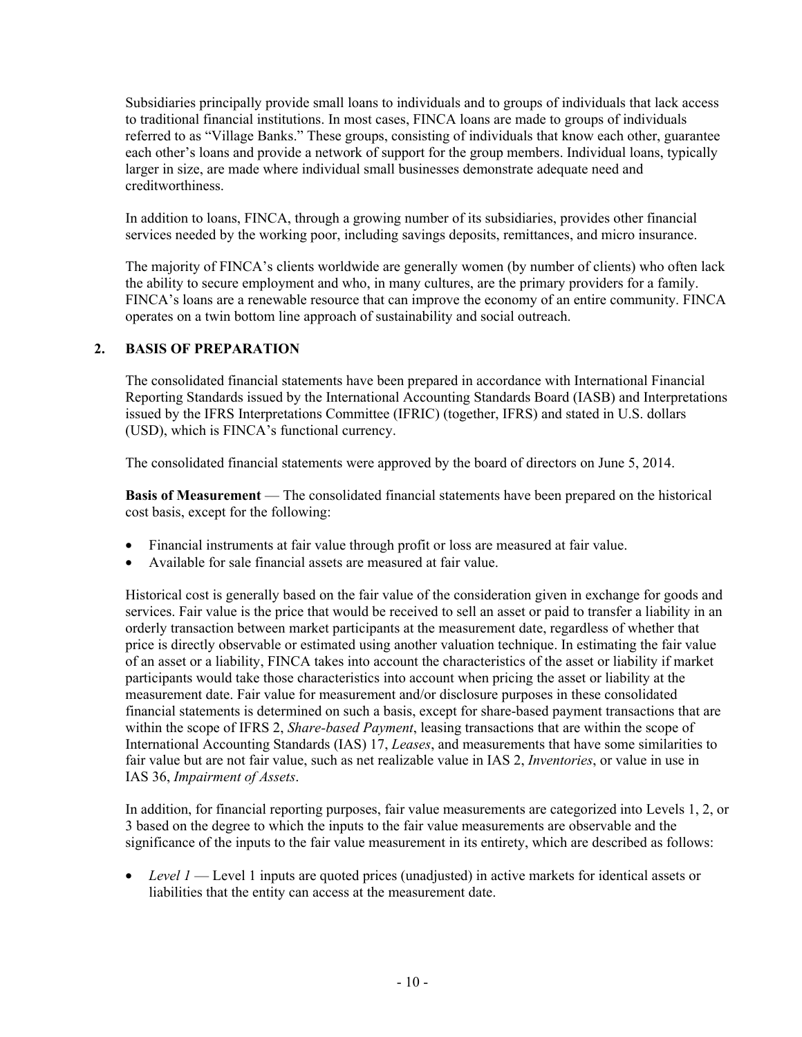Subsidiaries principally provide small loans to individuals and to groups of individuals that lack access to traditional financial institutions. In most cases, FINCA loans are made to groups of individuals referred to as "Village Banks." These groups, consisting of individuals that know each other, guarantee each other's loans and provide a network of support for the group members. Individual loans, typically larger in size, are made where individual small businesses demonstrate adequate need and creditworthiness.

In addition to loans, FINCA, through a growing number of its subsidiaries, provides other financial services needed by the working poor, including savings deposits, remittances, and micro insurance.

The majority of FINCA's clients worldwide are generally women (by number of clients) who often lack the ability to secure employment and who, in many cultures, are the primary providers for a family. FINCA's loans are a renewable resource that can improve the economy of an entire community. FINCA operates on a twin bottom line approach of sustainability and social outreach.

## 2. BASIS OF PREPARATION

The consolidated financial statements have been prepared in accordance with International Financial Reporting Standards issued by the International Accounting Standards Board (IASB) and Interpretations issued by the IFRS Interpretations Committee (IFRIC) (together, IFRS) and stated in U.S. dollars (USD), which is FINCA's functional currency.

The consolidated financial statements were approved by the board of directors on June 5, 2014.

**Basis of Measurement** — The consolidated financial statements have been prepared on the historical cost basis, except for the following:

- Financial instruments at fair value through profit or loss are measured at fair value.
- Available for sale financial assets are measured at fair value.

Historical cost is generally based on the fair value of the consideration given in exchange for goods and services. Fair value is the price that would be received to sell an asset or paid to transfer a liability in an orderly transaction between market participants at the measurement date, regardless of whether that price is directly observable or estimated using another valuation technique. In estimating the fair value of an asset or a liability, FINCA takes into account the characteristics of the asset or liability if market participants would take those characteristics into account when pricing the asset or liability at the measurement date. Fair value for measurement and/or disclosure purposes in these consolidated financial statements is determined on such a basis, except for share-based payment transactions that are within the scope of IFRS 2, *Share-based Payment*, leasing transactions that are within the scope of International Accounting Standards (IAS) 17, *Leases*, and measurements that have some similarities to fair value but are not fair value, such as net realizable value in IAS 2, *Inventories*, or value in use in IAS 36, *Impairment of Assets*.

In addition, for financial reporting purposes, fair value measurements are categorized into Levels 1, 2, or 3 based on the degree to which the inputs to the fair value measurements are observable and the significance of the inputs to the fair value measurement in its entirety, which are described as follows:

- *Level 1* — Level 1 inputs are quoted prices (unadjusted) in active markets for identical assets or liabilities that the entity can access at the measurement date.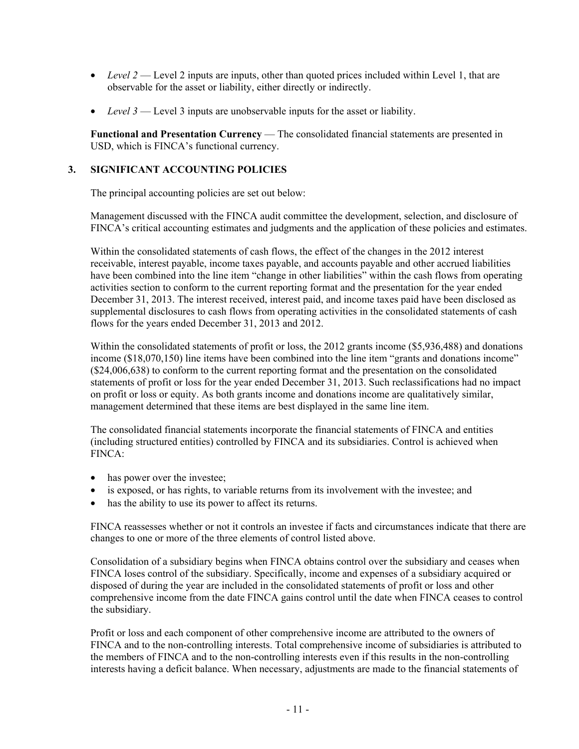- *Level 2* — Level 2 inputs are inputs, other than quoted prices included within Level 1, that are observable for the asset or liability, either directly or indirectly.
- *Level 3* — Level 3 inputs are unobservable inputs for the asset or liability.

**Functional and Presentation Currency** — The consolidated financial statements are presented in USD, which is FINCA's functional currency.

## 3. SIGNIFICANT ACCOUNTING POLICIES

The principal accounting policies are set out below:

Management discussed with the FINCA audit committee the development, selection, and disclosure of FINCA's critical accounting estimates and judgments and the application of these policies and estimates.

Within the consolidated statements of cash flows, the effect of the changes in the 2012 interest receivable, interest payable, income taxes payable, and accounts payable and other accrued liabilities have been combined into the line item "change in other liabilities" within the cash flows from operating activities section to conform to the current reporting format and the presentation for the year ended December 31, 2013. The interest received, interest paid, and income taxes paid have been disclosed as supplemental disclosures to cash flows from operating activities in the consolidated statements of cash flows for the years ended December 31, 2013 and 2012.

Within the consolidated statements of profit or loss, the 2012 grants income ($5,936,488) and donations income ($18,070,150) line items have been combined into the line item "grants and donations income" ($24,006,638) to conform to the current reporting format and the presentation on the consolidated statements of profit or loss for the year ended December 31, 2013. Such reclassifications had no impact on profit or loss or equity. As both grants income and donations income are qualitatively similar, management determined that these items are best displayed in the same line item.

The consolidated financial statements incorporate the financial statements of FINCA and entities (including structured entities) controlled by FINCA and its subsidiaries. Control is achieved when FINCA:

- has power over the investee;
- is exposed, or has rights, to variable returns from its involvement with the investee; and
- has the ability to use its power to affect its returns.

FINCA reassesses whether or not it controls an investee if facts and circumstances indicate that there are changes to one or more of the three elements of control listed above.

Consolidation of a subsidiary begins when FINCA obtains control over the subsidiary and ceases when FINCA loses control of the subsidiary. Specifically, income and expenses of a subsidiary acquired or disposed of during the year are included in the consolidated statements of profit or loss and other comprehensive income from the date FINCA gains control until the date when FINCA ceases to control the subsidiary.

Profit or loss and each component of other comprehensive income are attributed to the owners of FINCA and to the non-controlling interests. Total comprehensive income of subsidiaries is attributed to the members of FINCA and to the non-controlling interests even if this results in the non-controlling interests having a deficit balance. When necessary, adjustments are made to the financial statements of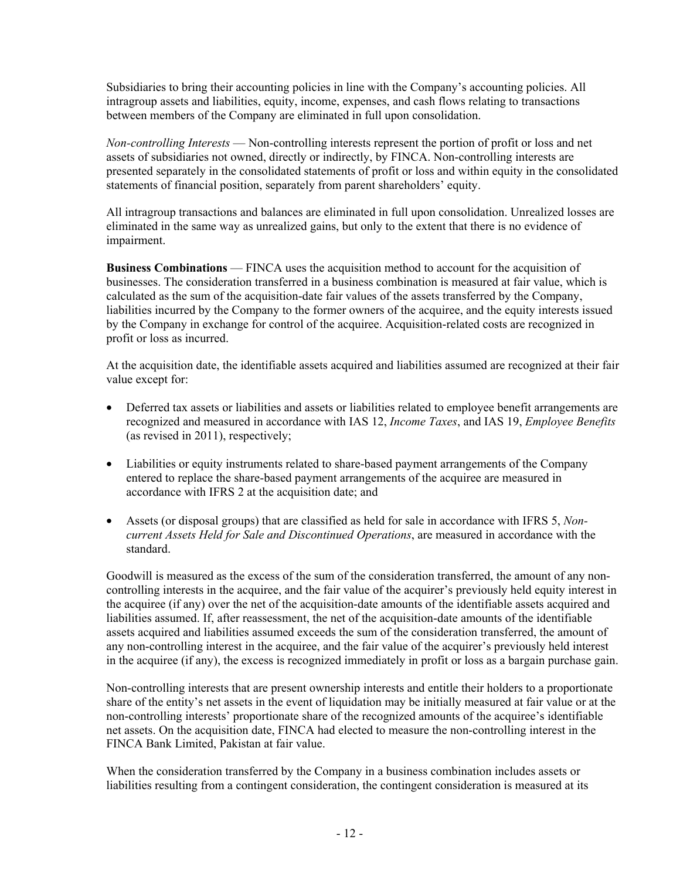Subsidiaries to bring their accounting policies in line with the Company's accounting policies. All intragroup assets and liabilities, equity, income, expenses, and cash flows relating to transactions between members of the Company are eliminated in full upon consolidation.

*Non-controlling Interests* — Non-controlling interests represent the portion of profit or loss and net assets of subsidiaries not owned, directly or indirectly, by FINCA. Non-controlling interests are presented separately in the consolidated statements of profit or loss and within equity in the consolidated statements of financial position, separately from parent shareholders' equity.

All intragroup transactions and balances are eliminated in full upon consolidation. Unrealized losses are eliminated in the same way as unrealized gains, but only to the extent that there is no evidence of impairment.

**Business Combinations** — FINCA uses the acquisition method to account for the acquisition of businesses. The consideration transferred in a business combination is measured at fair value, which is calculated as the sum of the acquisition-date fair values of the assets transferred by the Company, liabilities incurred by the Company to the former owners of the acquiree, and the equity interests issued by the Company in exchange for control of the acquiree. Acquisition-related costs are recognized in profit or loss as incurred.

At the acquisition date, the identifiable assets acquired and liabilities assumed are recognized at their fair value except for:

- Deferred tax assets or liabilities and assets or liabilities related to employee benefit arrangements are recognized and measured in accordance with IAS 12, *Income Taxes*, and IAS 19, *Employee Benefits* (as revised in 2011), respectively;

- Liabilities or equity instruments related to share-based payment arrangements of the Company entered to replace the share-based payment arrangements of the acquiree are measured in accordance with IFRS 2 at the acquisition date; and

- Assets (or disposal groups) that are classified as held for sale in accordance with IFRS 5, *Non-current Assets Held for Sale and Discontinued Operations*, are measured in accordance with the standard.

Goodwill is measured as the excess of the sum of the consideration transferred, the amount of any non-controlling interests in the acquiree, and the fair value of the acquirer's previously held equity interest in the acquiree (if any) over the net of the acquisition-date amounts of the identifiable assets acquired and liabilities assumed. If, after reassessment, the net of the acquisition-date amounts of the identifiable assets acquired and liabilities assumed exceeds the sum of the consideration transferred, the amount of any non-controlling interest in the acquiree, and the fair value of the acquirer's previously held interest in the acquiree (if any), the excess is recognized immediately in profit or loss as a bargain purchase gain.

Non-controlling interests that are present ownership interests and entitle their holders to a proportionate share of the entity's net assets in the event of liquidation may be initially measured at fair value or at the non-controlling interests' proportionate share of the recognized amounts of the acquiree's identifiable net assets. On the acquisition date, FINCA had elected to measure the non-controlling interest in the FINCA Bank Limited, Pakistan at fair value.

When the consideration transferred by the Company in a business combination includes assets or liabilities resulting from a contingent consideration, the contingent consideration is measured at its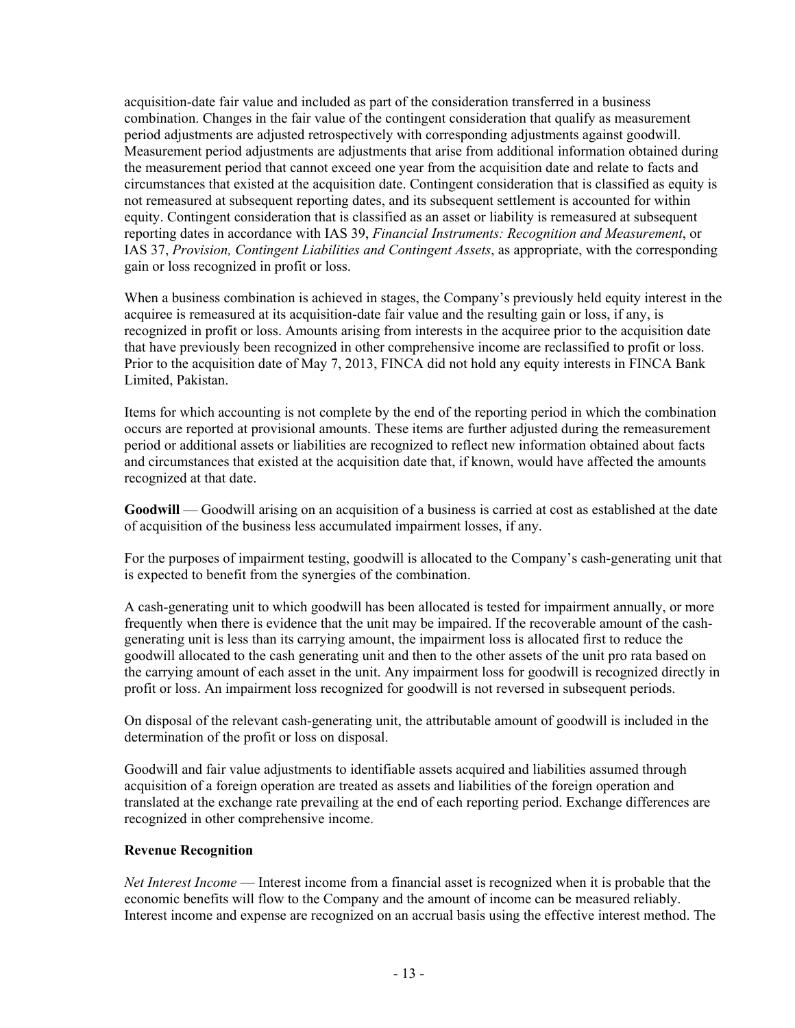acquisition-date fair value and included as part of the consideration transferred in a business combination. Changes in the fair value of the contingent consideration that qualify as measurement period adjustments are adjusted retrospectively with corresponding adjustments against goodwill. Measurement period adjustments are adjustments that arise from additional information obtained during the measurement period that cannot exceed one year from the acquisition date and relate to facts and circumstances that existed at the acquisition date. Contingent consideration that is classified as equity is not remeasured at subsequent reporting dates, and its subsequent settlement is accounted for within equity. Contingent consideration that is classified as an asset or liability is remeasured at subsequent reporting dates in accordance with IAS 39, *Financial Instruments: Recognition and Measurement*, or IAS 37, *Provision, Contingent Liabilities and Contingent Assets*, as appropriate, with the corresponding gain or loss recognized in profit or loss.

When a business combination is achieved in stages, the Company's previously held equity interest in the acquiree is remeasured at its acquisition-date fair value and the resulting gain or loss, if any, is recognized in profit or loss. Amounts arising from interests in the acquiree prior to the acquisition date that have previously been recognized in other comprehensive income are reclassified to profit or loss. Prior to the acquisition date of May 7, 2013, FINCA did not hold any equity interests in FINCA Bank Limited, Pakistan.

Items for which accounting is not complete by the end of the reporting period in which the combination occurs are reported at provisional amounts. These items are further adjusted during the remeasurement period or additional assets or liabilities are recognized to reflect new information obtained about facts and circumstances that existed at the acquisition date that, if known, would have affected the amounts recognized at that date.

**Goodwill** — Goodwill arising on an acquisition of a business is carried at cost as established at the date of acquisition of the business less accumulated impairment losses, if any.

For the purposes of impairment testing, goodwill is allocated to the Company's cash-generating unit that is expected to benefit from the synergies of the combination.

A cash-generating unit to which goodwill has been allocated is tested for impairment annually, or more frequently when there is evidence that the unit may be impaired. If the recoverable amount of the cash-generating unit is less than its carrying amount, the impairment loss is allocated first to reduce the goodwill allocated to the cash generating unit and then to the other assets of the unit pro rata based on the carrying amount of each asset in the unit. Any impairment loss for goodwill is recognized directly in profit or loss. An impairment loss recognized for goodwill is not reversed in subsequent periods.

On disposal of the relevant cash-generating unit, the attributable amount of goodwill is included in the determination of the profit or loss on disposal.

Goodwill and fair value adjustments to identifiable assets acquired and liabilities assumed through acquisition of a foreign operation are treated as assets and liabilities of the foreign operation and translated at the exchange rate prevailing at the end of each reporting period. Exchange differences are recognized in other comprehensive income.

**Revenue Recognition**

*Net Interest Income* — Interest income from a financial asset is recognized when it is probable that the economic benefits will flow to the Company and the amount of income can be measured reliably. Interest income and expense are recognized on an accrual basis using the effective interest method. The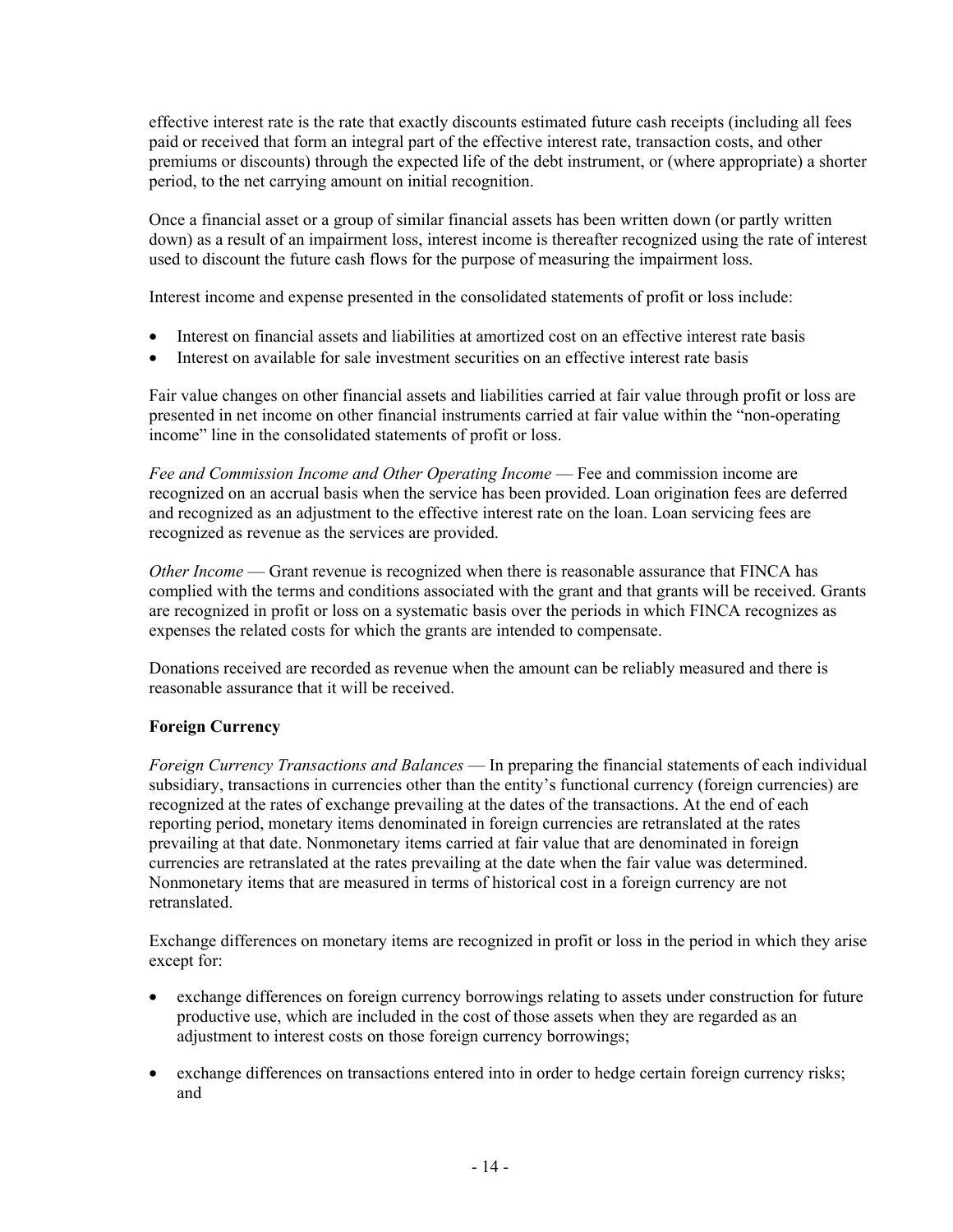effective interest rate is the rate that exactly discounts estimated future cash receipts (including all fees paid or received that form an integral part of the effective interest rate, transaction costs, and other premiums or discounts) through the expected life of the debt instrument, or (where appropriate) a shorter period, to the net carrying amount on initial recognition.

Once a financial asset or a group of similar financial assets has been written down (or partly written down) as a result of an impairment loss, interest income is thereafter recognized using the rate of interest used to discount the future cash flows for the purpose of measuring the impairment loss.

Interest income and expense presented in the consolidated statements of profit or loss include:

- Interest on financial assets and liabilities at amortized cost on an effective interest rate basis
- Interest on available for sale investment securities on an effective interest rate basis

Fair value changes on other financial assets and liabilities carried at fair value through profit or loss are presented in net income on other financial instruments carried at fair value within the "non-operating income" line in the consolidated statements of profit or loss.

*Fee and Commission Income and Other Operating Income* — Fee and commission income are recognized on an accrual basis when the service has been provided. Loan origination fees are deferred and recognized as an adjustment to the effective interest rate on the loan. Loan servicing fees are recognized as revenue as the services are provided.

*Other Income* — Grant revenue is recognized when there is reasonable assurance that FINCA has complied with the terms and conditions associated with the grant and that grants will be received. Grants are recognized in profit or loss on a systematic basis over the periods in which FINCA recognizes as expenses the related costs for which the grants are intended to compensate.

Donations received are recorded as revenue when the amount can be reliably measured and there is reasonable assurance that it will be received.

**Foreign Currency**

*Foreign Currency Transactions and Balances* — In preparing the financial statements of each individual subsidiary, transactions in currencies other than the entity's functional currency (foreign currencies) are recognized at the rates of exchange prevailing at the dates of the transactions. At the end of each reporting period, monetary items denominated in foreign currencies are retranslated at the rates prevailing at that date. Nonmonetary items carried at fair value that are denominated in foreign currencies are retranslated at the rates prevailing at the date when the fair value was determined. Nonmonetary items that are measured in terms of historical cost in a foreign currency are not retranslated.

Exchange differences on monetary items are recognized in profit or loss in the period in which they arise except for:

- exchange differences on foreign currency borrowings relating to assets under construction for future productive use, which are included in the cost of those assets when they are regarded as an adjustment to interest costs on those foreign currency borrowings;

- exchange differences on transactions entered into in order to hedge certain foreign currency risks; and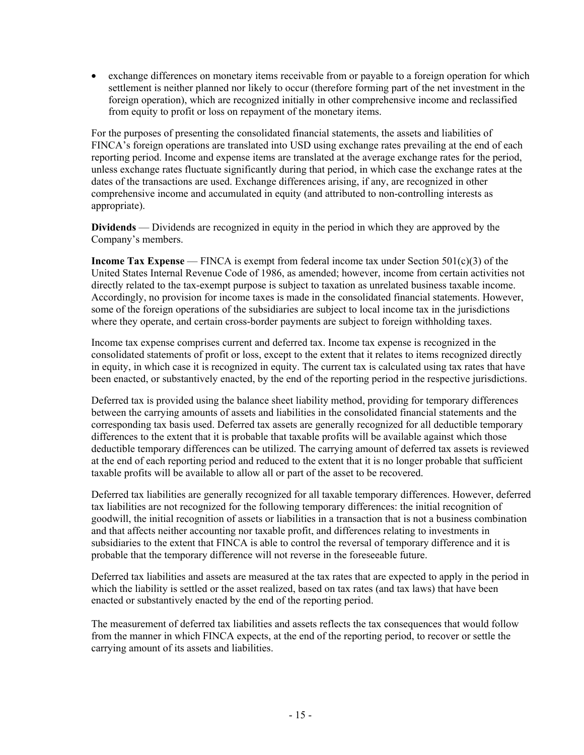- exchange differences on monetary items receivable from or payable to a foreign operation for which settlement is neither planned nor likely to occur (therefore forming part of the net investment in the foreign operation), which are recognized initially in other comprehensive income and reclassified from equity to profit or loss on repayment of the monetary items.

For the purposes of presenting the consolidated financial statements, the assets and liabilities of FINCA's foreign operations are translated into USD using exchange rates prevailing at the end of each reporting period. Income and expense items are translated at the average exchange rates for the period, unless exchange rates fluctuate significantly during that period, in which case the exchange rates at the dates of the transactions are used. Exchange differences arising, if any, are recognized in other comprehensive income and accumulated in equity (and attributed to non-controlling interests as appropriate).

**Dividends** — Dividends are recognized in equity in the period in which they are approved by the Company's members.

**Income Tax Expense** — FINCA is exempt from federal income tax under Section 501(c)(3) of the United States Internal Revenue Code of 1986, as amended; however, income from certain activities not directly related to the tax-exempt purpose is subject to taxation as unrelated business taxable income. Accordingly, no provision for income taxes is made in the consolidated financial statements. However, some of the foreign operations of the subsidiaries are subject to local income tax in the jurisdictions where they operate, and certain cross-border payments are subject to foreign withholding taxes.

Income tax expense comprises current and deferred tax. Income tax expense is recognized in the consolidated statements of profit or loss, except to the extent that it relates to items recognized directly in equity, in which case it is recognized in equity. The current tax is calculated using tax rates that have been enacted, or substantively enacted, by the end of the reporting period in the respective jurisdictions.

Deferred tax is provided using the balance sheet liability method, providing for temporary differences between the carrying amounts of assets and liabilities in the consolidated financial statements and the corresponding tax basis used. Deferred tax assets are generally recognized for all deductible temporary differences to the extent that it is probable that taxable profits will be available against which those deductible temporary differences can be utilized. The carrying amount of deferred tax assets is reviewed at the end of each reporting period and reduced to the extent that it is no longer probable that sufficient taxable profits will be available to allow all or part of the asset to be recovered.

Deferred tax liabilities are generally recognized for all taxable temporary differences. However, deferred tax liabilities are not recognized for the following temporary differences: the initial recognition of goodwill, the initial recognition of assets or liabilities in a transaction that is not a business combination and that affects neither accounting nor taxable profit, and differences relating to investments in subsidiaries to the extent that FINCA is able to control the reversal of temporary difference and it is probable that the temporary difference will not reverse in the foreseeable future.

Deferred tax liabilities and assets are measured at the tax rates that are expected to apply in the period in which the liability is settled or the asset realized, based on tax rates (and tax laws) that have been enacted or substantively enacted by the end of the reporting period.

The measurement of deferred tax liabilities and assets reflects the tax consequences that would follow from the manner in which FINCA expects, at the end of the reporting period, to recover or settle the carrying amount of its assets and liabilities.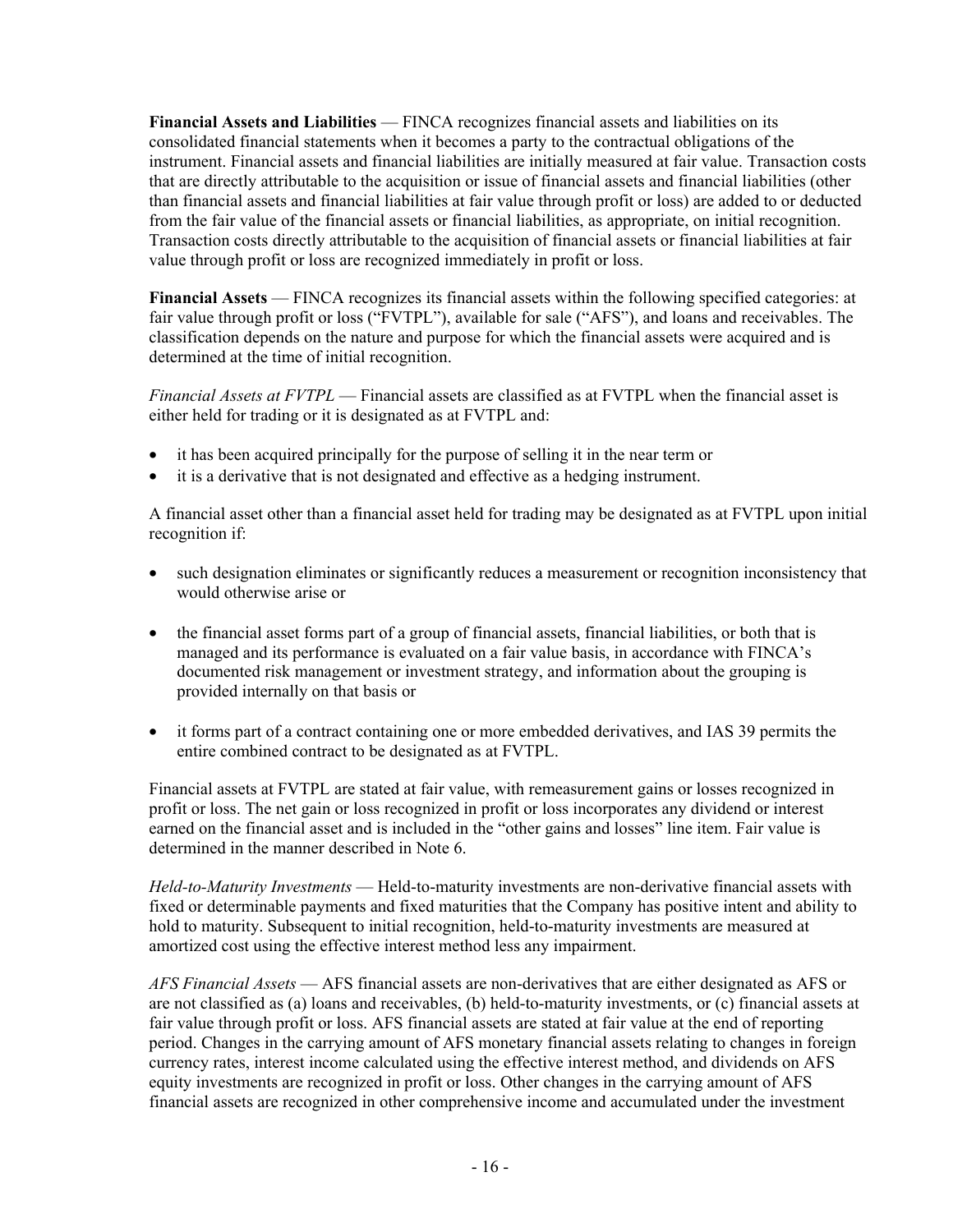**Financial Assets and Liabilities** — FINCA recognizes financial assets and liabilities on its consolidated financial statements when it becomes a party to the contractual obligations of the instrument. Financial assets and financial liabilities are initially measured at fair value. Transaction costs that are directly attributable to the acquisition or issue of financial assets and financial liabilities (other than financial assets and financial liabilities at fair value through profit or loss) are added to or deducted from the fair value of the financial assets or financial liabilities, as appropriate, on initial recognition. Transaction costs directly attributable to the acquisition of financial assets or financial liabilities at fair value through profit or loss are recognized immediately in profit or loss.

**Financial Assets** — FINCA recognizes its financial assets within the following specified categories: at fair value through profit or loss ("FVTPL"), available for sale ("AFS"), and loans and receivables. The classification depends on the nature and purpose for which the financial assets were acquired and is determined at the time of initial recognition.

*Financial Assets at FVTPL* — Financial assets are classified as at FVTPL when the financial asset is either held for trading or it is designated as at FVTPL and:

- it has been acquired principally for the purpose of selling it in the near term or
- it is a derivative that is not designated and effective as a hedging instrument.

A financial asset other than a financial asset held for trading may be designated as at FVTPL upon initial recognition if:

- such designation eliminates or significantly reduces a measurement or recognition inconsistency that would otherwise arise or
- the financial asset forms part of a group of financial assets, financial liabilities, or both that is managed and its performance is evaluated on a fair value basis, in accordance with FINCA's documented risk management or investment strategy, and information about the grouping is provided internally on that basis or
- it forms part of a contract containing one or more embedded derivatives, and IAS 39 permits the entire combined contract to be designated as at FVTPL.

Financial assets at FVTPL are stated at fair value, with remeasurement gains or losses recognized in profit or loss. The net gain or loss recognized in profit or loss incorporates any dividend or interest earned on the financial asset and is included in the "other gains and losses" line item. Fair value is determined in the manner described in Note 6.

*Held-to-Maturity Investments* — Held-to-maturity investments are non-derivative financial assets with fixed or determinable payments and fixed maturities that the Company has positive intent and ability to hold to maturity. Subsequent to initial recognition, held-to-maturity investments are measured at amortized cost using the effective interest method less any impairment.

*AFS Financial Assets* — AFS financial assets are non-derivatives that are either designated as AFS or are not classified as (a) loans and receivables, (b) held-to-maturity investments, or (c) financial assets at fair value through profit or loss. AFS financial assets are stated at fair value at the end of reporting period. Changes in the carrying amount of AFS monetary financial assets relating to changes in foreign currency rates, interest income calculated using the effective interest method, and dividends on AFS equity investments are recognized in profit or loss. Other changes in the carrying amount of AFS financial assets are recognized in other comprehensive income and accumulated under the investment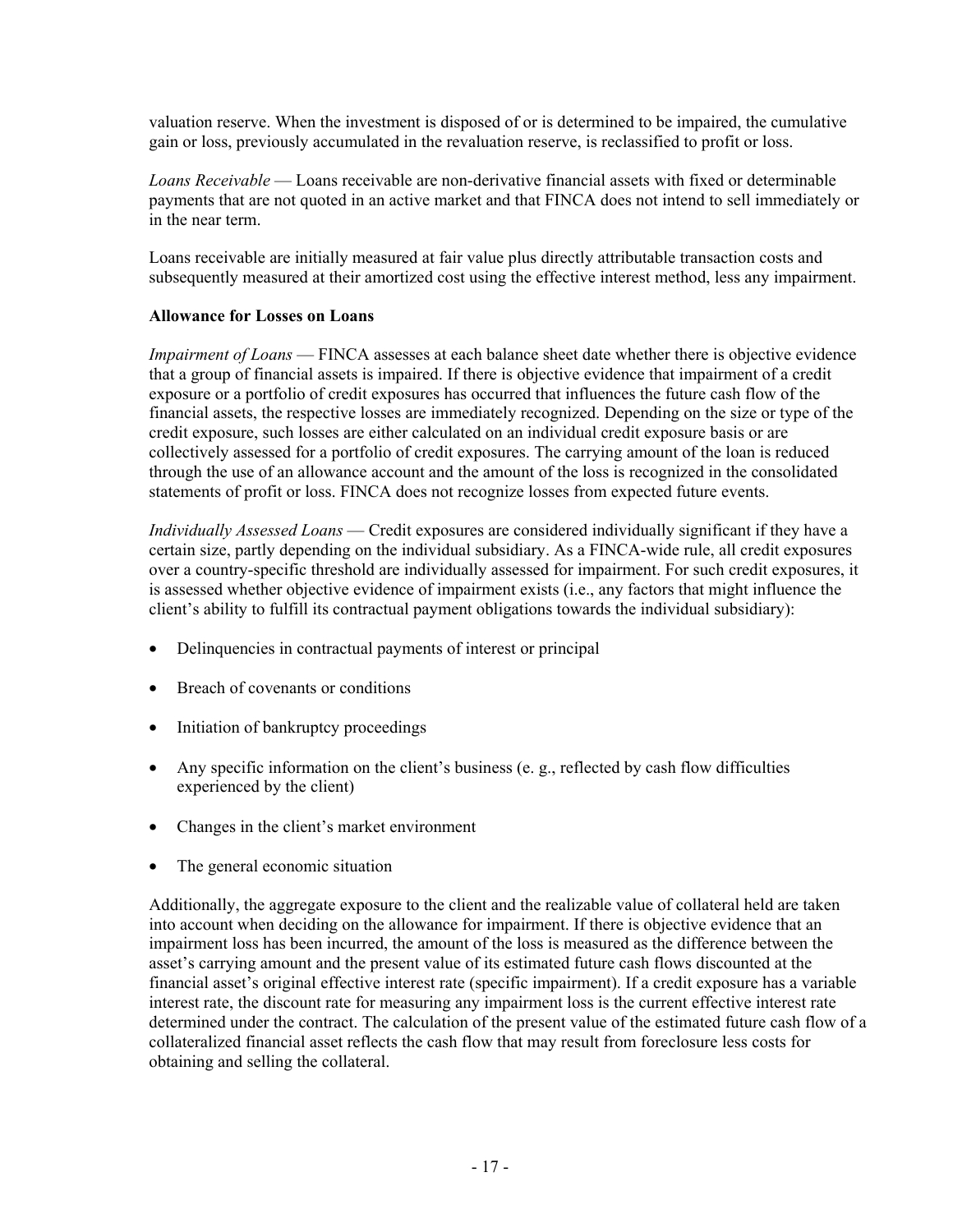valuation reserve. When the investment is disposed of or is determined to be impaired, the cumulative gain or loss, previously accumulated in the revaluation reserve, is reclassified to profit or loss.

*Loans Receivable* — Loans receivable are non-derivative financial assets with fixed or determinable payments that are not quoted in an active market and that FINCA does not intend to sell immediately or in the near term.

Loans receivable are initially measured at fair value plus directly attributable transaction costs and subsequently measured at their amortized cost using the effective interest method, less any impairment.

**Allowance for Losses on Loans**

*Impairment of Loans* — FINCA assesses at each balance sheet date whether there is objective evidence that a group of financial assets is impaired. If there is objective evidence that impairment of a credit exposure or a portfolio of credit exposures has occurred that influences the future cash flow of the financial assets, the respective losses are immediately recognized. Depending on the size or type of the credit exposure, such losses are either calculated on an individual credit exposure basis or are collectively assessed for a portfolio of credit exposures. The carrying amount of the loan is reduced through the use of an allowance account and the amount of the loss is recognized in the consolidated statements of profit or loss. FINCA does not recognize losses from expected future events.

*Individually Assessed Loans* — Credit exposures are considered individually significant if they have a certain size, partly depending on the individual subsidiary. As a FINCA-wide rule, all credit exposures over a country-specific threshold are individually assessed for impairment. For such credit exposures, it is assessed whether objective evidence of impairment exists (i.e., any factors that might influence the client's ability to fulfill its contractual payment obligations towards the individual subsidiary):

- Delinquencies in contractual payments of interest or principal
- Breach of covenants or conditions
- Initiation of bankruptcy proceedings
- Any specific information on the client's business (e. g., reflected by cash flow difficulties experienced by the client)
- Changes in the client's market environment
- The general economic situation

Additionally, the aggregate exposure to the client and the realizable value of collateral held are taken into account when deciding on the allowance for impairment. If there is objective evidence that an impairment loss has been incurred, the amount of the loss is measured as the difference between the asset's carrying amount and the present value of its estimated future cash flows discounted at the financial asset's original effective interest rate (specific impairment). If a credit exposure has a variable interest rate, the discount rate for measuring any impairment loss is the current effective interest rate determined under the contract. The calculation of the present value of the estimated future cash flow of a collateralized financial asset reflects the cash flow that may result from foreclosure less costs for obtaining and selling the collateral.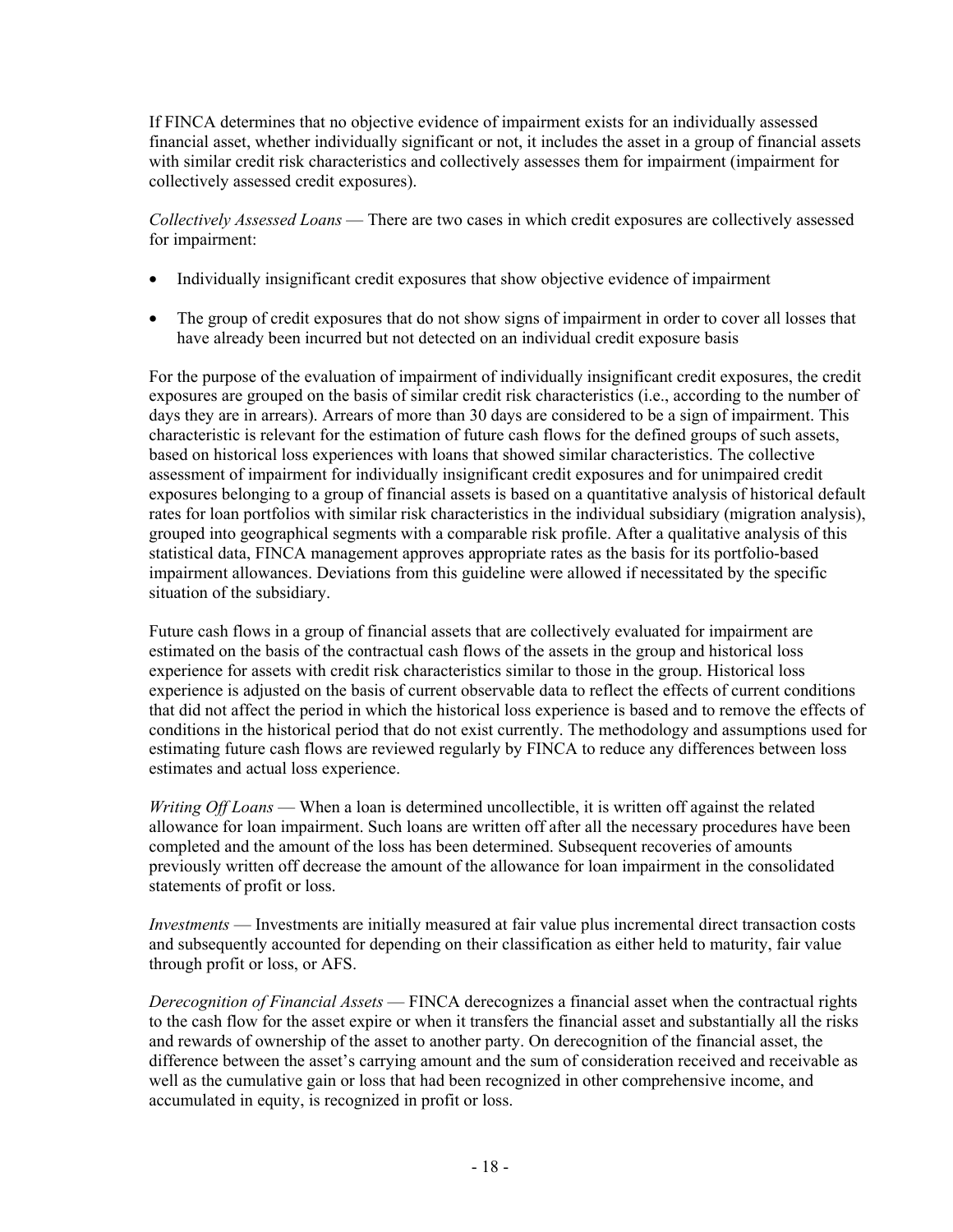If FINCA determines that no objective evidence of impairment exists for an individually assessed financial asset, whether individually significant or not, it includes the asset in a group of financial assets with similar credit risk characteristics and collectively assesses them for impairment (impairment for collectively assessed credit exposures).

*Collectively Assessed Loans* — There are two cases in which credit exposures are collectively assessed for impairment:

- Individually insignificant credit exposures that show objective evidence of impairment
- The group of credit exposures that do not show signs of impairment in order to cover all losses that have already been incurred but not detected on an individual credit exposure basis

For the purpose of the evaluation of impairment of individually insignificant credit exposures, the credit exposures are grouped on the basis of similar credit risk characteristics (i.e., according to the number of days they are in arrears). Arrears of more than 30 days are considered to be a sign of impairment. This characteristic is relevant for the estimation of future cash flows for the defined groups of such assets, based on historical loss experiences with loans that showed similar characteristics. The collective assessment of impairment for individually insignificant credit exposures and for unimpaired credit exposures belonging to a group of financial assets is based on a quantitative analysis of historical default rates for loan portfolios with similar risk characteristics in the individual subsidiary (migration analysis), grouped into geographical segments with a comparable risk profile. After a qualitative analysis of this statistical data, FINCA management approves appropriate rates as the basis for its portfolio-based impairment allowances. Deviations from this guideline were allowed if necessitated by the specific situation of the subsidiary.

Future cash flows in a group of financial assets that are collectively evaluated for impairment are estimated on the basis of the contractual cash flows of the assets in the group and historical loss experience for assets with credit risk characteristics similar to those in the group. Historical loss experience is adjusted on the basis of current observable data to reflect the effects of current conditions that did not affect the period in which the historical loss experience is based and to remove the effects of conditions in the historical period that do not exist currently. The methodology and assumptions used for estimating future cash flows are reviewed regularly by FINCA to reduce any differences between loss estimates and actual loss experience.

*Writing Off Loans* — When a loan is determined uncollectible, it is written off against the related allowance for loan impairment. Such loans are written off after all the necessary procedures have been completed and the amount of the loss has been determined. Subsequent recoveries of amounts previously written off decrease the amount of the allowance for loan impairment in the consolidated statements of profit or loss.

*Investments* — Investments are initially measured at fair value plus incremental direct transaction costs and subsequently accounted for depending on their classification as either held to maturity, fair value through profit or loss, or AFS.

*Derecognition of Financial Assets* — FINCA derecognizes a financial asset when the contractual rights to the cash flow for the asset expire or when it transfers the financial asset and substantially all the risks and rewards of ownership of the asset to another party. On derecognition of the financial asset, the difference between the asset's carrying amount and the sum of consideration received and receivable as well as the cumulative gain or loss that had been recognized in other comprehensive income, and accumulated in equity, is recognized in profit or loss.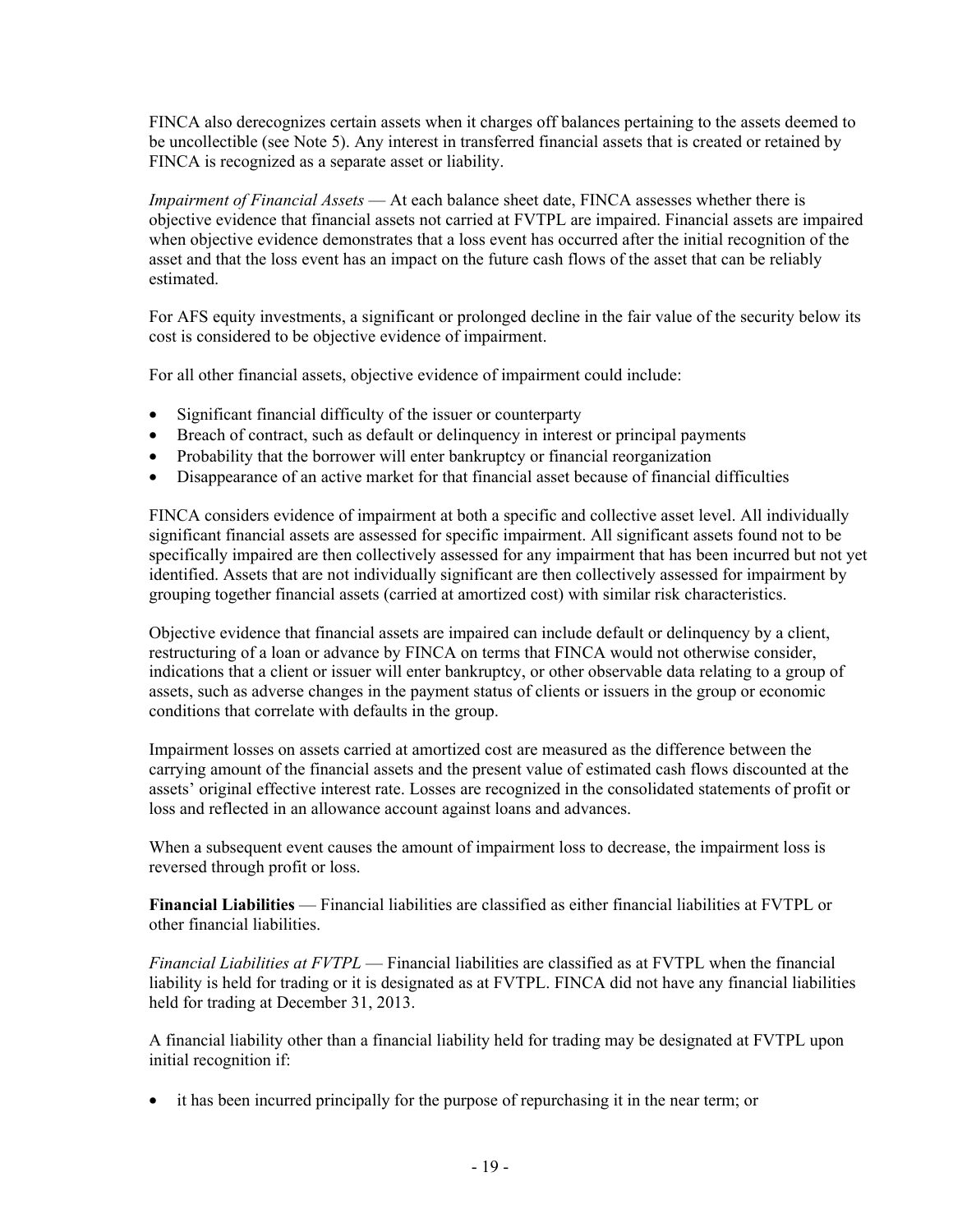FINCA also derecognizes certain assets when it charges off balances pertaining to the assets deemed to be uncollectible (see Note 5). Any interest in transferred financial assets that is created or retained by FINCA is recognized as a separate asset or liability.

*Impairment of Financial Assets* — At each balance sheet date, FINCA assesses whether there is objective evidence that financial assets not carried at FVTPL are impaired. Financial assets are impaired when objective evidence demonstrates that a loss event has occurred after the initial recognition of the asset and that the loss event has an impact on the future cash flows of the asset that can be reliably estimated.

For AFS equity investments, a significant or prolonged decline in the fair value of the security below its cost is considered to be objective evidence of impairment.

For all other financial assets, objective evidence of impairment could include:

- Significant financial difficulty of the issuer or counterparty
- Breach of contract, such as default or delinquency in interest or principal payments
- Probability that the borrower will enter bankruptcy or financial reorganization
- Disappearance of an active market for that financial asset because of financial difficulties

FINCA considers evidence of impairment at both a specific and collective asset level. All individually significant financial assets are assessed for specific impairment. All significant assets found not to be specifically impaired are then collectively assessed for any impairment that has been incurred but not yet identified. Assets that are not individually significant are then collectively assessed for impairment by grouping together financial assets (carried at amortized cost) with similar risk characteristics.

Objective evidence that financial assets are impaired can include default or delinquency by a client, restructuring of a loan or advance by FINCA on terms that FINCA would not otherwise consider, indications that a client or issuer will enter bankruptcy, or other observable data relating to a group of assets, such as adverse changes in the payment status of clients or issuers in the group or economic conditions that correlate with defaults in the group.

Impairment losses on assets carried at amortized cost are measured as the difference between the carrying amount of the financial assets and the present value of estimated cash flows discounted at the assets' original effective interest rate. Losses are recognized in the consolidated statements of profit or loss and reflected in an allowance account against loans and advances.

When a subsequent event causes the amount of impairment loss to decrease, the impairment loss is reversed through profit or loss.

**Financial Liabilities** — Financial liabilities are classified as either financial liabilities at FVTPL or other financial liabilities.

*Financial Liabilities at FVTPL* — Financial liabilities are classified as at FVTPL when the financial liability is held for trading or it is designated as at FVTPL. FINCA did not have any financial liabilities held for trading at December 31, 2013.

A financial liability other than a financial liability held for trading may be designated at FVTPL upon initial recognition if:

- it has been incurred principally for the purpose of repurchasing it in the near term; or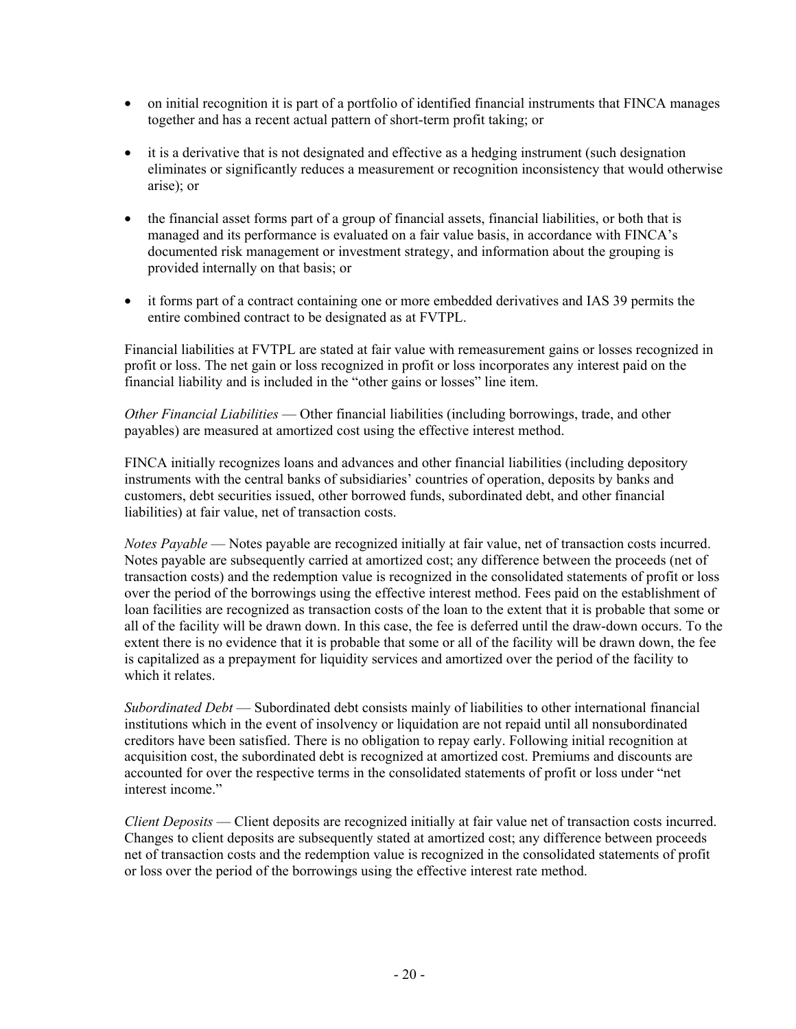- on initial recognition it is part of a portfolio of identified financial instruments that FINCA manages together and has a recent actual pattern of short-term profit taking; or

- it is a derivative that is not designated and effective as a hedging instrument (such designation eliminates or significantly reduces a measurement or recognition inconsistency that would otherwise arise); or

- the financial asset forms part of a group of financial assets, financial liabilities, or both that is managed and its performance is evaluated on a fair value basis, in accordance with FINCA's documented risk management or investment strategy, and information about the grouping is provided internally on that basis; or

- it forms part of a contract containing one or more embedded derivatives and IAS 39 permits the entire combined contract to be designated as at FVTPL.

Financial liabilities at FVTPL are stated at fair value with remeasurement gains or losses recognized in profit or loss. The net gain or loss recognized in profit or loss incorporates any interest paid on the financial liability and is included in the "other gains or losses" line item.

*Other Financial Liabilities* — Other financial liabilities (including borrowings, trade, and other payables) are measured at amortized cost using the effective interest method.

FINCA initially recognizes loans and advances and other financial liabilities (including depository instruments with the central banks of subsidiaries' countries of operation, deposits by banks and customers, debt securities issued, other borrowed funds, subordinated debt, and other financial liabilities) at fair value, net of transaction costs.

*Notes Payable* — Notes payable are recognized initially at fair value, net of transaction costs incurred. Notes payable are subsequently carried at amortized cost; any difference between the proceeds (net of transaction costs) and the redemption value is recognized in the consolidated statements of profit or loss over the period of the borrowings using the effective interest method. Fees paid on the establishment of loan facilities are recognized as transaction costs of the loan to the extent that it is probable that some or all of the facility will be drawn down. In this case, the fee is deferred until the draw-down occurs. To the extent there is no evidence that it is probable that some or all of the facility will be drawn down, the fee is capitalized as a prepayment for liquidity services and amortized over the period of the facility to which it relates.

*Subordinated Debt* — Subordinated debt consists mainly of liabilities to other international financial institutions which in the event of insolvency or liquidation are not repaid until all nonsubordinated creditors have been satisfied. There is no obligation to repay early. Following initial recognition at acquisition cost, the subordinated debt is recognized at amortized cost. Premiums and discounts are accounted for over the respective terms in the consolidated statements of profit or loss under "net interest income."

*Client Deposits* — Client deposits are recognized initially at fair value net of transaction costs incurred. Changes to client deposits are subsequently stated at amortized cost; any difference between proceeds net of transaction costs and the redemption value is recognized in the consolidated statements of profit or loss over the period of the borrowings using the effective interest rate method.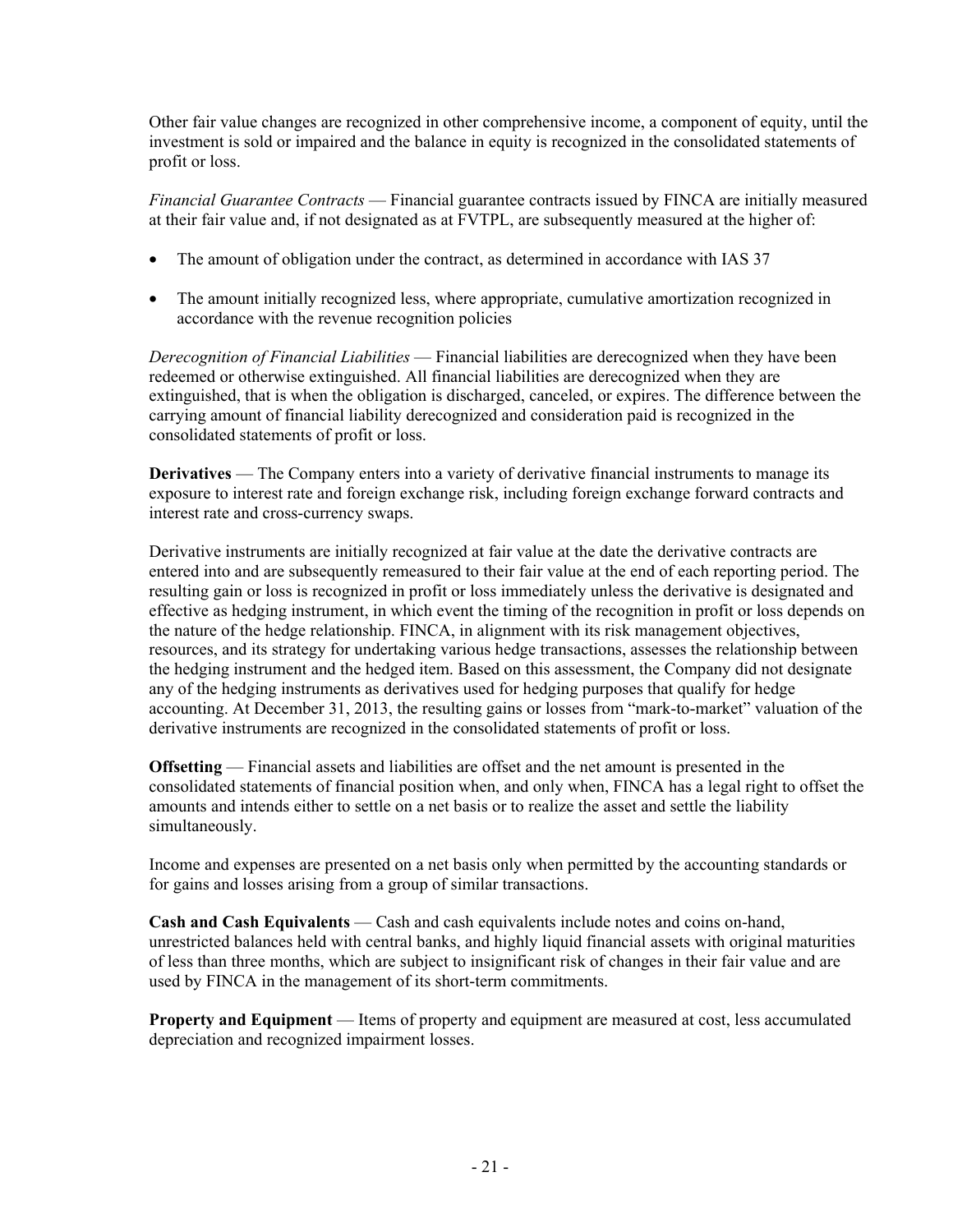Other fair value changes are recognized in other comprehensive income, a component of equity, until the investment is sold or impaired and the balance in equity is recognized in the consolidated statements of profit or loss.

*Financial Guarantee Contracts* — Financial guarantee contracts issued by FINCA are initially measured at their fair value and, if not designated as at FVTPL, are subsequently measured at the higher of:

- The amount of obligation under the contract, as determined in accordance with IAS 37
- The amount initially recognized less, where appropriate, cumulative amortization recognized in accordance with the revenue recognition policies

*Derecognition of Financial Liabilities* — Financial liabilities are derecognized when they have been redeemed or otherwise extinguished. All financial liabilities are derecognized when they are extinguished, that is when the obligation is discharged, canceled, or expires. The difference between the carrying amount of financial liability derecognized and consideration paid is recognized in the consolidated statements of profit or loss.

**Derivatives** — The Company enters into a variety of derivative financial instruments to manage its exposure to interest rate and foreign exchange risk, including foreign exchange forward contracts and interest rate and cross-currency swaps.

Derivative instruments are initially recognized at fair value at the date the derivative contracts are entered into and are subsequently remeasured to their fair value at the end of each reporting period. The resulting gain or loss is recognized in profit or loss immediately unless the derivative is designated and effective as hedging instrument, in which event the timing of the recognition in profit or loss depends on the nature of the hedge relationship. FINCA, in alignment with its risk management objectives, resources, and its strategy for undertaking various hedge transactions, assesses the relationship between the hedging instrument and the hedged item. Based on this assessment, the Company did not designate any of the hedging instruments as derivatives used for hedging purposes that qualify for hedge accounting. At December 31, 2013, the resulting gains or losses from "mark-to-market" valuation of the derivative instruments are recognized in the consolidated statements of profit or loss.

**Offsetting** — Financial assets and liabilities are offset and the net amount is presented in the consolidated statements of financial position when, and only when, FINCA has a legal right to offset the amounts and intends either to settle on a net basis or to realize the asset and settle the liability simultaneously.

Income and expenses are presented on a net basis only when permitted by the accounting standards or for gains and losses arising from a group of similar transactions.

**Cash and Cash Equivalents** — Cash and cash equivalents include notes and coins on-hand, unrestricted balances held with central banks, and highly liquid financial assets with original maturities of less than three months, which are subject to insignificant risk of changes in their fair value and are used by FINCA in the management of its short-term commitments.

**Property and Equipment** — Items of property and equipment are measured at cost, less accumulated depreciation and recognized impairment losses.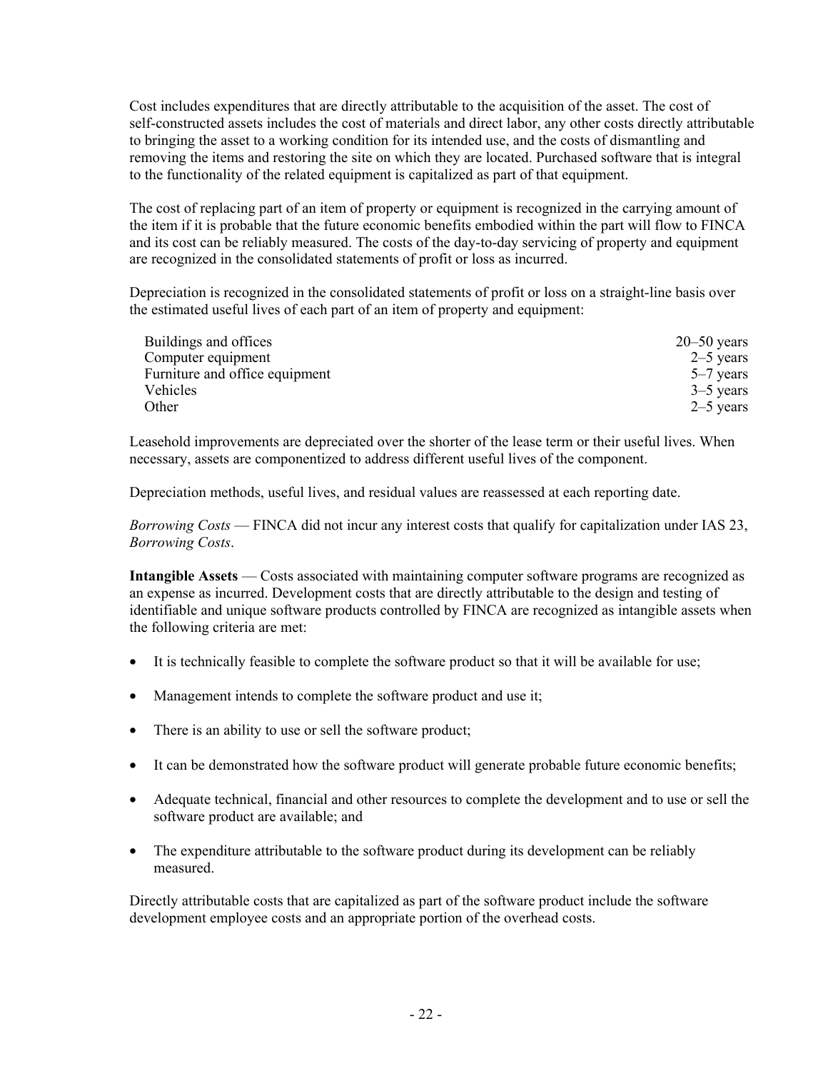Cost includes expenditures that are directly attributable to the acquisition of the asset. The cost of self-constructed assets includes the cost of materials and direct labor, any other costs directly attributable to bringing the asset to a working condition for its intended use, and the costs of dismantling and removing the items and restoring the site on which they are located. Purchased software that is integral to the functionality of the related equipment is capitalized as part of that equipment.

The cost of replacing part of an item of property or equipment is recognized in the carrying amount of the item if it is probable that the future economic benefits embodied within the part will flow to FINCA and its cost can be reliably measured. The costs of the day-to-day servicing of property and equipment are recognized in the consolidated statements of profit or loss as incurred.

Depreciation is recognized in the consolidated statements of profit or loss on a straight-line basis over the estimated useful lives of each part of an item of property and equipment:

| | |
|---|---|
| Buildings and offices | 20–50 years |
| Computer equipment | 2–5 years |
| Furniture and office equipment | 5–7 years |
| Vehicles | 3–5 years |
| Other | 2–5 years |

Leasehold improvements are depreciated over the shorter of the lease term or their useful lives. When necessary, assets are componentized to address different useful lives of the component.

Depreciation methods, useful lives, and residual values are reassessed at each reporting date.

*Borrowing Costs* — FINCA did not incur any interest costs that qualify for capitalization under IAS 23, *Borrowing Costs*.

**Intangible Assets** — Costs associated with maintaining computer software programs are recognized as an expense as incurred. Development costs that are directly attributable to the design and testing of identifiable and unique software products controlled by FINCA are recognized as intangible assets when the following criteria are met:

- It is technically feasible to complete the software product so that it will be available for use;
- Management intends to complete the software product and use it;
- There is an ability to use or sell the software product;
- It can be demonstrated how the software product will generate probable future economic benefits;
- Adequate technical, financial and other resources to complete the development and to use or sell the software product are available; and
- The expenditure attributable to the software product during its development can be reliably measured.

Directly attributable costs that are capitalized as part of the software product include the software development employee costs and an appropriate portion of the overhead costs.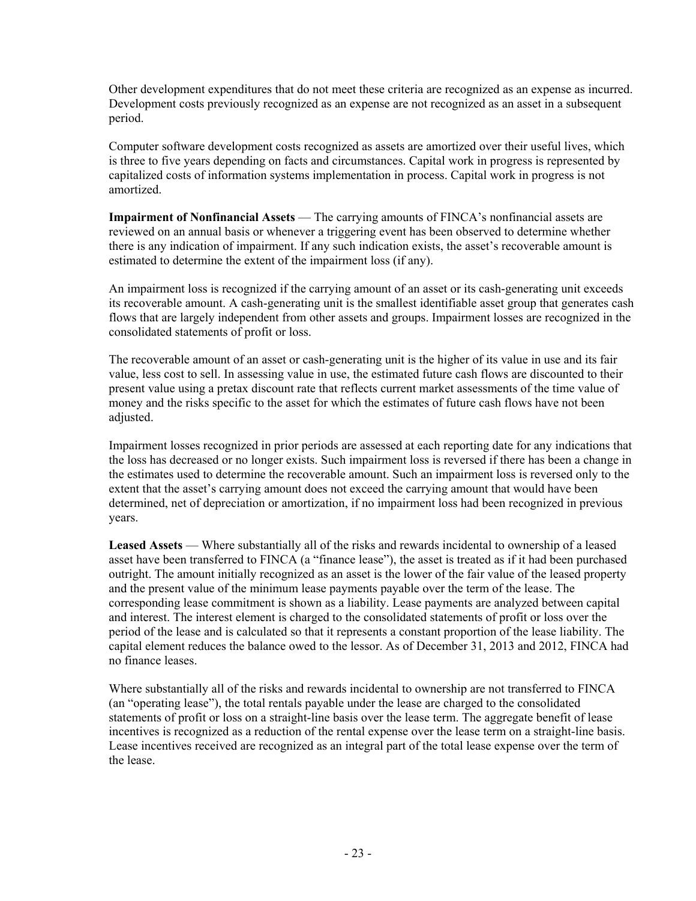Other development expenditures that do not meet these criteria are recognized as an expense as incurred. Development costs previously recognized as an expense are not recognized as an asset in a subsequent period.

Computer software development costs recognized as assets are amortized over their useful lives, which is three to five years depending on facts and circumstances. Capital work in progress is represented by capitalized costs of information systems implementation in process. Capital work in progress is not amortized.

**Impairment of Nonfinancial Assets** — The carrying amounts of FINCA's nonfinancial assets are reviewed on an annual basis or whenever a triggering event has been observed to determine whether there is any indication of impairment. If any such indication exists, the asset's recoverable amount is estimated to determine the extent of the impairment loss (if any).

An impairment loss is recognized if the carrying amount of an asset or its cash-generating unit exceeds its recoverable amount. A cash-generating unit is the smallest identifiable asset group that generates cash flows that are largely independent from other assets and groups. Impairment losses are recognized in the consolidated statements of profit or loss.

The recoverable amount of an asset or cash-generating unit is the higher of its value in use and its fair value, less cost to sell. In assessing value in use, the estimated future cash flows are discounted to their present value using a pretax discount rate that reflects current market assessments of the time value of money and the risks specific to the asset for which the estimates of future cash flows have not been adjusted.

Impairment losses recognized in prior periods are assessed at each reporting date for any indications that the loss has decreased or no longer exists. Such impairment loss is reversed if there has been a change in the estimates used to determine the recoverable amount. Such an impairment loss is reversed only to the extent that the asset's carrying amount does not exceed the carrying amount that would have been determined, net of depreciation or amortization, if no impairment loss had been recognized in previous years.

**Leased Assets** — Where substantially all of the risks and rewards incidental to ownership of a leased asset have been transferred to FINCA (a "finance lease"), the asset is treated as if it had been purchased outright. The amount initially recognized as an asset is the lower of the fair value of the leased property and the present value of the minimum lease payments payable over the term of the lease. The corresponding lease commitment is shown as a liability. Lease payments are analyzed between capital and interest. The interest element is charged to the consolidated statements of profit or loss over the period of the lease and is calculated so that it represents a constant proportion of the lease liability. The capital element reduces the balance owed to the lessor. As of December 31, 2013 and 2012, FINCA had no finance leases.

Where substantially all of the risks and rewards incidental to ownership are not transferred to FINCA (an "operating lease"), the total rentals payable under the lease are charged to the consolidated statements of profit or loss on a straight-line basis over the lease term. The aggregate benefit of lease incentives is recognized as a reduction of the rental expense over the lease term on a straight-line basis. Lease incentives received are recognized as an integral part of the total lease expense over the term of the lease.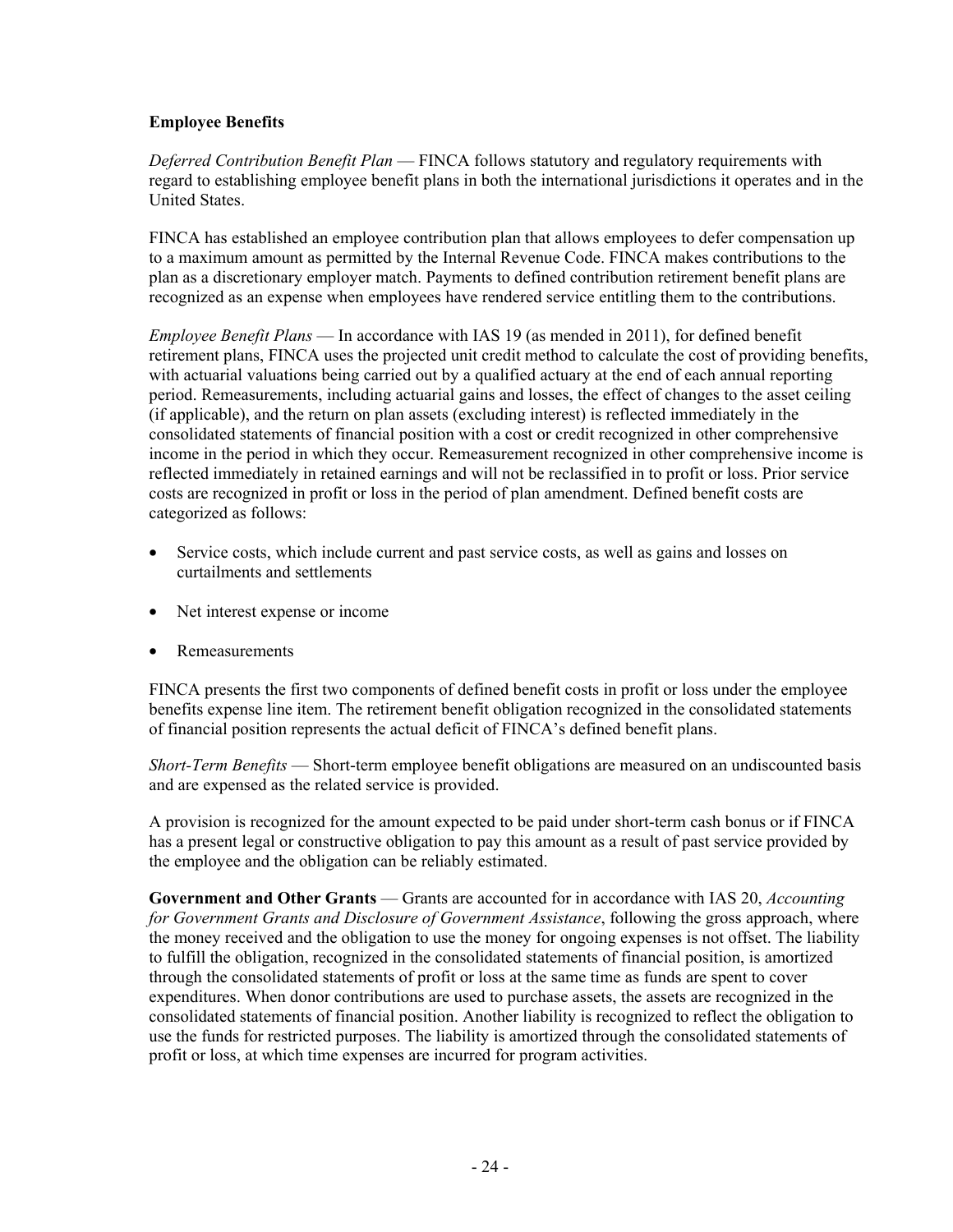**Employee Benefits**

*Deferred Contribution Benefit Plan* — FINCA follows statutory and regulatory requirements with regard to establishing employee benefit plans in both the international jurisdictions it operates and in the United States.

FINCA has established an employee contribution plan that allows employees to defer compensation up to a maximum amount as permitted by the Internal Revenue Code. FINCA makes contributions to the plan as a discretionary employer match. Payments to defined contribution retirement benefit plans are recognized as an expense when employees have rendered service entitling them to the contributions.

*Employee Benefit Plans* — In accordance with IAS 19 (as mended in 2011), for defined benefit retirement plans, FINCA uses the projected unit credit method to calculate the cost of providing benefits, with actuarial valuations being carried out by a qualified actuary at the end of each annual reporting period. Remeasurements, including actuarial gains and losses, the effect of changes to the asset ceiling (if applicable), and the return on plan assets (excluding interest) is reflected immediately in the consolidated statements of financial position with a cost or credit recognized in other comprehensive income in the period in which they occur. Remeasurement recognized in other comprehensive income is reflected immediately in retained earnings and will not be reclassified in to profit or loss. Prior service costs are recognized in profit or loss in the period of plan amendment. Defined benefit costs are categorized as follows:

- Service costs, which include current and past service costs, as well as gains and losses on curtailments and settlements
- Net interest expense or income
- Remeasurements

FINCA presents the first two components of defined benefit costs in profit or loss under the employee benefits expense line item. The retirement benefit obligation recognized in the consolidated statements of financial position represents the actual deficit of FINCA's defined benefit plans.

*Short-Term Benefits* — Short-term employee benefit obligations are measured on an undiscounted basis and are expensed as the related service is provided.

A provision is recognized for the amount expected to be paid under short-term cash bonus or if FINCA has a present legal or constructive obligation to pay this amount as a result of past service provided by the employee and the obligation can be reliably estimated.

**Government and Other Grants** — Grants are accounted for in accordance with IAS 20, *Accounting for Government Grants and Disclosure of Government Assistance*, following the gross approach, where the money received and the obligation to use the money for ongoing expenses is not offset. The liability to fulfill the obligation, recognized in the consolidated statements of financial position, is amortized through the consolidated statements of profit or loss at the same time as funds are spent to cover expenditures. When donor contributions are used to purchase assets, the assets are recognized in the consolidated statements of financial position. Another liability is recognized to reflect the obligation to use the funds for restricted purposes. The liability is amortized through the consolidated statements of profit or loss, at which time expenses are incurred for program activities.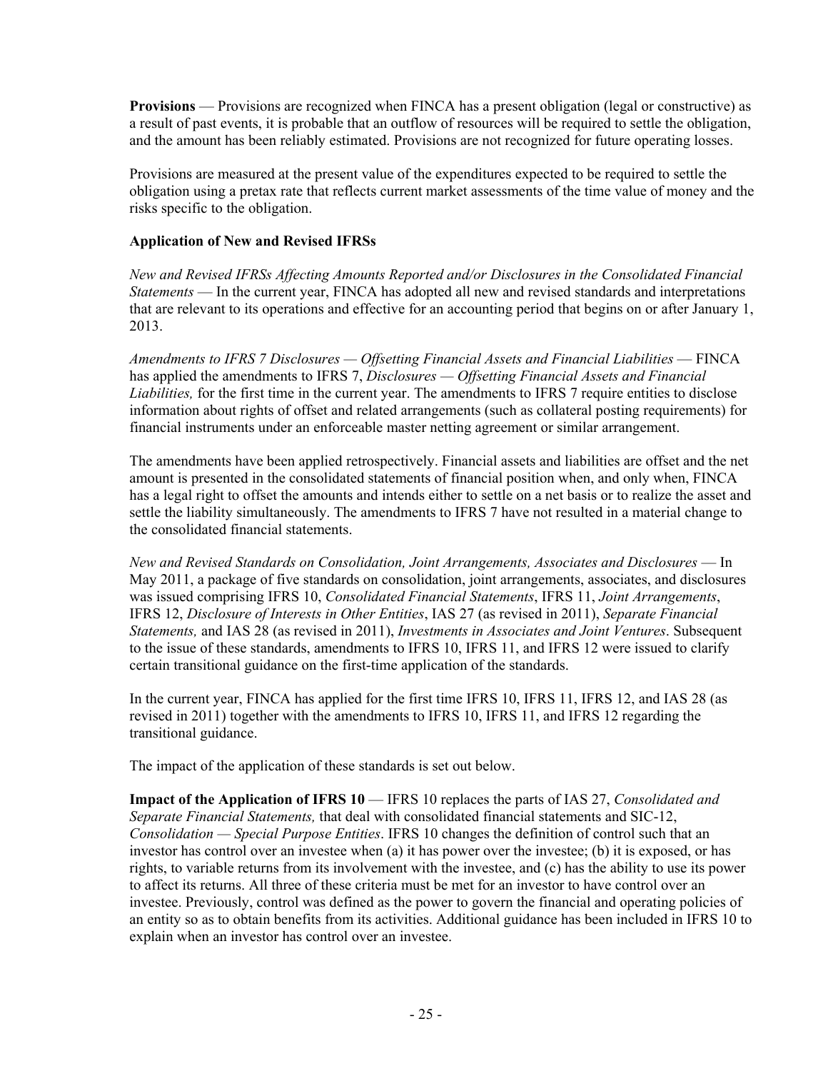**Provisions** — Provisions are recognized when FINCA has a present obligation (legal or constructive) as a result of past events, it is probable that an outflow of resources will be required to settle the obligation, and the amount has been reliably estimated. Provisions are not recognized for future operating losses.

Provisions are measured at the present value of the expenditures expected to be required to settle the obligation using a pretax rate that reflects current market assessments of the time value of money and the risks specific to the obligation.

**Application of New and Revised IFRSs**

*New and Revised IFRSs Affecting Amounts Reported and/or Disclosures in the Consolidated Financial Statements* — In the current year, FINCA has adopted all new and revised standards and interpretations that are relevant to its operations and effective for an accounting period that begins on or after January 1, 2013.

*Amendments to IFRS 7 Disclosures — Offsetting Financial Assets and Financial Liabilities* — FINCA has applied the amendments to IFRS 7, *Disclosures — Offsetting Financial Assets and Financial Liabilities,* for the first time in the current year. The amendments to IFRS 7 require entities to disclose information about rights of offset and related arrangements (such as collateral posting requirements) for financial instruments under an enforceable master netting agreement or similar arrangement.

The amendments have been applied retrospectively. Financial assets and liabilities are offset and the net amount is presented in the consolidated statements of financial position when, and only when, FINCA has a legal right to offset the amounts and intends either to settle on a net basis or to realize the asset and settle the liability simultaneously. The amendments to IFRS 7 have not resulted in a material change to the consolidated financial statements.

*New and Revised Standards on Consolidation, Joint Arrangements, Associates and Disclosures* — In May 2011, a package of five standards on consolidation, joint arrangements, associates, and disclosures was issued comprising IFRS 10, *Consolidated Financial Statements*, IFRS 11, *Joint Arrangements*, IFRS 12, *Disclosure of Interests in Other Entities*, IAS 27 (as revised in 2011), *Separate Financial Statements,* and IAS 28 (as revised in 2011), *Investments in Associates and Joint Ventures*. Subsequent to the issue of these standards, amendments to IFRS 10, IFRS 11, and IFRS 12 were issued to clarify certain transitional guidance on the first-time application of the standards.

In the current year, FINCA has applied for the first time IFRS 10, IFRS 11, IFRS 12, and IAS 28 (as revised in 2011) together with the amendments to IFRS 10, IFRS 11, and IFRS 12 regarding the transitional guidance.

The impact of the application of these standards is set out below.

**Impact of the Application of IFRS 10** — IFRS 10 replaces the parts of IAS 27, *Consolidated and Separate Financial Statements,* that deal with consolidated financial statements and SIC-12, *Consolidation — Special Purpose Entities*. IFRS 10 changes the definition of control such that an investor has control over an investee when (a) it has power over the investee; (b) it is exposed, or has rights, to variable returns from its involvement with the investee, and (c) has the ability to use its power to affect its returns. All three of these criteria must be met for an investor to have control over an investee. Previously, control was defined as the power to govern the financial and operating policies of an entity so as to obtain benefits from its activities. Additional guidance has been included in IFRS 10 to explain when an investor has control over an investee.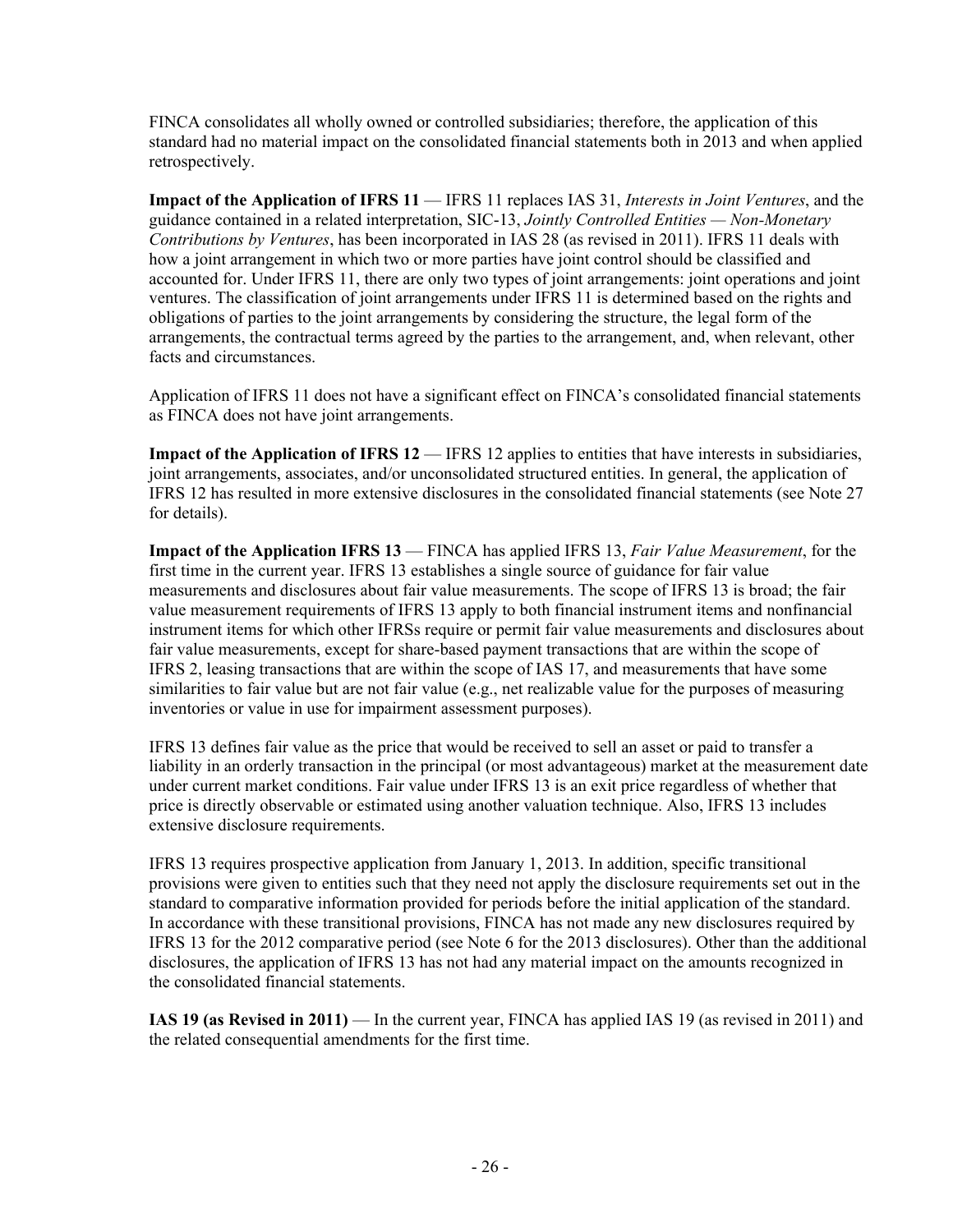FINCA consolidates all wholly owned or controlled subsidiaries; therefore, the application of this standard had no material impact on the consolidated financial statements both in 2013 and when applied retrospectively.

**Impact of the Application of IFRS 11** — IFRS 11 replaces IAS 31, *Interests in Joint Ventures*, and the guidance contained in a related interpretation, SIC-13, *Jointly Controlled Entities — Non-Monetary Contributions by Ventures*, has been incorporated in IAS 28 (as revised in 2011). IFRS 11 deals with how a joint arrangement in which two or more parties have joint control should be classified and accounted for. Under IFRS 11, there are only two types of joint arrangements: joint operations and joint ventures. The classification of joint arrangements under IFRS 11 is determined based on the rights and obligations of parties to the joint arrangements by considering the structure, the legal form of the arrangements, the contractual terms agreed by the parties to the arrangement, and, when relevant, other facts and circumstances.

Application of IFRS 11 does not have a significant effect on FINCA's consolidated financial statements as FINCA does not have joint arrangements.

**Impact of the Application of IFRS 12** — IFRS 12 applies to entities that have interests in subsidiaries, joint arrangements, associates, and/or unconsolidated structured entities. In general, the application of IFRS 12 has resulted in more extensive disclosures in the consolidated financial statements (see Note 27 for details).

**Impact of the Application IFRS 13** — FINCA has applied IFRS 13, *Fair Value Measurement*, for the first time in the current year. IFRS 13 establishes a single source of guidance for fair value measurements and disclosures about fair value measurements. The scope of IFRS 13 is broad; the fair value measurement requirements of IFRS 13 apply to both financial instrument items and nonfinancial instrument items for which other IFRSs require or permit fair value measurements and disclosures about fair value measurements, except for share-based payment transactions that are within the scope of IFRS 2, leasing transactions that are within the scope of IAS 17, and measurements that have some similarities to fair value but are not fair value (e.g., net realizable value for the purposes of measuring inventories or value in use for impairment assessment purposes).

IFRS 13 defines fair value as the price that would be received to sell an asset or paid to transfer a liability in an orderly transaction in the principal (or most advantageous) market at the measurement date under current market conditions. Fair value under IFRS 13 is an exit price regardless of whether that price is directly observable or estimated using another valuation technique. Also, IFRS 13 includes extensive disclosure requirements.

IFRS 13 requires prospective application from January 1, 2013. In addition, specific transitional provisions were given to entities such that they need not apply the disclosure requirements set out in the standard to comparative information provided for periods before the initial application of the standard. In accordance with these transitional provisions, FINCA has not made any new disclosures required by IFRS 13 for the 2012 comparative period (see Note 6 for the 2013 disclosures). Other than the additional disclosures, the application of IFRS 13 has not had any material impact on the amounts recognized in the consolidated financial statements.

**IAS 19 (as Revised in 2011)** — In the current year, FINCA has applied IAS 19 (as revised in 2011) and the related consequential amendments for the first time.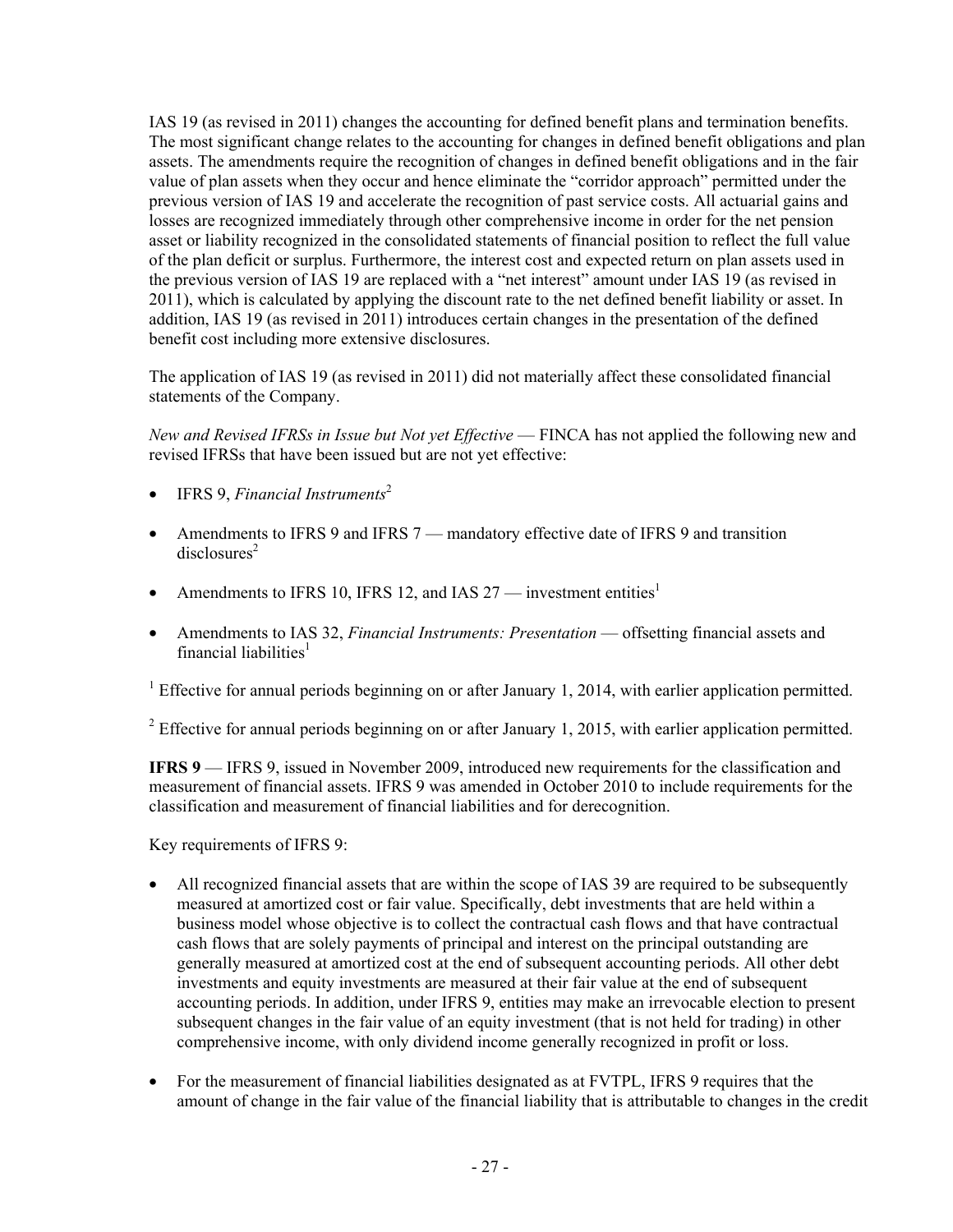IAS 19 (as revised in 2011) changes the accounting for defined benefit plans and termination benefits. The most significant change relates to the accounting for changes in defined benefit obligations and plan assets. The amendments require the recognition of changes in defined benefit obligations and in the fair value of plan assets when they occur and hence eliminate the "corridor approach" permitted under the previous version of IAS 19 and accelerate the recognition of past service costs. All actuarial gains and losses are recognized immediately through other comprehensive income in order for the net pension asset or liability recognized in the consolidated statements of financial position to reflect the full value of the plan deficit or surplus. Furthermore, the interest cost and expected return on plan assets used in the previous version of IAS 19 are replaced with a "net interest" amount under IAS 19 (as revised in 2011), which is calculated by applying the discount rate to the net defined benefit liability or asset. In addition, IAS 19 (as revised in 2011) introduces certain changes in the presentation of the defined benefit cost including more extensive disclosures.

The application of IAS 19 (as revised in 2011) did not materially affect these consolidated financial statements of the Company.

*New and Revised IFRSs in Issue but Not yet Effective* — FINCA has not applied the following new and revised IFRSs that have been issued but are not yet effective:

- IFRS 9, *Financial Instruments*[2]
- Amendments to IFRS 9 and IFRS 7 — mandatory effective date of IFRS 9 and transition disclosures[2]
- Amendments to IFRS 10, IFRS 12, and IAS 27 — investment entities[1]
- Amendments to IAS 32, *Financial Instruments: Presentation* — offsetting financial assets and financial liabilities[1]

[1] Effective for annual periods beginning on or after January 1, 2014, with earlier application permitted.

[2] Effective for annual periods beginning on or after January 1, 2015, with earlier application permitted.

**IFRS 9** — IFRS 9, issued in November 2009, introduced new requirements for the classification and measurement of financial assets. IFRS 9 was amended in October 2010 to include requirements for the classification and measurement of financial liabilities and for derecognition.

Key requirements of IFRS 9:

- All recognized financial assets that are within the scope of IAS 39 are required to be subsequently measured at amortized cost or fair value. Specifically, debt investments that are held within a business model whose objective is to collect the contractual cash flows and that have contractual cash flows that are solely payments of principal and interest on the principal outstanding are generally measured at amortized cost at the end of subsequent accounting periods. All other debt investments and equity investments are measured at their fair value at the end of subsequent accounting periods. In addition, under IFRS 9, entities may make an irrevocable election to present subsequent changes in the fair value of an equity investment (that is not held for trading) in other comprehensive income, with only dividend income generally recognized in profit or loss.
- For the measurement of financial liabilities designated as at FVTPL, IFRS 9 requires that the amount of change in the fair value of the financial liability that is attributable to changes in the credit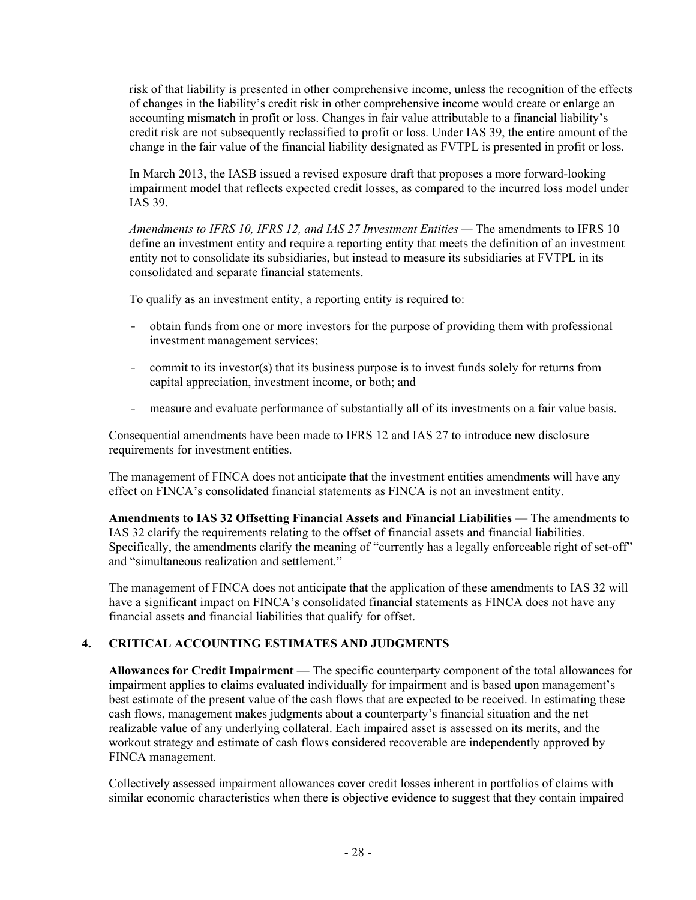risk of that liability is presented in other comprehensive income, unless the recognition of the effects of changes in the liability's credit risk in other comprehensive income would create or enlarge an accounting mismatch in profit or loss. Changes in fair value attributable to a financial liability's credit risk are not subsequently reclassified to profit or loss. Under IAS 39, the entire amount of the change in the fair value of the financial liability designated as FVTPL is presented in profit or loss.

In March 2013, the IASB issued a revised exposure draft that proposes a more forward-looking impairment model that reflects expected credit losses, as compared to the incurred loss model under IAS 39.

*Amendments to IFRS 10, IFRS 12, and IAS 27 Investment Entities* — The amendments to IFRS 10 define an investment entity and require a reporting entity that meets the definition of an investment entity not to consolidate its subsidiaries, but instead to measure its subsidiaries at FVTPL in its consolidated and separate financial statements.

To qualify as an investment entity, a reporting entity is required to:

- obtain funds from one or more investors for the purpose of providing them with professional investment management services;
- commit to its investor(s) that its business purpose is to invest funds solely for returns from capital appreciation, investment income, or both; and
- measure and evaluate performance of substantially all of its investments on a fair value basis.

Consequential amendments have been made to IFRS 12 and IAS 27 to introduce new disclosure requirements for investment entities.

The management of FINCA does not anticipate that the investment entities amendments will have any effect on FINCA's consolidated financial statements as FINCA is not an investment entity.

**Amendments to IAS 32 Offsetting Financial Assets and Financial Liabilities** — The amendments to IAS 32 clarify the requirements relating to the offset of financial assets and financial liabilities. Specifically, the amendments clarify the meaning of "currently has a legally enforceable right of set-off" and "simultaneous realization and settlement."

The management of FINCA does not anticipate that the application of these amendments to IAS 32 will have a significant impact on FINCA's consolidated financial statements as FINCA does not have any financial assets and financial liabilities that qualify for offset.

## 4. CRITICAL ACCOUNTING ESTIMATES AND JUDGMENTS

**Allowances for Credit Impairment** — The specific counterparty component of the total allowances for impairment applies to claims evaluated individually for impairment and is based upon management's best estimate of the present value of the cash flows that are expected to be received. In estimating these cash flows, management makes judgments about a counterparty's financial situation and the net realizable value of any underlying collateral. Each impaired asset is assessed on its merits, and the workout strategy and estimate of cash flows considered recoverable are independently approved by FINCA management.

Collectively assessed impairment allowances cover credit losses inherent in portfolios of claims with similar economic characteristics when there is objective evidence to suggest that they contain impaired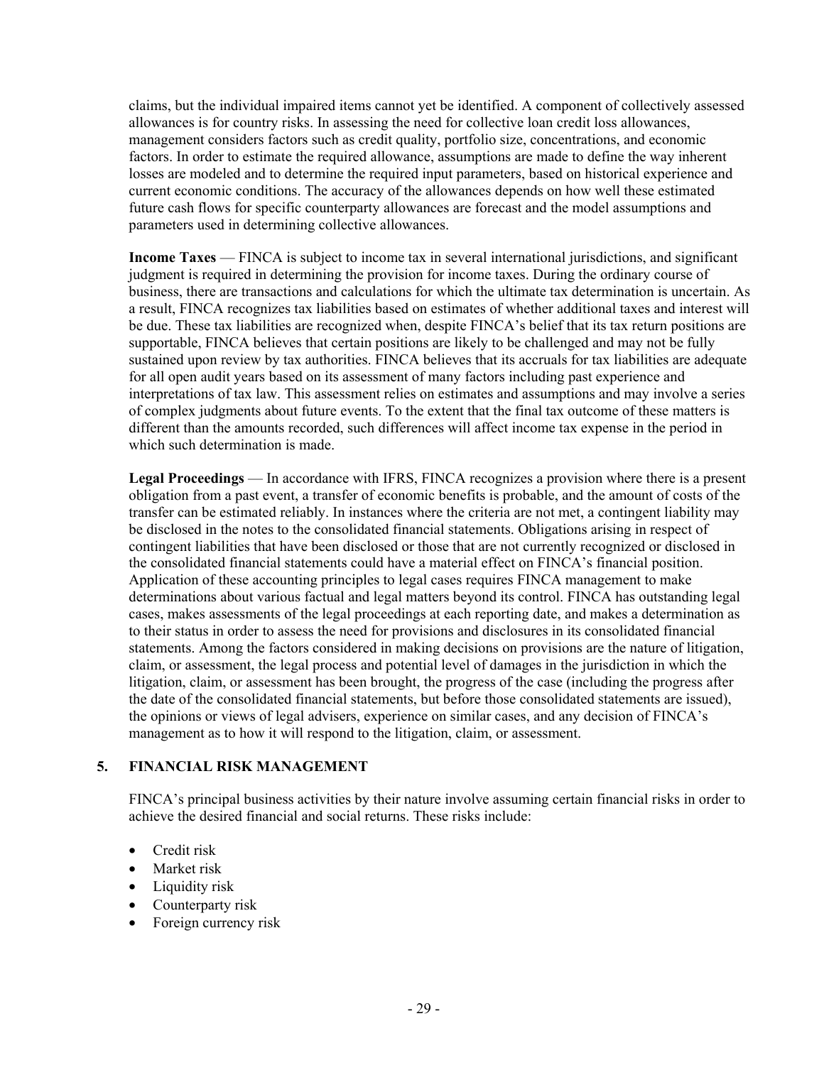claims, but the individual impaired items cannot yet be identified. A component of collectively assessed allowances is for country risks. In assessing the need for collective loan credit loss allowances, management considers factors such as credit quality, portfolio size, concentrations, and economic factors. In order to estimate the required allowance, assumptions are made to define the way inherent losses are modeled and to determine the required input parameters, based on historical experience and current economic conditions. The accuracy of the allowances depends on how well these estimated future cash flows for specific counterparty allowances are forecast and the model assumptions and parameters used in determining collective allowances.

**Income Taxes** — FINCA is subject to income tax in several international jurisdictions, and significant judgment is required in determining the provision for income taxes. During the ordinary course of business, there are transactions and calculations for which the ultimate tax determination is uncertain. As a result, FINCA recognizes tax liabilities based on estimates of whether additional taxes and interest will be due. These tax liabilities are recognized when, despite FINCA's belief that its tax return positions are supportable, FINCA believes that certain positions are likely to be challenged and may not be fully sustained upon review by tax authorities. FINCA believes that its accruals for tax liabilities are adequate for all open audit years based on its assessment of many factors including past experience and interpretations of tax law. This assessment relies on estimates and assumptions and may involve a series of complex judgments about future events. To the extent that the final tax outcome of these matters is different than the amounts recorded, such differences will affect income tax expense in the period in which such determination is made.

**Legal Proceedings** — In accordance with IFRS, FINCA recognizes a provision where there is a present obligation from a past event, a transfer of economic benefits is probable, and the amount of costs of the transfer can be estimated reliably. In instances where the criteria are not met, a contingent liability may be disclosed in the notes to the consolidated financial statements. Obligations arising in respect of contingent liabilities that have been disclosed or those that are not currently recognized or disclosed in the consolidated financial statements could have a material effect on FINCA's financial position. Application of these accounting principles to legal cases requires FINCA management to make determinations about various factual and legal matters beyond its control. FINCA has outstanding legal cases, makes assessments of the legal proceedings at each reporting date, and makes a determination as to their status in order to assess the need for provisions and disclosures in its consolidated financial statements. Among the factors considered in making decisions on provisions are the nature of litigation, claim, or assessment, the legal process and potential level of damages in the jurisdiction in which the litigation, claim, or assessment has been brought, the progress of the case (including the progress after the date of the consolidated financial statements, but before those consolidated statements are issued), the opinions or views of legal advisers, experience on similar cases, and any decision of FINCA's management as to how it will respond to the litigation, claim, or assessment.

## 5. FINANCIAL RISK MANAGEMENT

FINCA's principal business activities by their nature involve assuming certain financial risks in order to achieve the desired financial and social returns. These risks include:

- Credit risk
- Market risk
- Liquidity risk
- Counterparty risk
- Foreign currency risk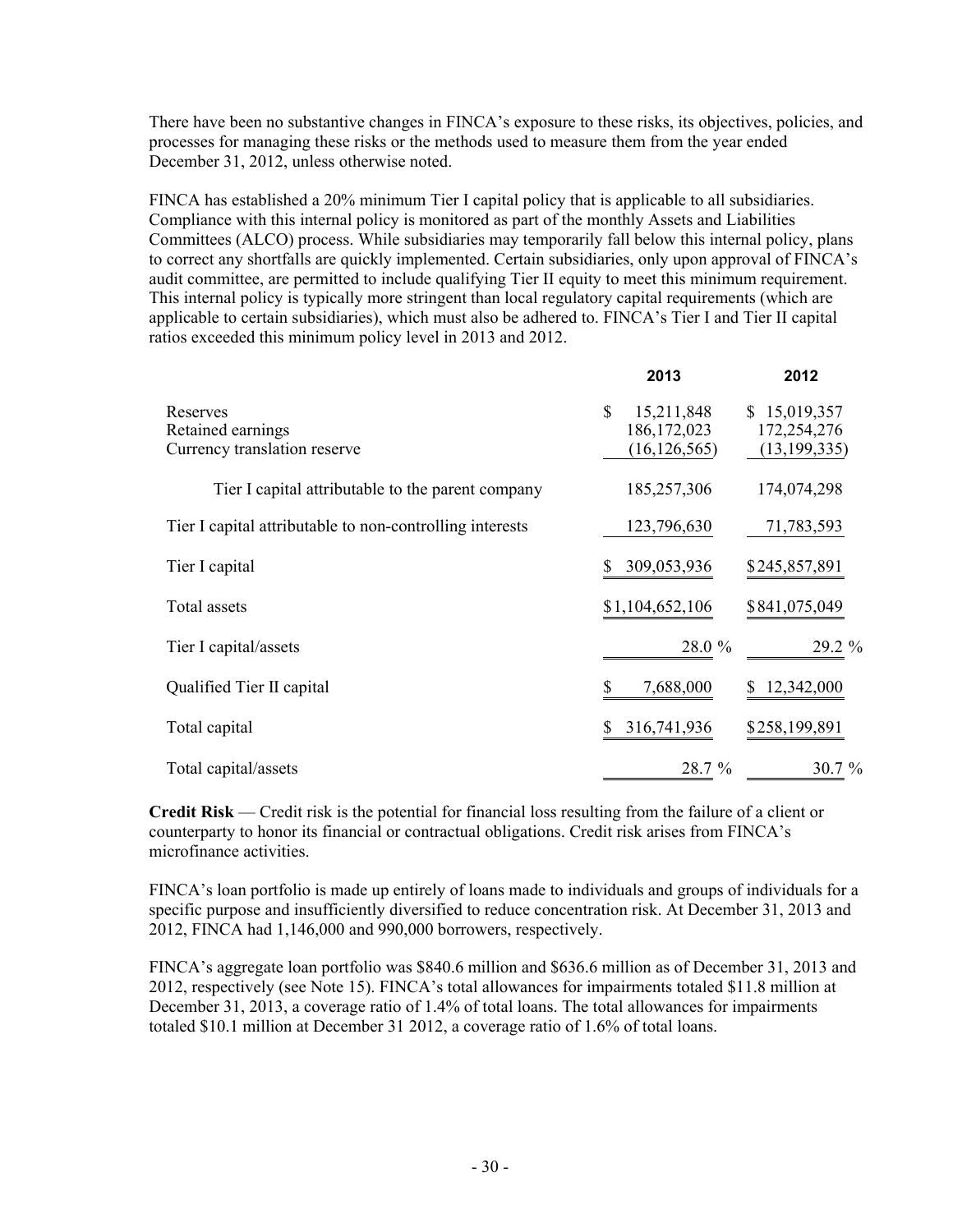There have been no substantive changes in FINCA's exposure to these risks, its objectives, policies, and processes for managing these risks or the methods used to measure them from the year ended December 31, 2012, unless otherwise noted.

FINCA has established a 20% minimum Tier I capital policy that is applicable to all subsidiaries. Compliance with this internal policy is monitored as part of the monthly Assets and Liabilities Committees (ALCO) process. While subsidiaries may temporarily fall below this internal policy, plans to correct any shortfalls are quickly implemented. Certain subsidiaries, only upon approval of FINCA's audit committee, are permitted to include qualifying Tier II equity to meet this minimum requirement. This internal policy is typically more stringent than local regulatory capital requirements (which are applicable to certain subsidiaries), which must also be adhered to. FINCA's Tier I and Tier II capital ratios exceeded this minimum policy level in 2013 and 2012.

| | 2013 | 2012 |
|---|---|---|
| Reserves | $ 15,211,848 | $ 15,019,357 |
| Retained earnings | 186,172,023 | 172,254,276 |
| Currency translation reserve | (16,126,565) | (13,199,335) |
| Tier I capital attributable to the parent company | 185,257,306 | 174,074,298 |
| Tier I capital attributable to non-controlling interests | 123,796,630 | 71,783,593 |
| Tier I capital | $ 309,053,936 | $245,857,891 |
| Total assets | $1,104,652,106 | $841,075,049 |
| Tier I capital/assets | 28.0 % | 29.2 % |
| Qualified Tier II capital | $ 7,688,000 | $ 12,342,000 |
| Total capital | $ 316,741,936 | $258,199,891 |
| Total capital/assets | 28.7 % | 30.7 % |

**Credit Risk** — Credit risk is the potential for financial loss resulting from the failure of a client or counterparty to honor its financial or contractual obligations. Credit risk arises from FINCA's microfinance activities.

FINCA's loan portfolio is made up entirely of loans made to individuals and groups of individuals for a specific purpose and insufficiently diversified to reduce concentration risk. At December 31, 2013 and 2012, FINCA had 1,146,000 and 990,000 borrowers, respectively.

FINCA's aggregate loan portfolio was $840.6 million and $636.6 million as of December 31, 2013 and 2012, respectively (see Note 15). FINCA's total allowances for impairments totaled $11.8 million at December 31, 2013, a coverage ratio of 1.4% of total loans. The total allowances for impairments totaled $10.1 million at December 31 2012, a coverage ratio of 1.6% of total loans.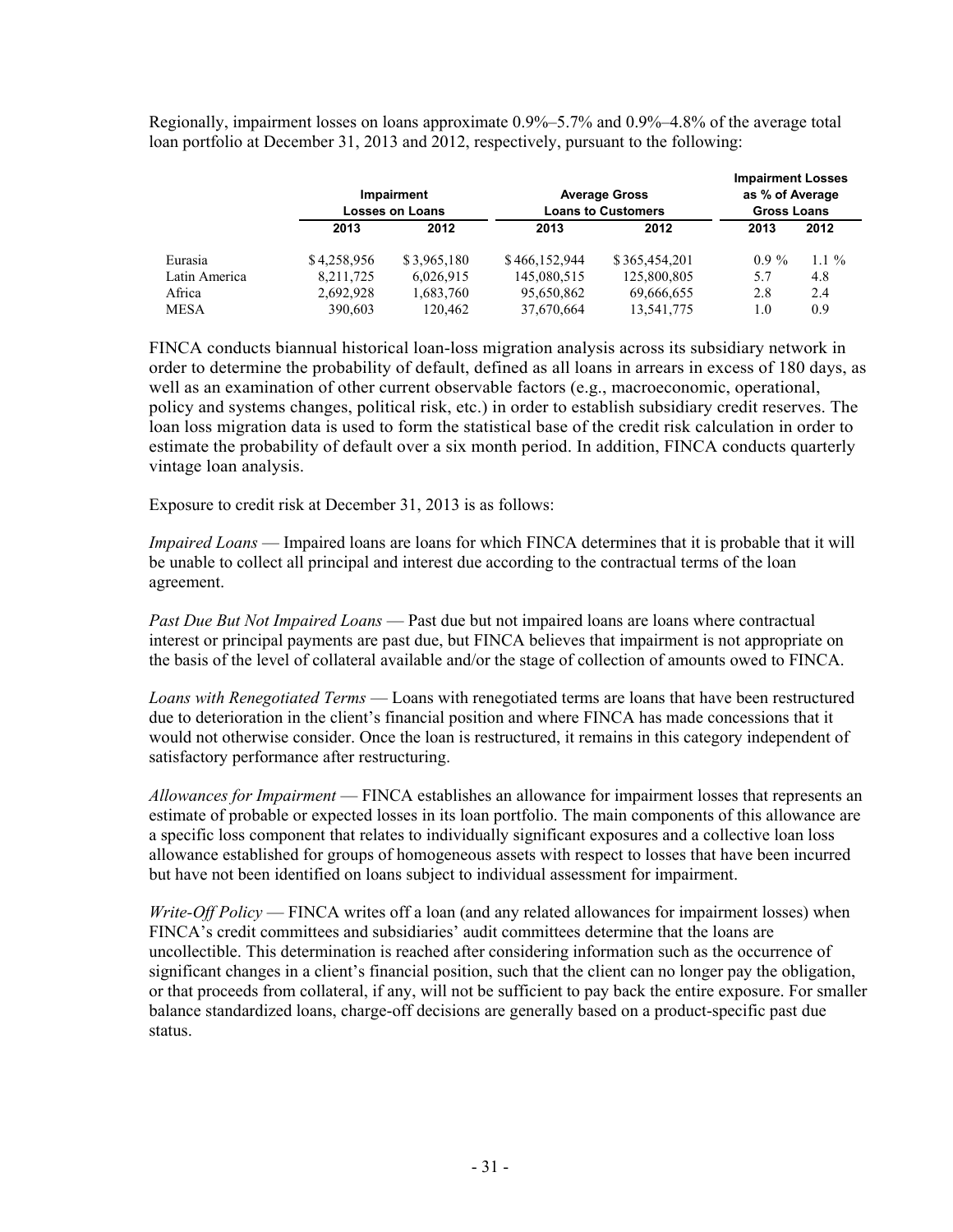Regionally, impairment losses on loans approximate 0.9%–5.7% and 0.9%–4.8% of the average total loan portfolio at December 31, 2013 and 2012, respectively, pursuant to the following:

| | Impairment Losses on Loans | | Average Gross Loans to Customers | | Impairment Losses as % of Average Gross Loans | |
|---|---|---|---|---|---|---|
| | 2013 | 2012 | 2013 | 2012 | 2013 | 2012 |
| Eurasia | $ 4,258,956 | $ 3,965,180 | $ 466,152,944 | $ 365,454,201 | 0.9 % | 1.1 % |
| Latin America | 8,211,725 | 6,026,915 | 145,080,515 | 125,800,805 | 5.7 | 4.8 |
| Africa | 2,692,928 | 1,683,760 | 95,650,862 | 69,666,655 | 2.8 | 2.4 |
| MESA | 390,603 | 120,462 | 37,670,664 | 13,541,775 | 1.0 | 0.9 |

FINCA conducts biannual historical loan-loss migration analysis across its subsidiary network in order to determine the probability of default, defined as all loans in arrears in excess of 180 days, as well as an examination of other current observable factors (e.g., macroeconomic, operational, policy and systems changes, political risk, etc.) in order to establish subsidiary credit reserves. The loan loss migration data is used to form the statistical base of the credit risk calculation in order to estimate the probability of default over a six month period. In addition, FINCA conducts quarterly vintage loan analysis.

Exposure to credit risk at December 31, 2013 is as follows:

*Impaired Loans* — Impaired loans are loans for which FINCA determines that it is probable that it will be unable to collect all principal and interest due according to the contractual terms of the loan agreement.

*Past Due But Not Impaired Loans* — Past due but not impaired loans are loans where contractual interest or principal payments are past due, but FINCA believes that impairment is not appropriate on the basis of the level of collateral available and/or the stage of collection of amounts owed to FINCA.

*Loans with Renegotiated Terms* — Loans with renegotiated terms are loans that have been restructured due to deterioration in the client's financial position and where FINCA has made concessions that it would not otherwise consider. Once the loan is restructured, it remains in this category independent of satisfactory performance after restructuring.

*Allowances for Impairment* — FINCA establishes an allowance for impairment losses that represents an estimate of probable or expected losses in its loan portfolio. The main components of this allowance are a specific loss component that relates to individually significant exposures and a collective loan loss allowance established for groups of homogeneous assets with respect to losses that have been incurred but have not been identified on loans subject to individual assessment for impairment.

*Write-Off Policy* — FINCA writes off a loan (and any related allowances for impairment losses) when FINCA's credit committees and subsidiaries' audit committees determine that the loans are uncollectible. This determination is reached after considering information such as the occurrence of significant changes in a client's financial position, such that the client can no longer pay the obligation, or that proceeds from collateral, if any, will not be sufficient to pay back the entire exposure. For smaller balance standardized loans, charge-off decisions are generally based on a product-specific past due status.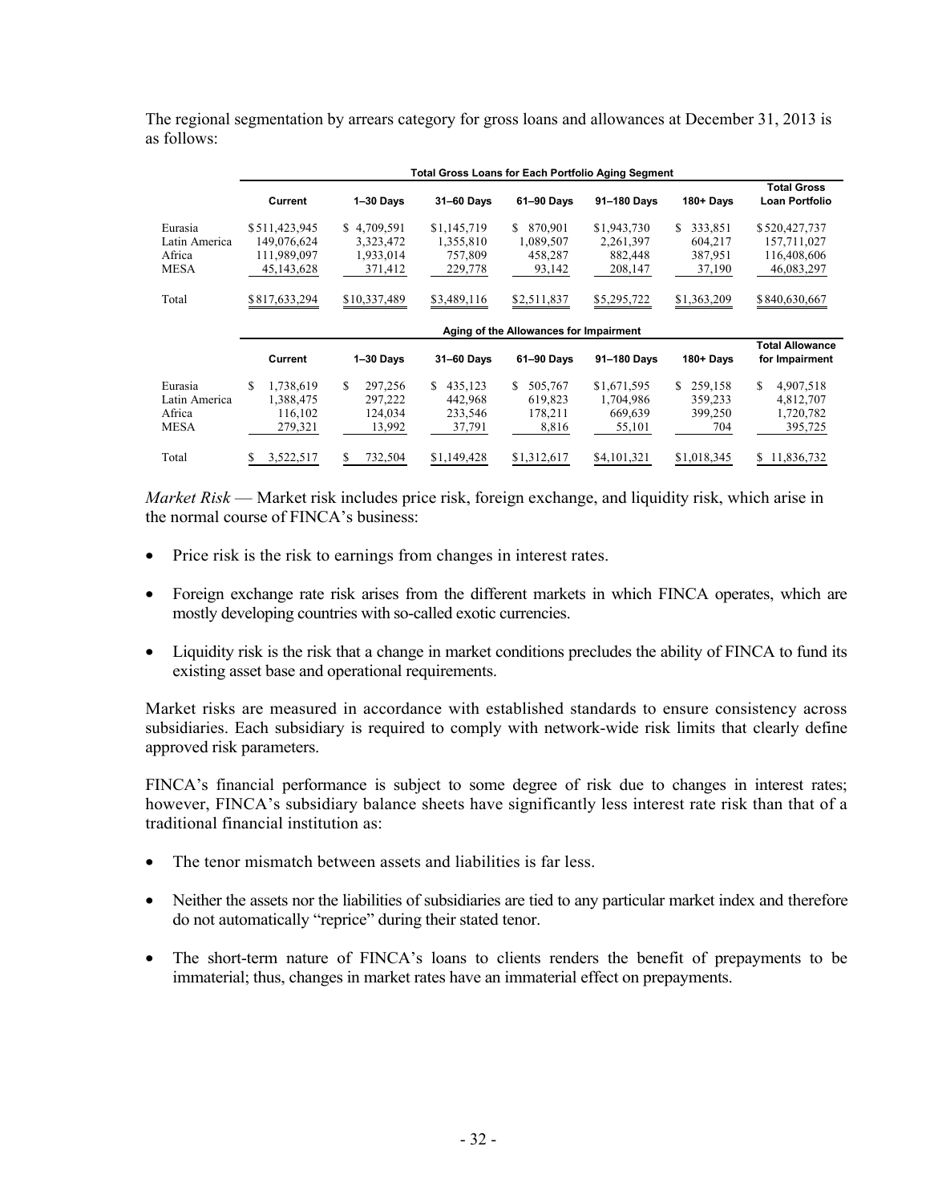The regional segmentation by arrears category for gross loans and allowances at December 31, 2013 is as follows:

| | Total Gross Loans for Each Portfolio Aging Segment | | | | | | |
|---|---|---|---|---|---|---|---|
| | Current | 1–30 Days | 31–60 Days | 61–90 Days | 91–180 Days | 180+ Days | Total Gross Loan Portfolio |
| Eurasia | $511,423,945 | $ 4,709,591 | $1,145,719 | $ 870,901 | $1,943,730 | $ 333,851 | $520,427,737 |
| Latin America | 149,076,624 | 3,323,472 | 1,355,810 | 1,089,507 | 2,261,397 | 604,217 | 157,711,027 |
| Africa | 111,989,097 | 1,933,014 | 757,809 | 458,287 | 882,448 | 387,951 | 116,408,606 |
| MESA | 45,143,628 | 371,412 | 229,778 | 93,142 | 208,147 | 37,190 | 46,083,297 |
| Total | $817,633,294 | $10,337,489 | $3,489,116 | $2,511,837 | $5,295,722 | $1,363,209 | $840,630,667 |

| | Aging of the Allowances for Impairment | | | | | | |
|---|---|---|---|---|---|---|---|
| | Current | 1–30 Days | 31–60 Days | 61–90 Days | 91–180 Days | 180+ Days | Total Allowance for Impairment |
| Eurasia | $ 1,738,619 | $ 297,256 | $ 435,123 | $ 505,767 | $1,671,595 | $ 259,158 | $ 4,907,518 |
| Latin America | 1,388,475 | 297,222 | 442,968 | 619,823 | 1,704,986 | 359,233 | 4,812,707 |
| Africa | 116,102 | 124,034 | 233,546 | 178,211 | 669,639 | 399,250 | 1,720,782 |
| MESA | 279,321 | 13,992 | 37,791 | 8,816 | 55,101 | 704 | 395,725 |
| Total | $ 3,522,517 | $ 732,504 | $1,149,428 | $1,312,617 | $4,101,321 | $1,018,345 | $ 11,836,732 |

*Market Risk* — Market risk includes price risk, foreign exchange, and liquidity risk, which arise in the normal course of FINCA's business:

- Price risk is the risk to earnings from changes in interest rates.
- Foreign exchange rate risk arises from the different markets in which FINCA operates, which are mostly developing countries with so-called exotic currencies.
- Liquidity risk is the risk that a change in market conditions precludes the ability of FINCA to fund its existing asset base and operational requirements.

Market risks are measured in accordance with established standards to ensure consistency across subsidiaries. Each subsidiary is required to comply with network-wide risk limits that clearly define approved risk parameters.

FINCA's financial performance is subject to some degree of risk due to changes in interest rates; however, FINCA's subsidiary balance sheets have significantly less interest rate risk than that of a traditional financial institution as:

- The tenor mismatch between assets and liabilities is far less.
- Neither the assets nor the liabilities of subsidiaries are tied to any particular market index and therefore do not automatically "reprice" during their stated tenor.
- The short-term nature of FINCA's loans to clients renders the benefit of prepayments to be immaterial; thus, changes in market rates have an immaterial effect on prepayments.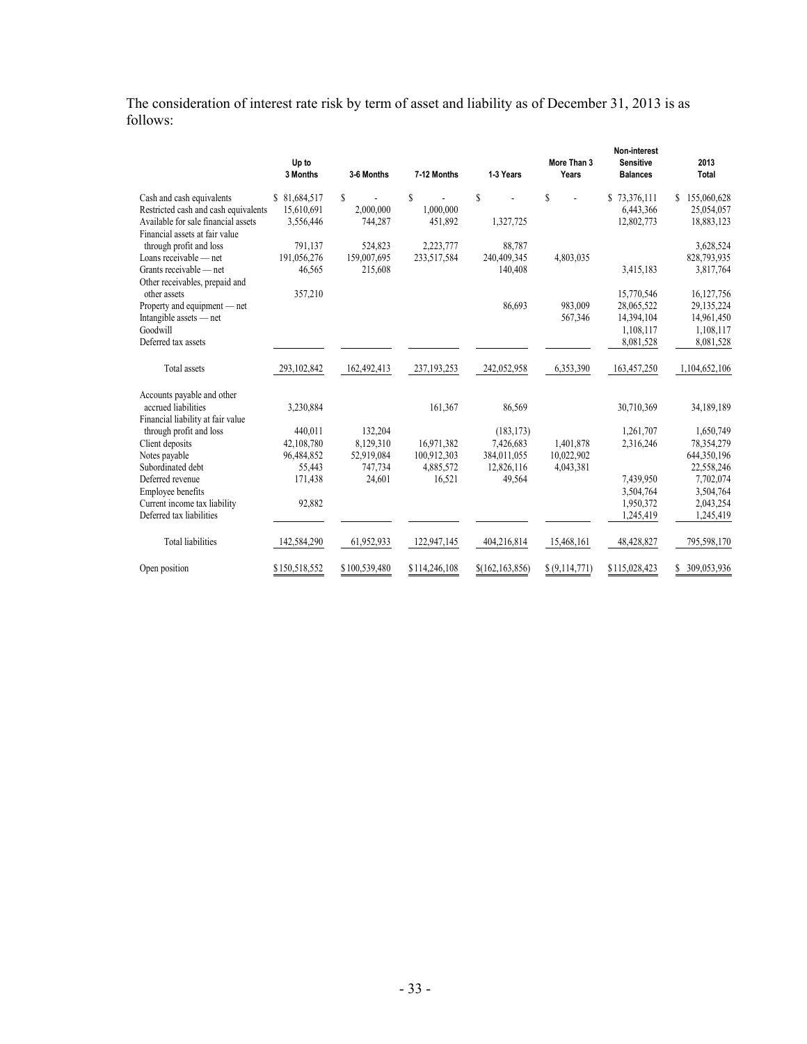The consideration of interest rate risk by term of asset and liability as of December 31, 2013 is as follows:

| | Up to 3 Months | 3-6 Months | 7-12 Months | 1-3 Years | More Than 3 Years | Non-interest Sensitive Balances | 2013 Total |
|---|---|---|---|---|---|---|---|
| Cash and cash equivalents | $ 81,684,517 | $ - | $ - | $ - | $ - | $ 73,376,111 | $ 155,060,628 |
| Restricted cash and cash equivalents | 15,610,691 | 2,000,000 | 1,000,000 | | | 6,443,366 | 25,054,057 |
| Available for sale financial assets | 3,556,446 | 744,287 | 451,892 | 1,327,725 | | 12,802,773 | 18,883,123 |
| Financial assets at fair value through profit and loss | 791,137 | 524,823 | 2,223,777 | 88,787 | | | 3,628,524 |
| Loans receivable — net | 191,056,276 | 159,007,695 | 233,517,584 | 240,409,345 | 4,803,035 | | 828,793,935 |
| Grants receivable — net | 46,565 | 215,608 | | 140,408 | | 3,415,183 | 3,817,764 |
| Other receivables, prepaid and other assets | 357,210 | | | | | 15,770,546 | 16,127,756 |
| Property and equipment — net | | | | 86,693 | 983,009 | 28,065,522 | 29,135,224 |
| Intangible assets — net | | | | | 567,346 | 14,394,104 | 14,961,450 |
| Goodwill | | | | | | 1,108,117 | 1,108,117 |
| Deferred tax assets | | | | | | 8,081,528 | 8,081,528 |
| Total assets | 293,102,842 | 162,492,413 | 237,193,253 | 242,052,958 | 6,353,390 | 163,457,250 | 1,104,652,106 |
| Accounts payable and other accrued liabilities | 3,230,884 | | 161,367 | 86,569 | | 30,710,369 | 34,189,189 |
| Financial liability at fair value through profit and loss | 440,011 | 132,204 | | (183,173) | | 1,261,707 | 1,650,749 |
| Client deposits | 42,108,780 | 8,129,310 | 16,971,382 | 7,426,683 | 1,401,878 | 2,316,246 | 78,354,279 |
| Notes payable | 96,484,852 | 52,919,084 | 100,912,303 | 384,011,055 | 10,022,902 | | 644,350,196 |
| Subordinated debt | 55,443 | 747,734 | 4,885,572 | 12,826,116 | 4,043,381 | | 22,558,246 |
| Deferred revenue | 171,438 | 24,601 | 16,521 | 49,564 | | 7,439,950 | 7,702,074 |
| Employee benefits | | | | | | 3,504,764 | 3,504,764 |
| Current income tax liability | 92,882 | | | | | 1,950,372 | 2,043,254 |
| Deferred tax liabilities | | | | | | 1,245,419 | 1,245,419 |
| Total liabilities | 142,584,290 | 61,952,933 | 122,947,145 | 404,216,814 | 15,468,161 | 48,428,827 | 795,598,170 |
| Open position | $150,518,552 | $100,539,480 | $114,246,108 | $(162,163,856) | $(9,114,771) | $115,028,423 | $ 309,053,936 |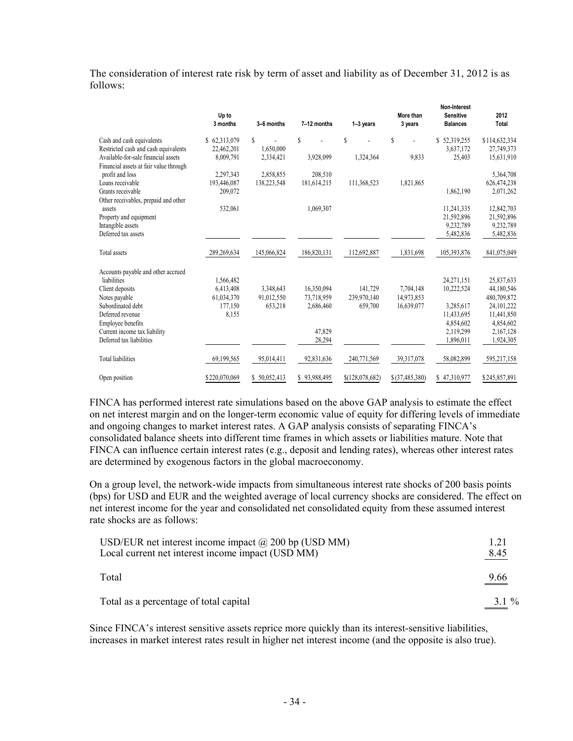The consideration of interest rate risk by term of asset and liability as of December 31, 2012 is as follows:

| | Up to 3 months | 3–6 months | 7–12 months | 1–3 years | More than 3 years | Non-Interest Sensitive Balances | 2012 Total |
|---|---|---|---|---|---|---|---|
| Cash and cash equivalents | $ 62,313,079 | $ - | $ - | $ - | $ - | $ 52,319,255 | $114,632,334 |
| Restricted cash and cash equivalents | 22,462,201 | 1,650,000 | | | | 3,637,172 | 27,749,373 |
| Available-for-sale financial assets | 8,009,791 | 2,334,421 | 3,928,099 | 1,324,364 | 9,833 | 25,403 | 15,631,910 |
| Financial assets at fair value through profit and loss | 2,297,343 | 2,858,855 | 208,510 | | | | 5,364,708 |
| Loans receivable | 193,446,087 | 138,223,548 | 181,614,215 | 111,368,523 | 1,821,865 | | 626,474,238 |
| Grants receivable | 209,072 | | | | | 1,862,190 | 2,071,262 |
| Other receivables, prepaid and other assets | 532,061 | | 1,069,307 | | | 11,241,335 | 12,842,703 |
| Property and equipment | | | | | | 21,592,896 | 21,592,896 |
| Intangible assets | | | | | | 9,232,789 | 9,232,789 |
| Deferred tax assets | | | | | | 5,482,836 | 5,482,836 |
| Total assets | 289,269,634 | 145,066,824 | 186,820,131 | 112,692,887 | 1,831,698 | 105,393,876 | 841,075,049 |
| Accounts payable and other accrued liabilities | 1,566,482 | | | | | 24,271,151 | 25,837,633 |
| Client deposits | 6,413,408 | 3,348,643 | 16,350,094 | 141,729 | 7,704,148 | 10,222,524 | 44,180,546 |
| Notes payable | 61,034,370 | 91,012,550 | 73,718,959 | 239,970,140 | 14,973,853 | | 480,709,872 |
| Subordinated debt | 177,150 | 653,218 | 2,686,460 | 659,700 | 16,639,077 | 3,285,617 | 24,101,222 |
| Deferred revenue | 8,155 | | | | | 11,433,695 | 11,441,850 |
| Employee benefits | | | | | | 4,854,602 | 4,854,602 |
| Current income tax liability | | | 47,829 | | | 2,119,299 | 2,167,128 |
| Deferred tax liabilities | | | 28,294 | | | 1,896,011 | 1,924,305 |
| Total liabilities | 69,199,565 | 95,014,411 | 92,831,636 | 240,771,569 | 39,317,078 | 58,082,899 | 595,217,158 |
| Open position | $220,070,069 | $ 50,052,413 | $ 93,988,495 | $(128,078,682) | $ (37,485,380) | $ 47,310,977 | $245,857,891 |

FINCA has performed interest rate simulations based on the above GAP analysis to estimate the effect on net interest margin and on the longer-term economic value of equity for differing levels of immediate and ongoing changes to market interest rates. A GAP analysis consists of separating FINCA's consolidated balance sheets into different time frames in which assets or liabilities mature. Note that FINCA can influence certain interest rates (e.g., deposit and lending rates), whereas other interest rates are determined by exogenous factors in the global macroeconomy.

On a group level, the network-wide impacts from simultaneous interest rate shocks of 200 basis points (bps) for USD and EUR and the weighted average of local currency shocks are considered. The effect on net interest income for the year and consolidated net consolidated equity from these assumed interest rate shocks are as follows:

| | |
|---|---|
| USD/EUR net interest income impact @ 200 bp (USD MM) | 1.21 |
| Local current net interest income impact (USD MM) | 8.45 |
| Total | 9.66 |
| Total as a percentage of total capital | 3.1 % |

Since FINCA's interest sensitive assets reprice more quickly than its interest-sensitive liabilities, increases in market interest rates result in higher net interest income (and the opposite is also true).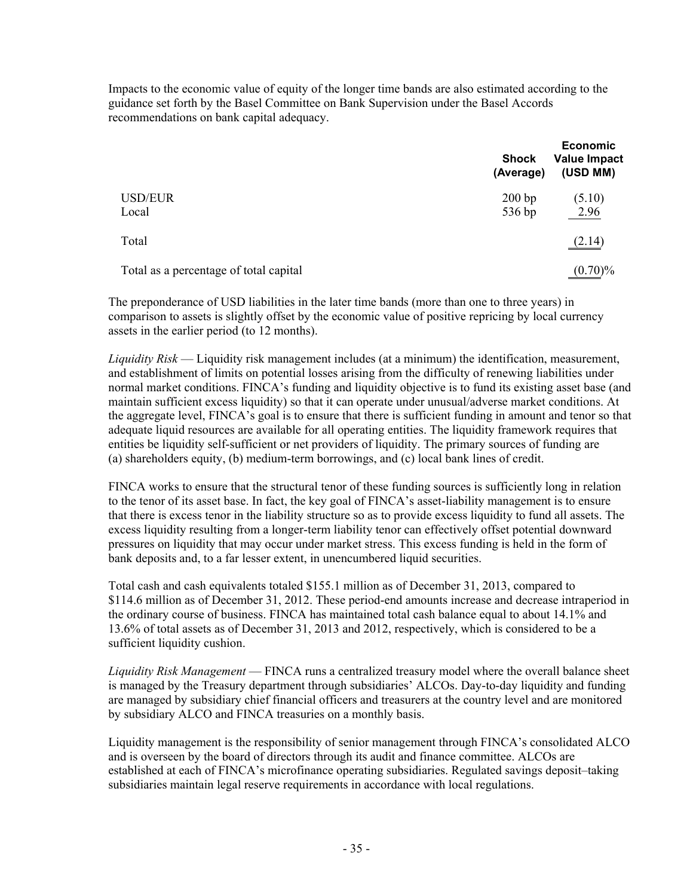Impacts to the economic value of equity of the longer time bands are also estimated according to the guidance set forth by the Basel Committee on Bank Supervision under the Basel Accords recommendations on bank capital adequacy.

| | Shock (Average) | Economic Value Impact (USD MM) |
|---|---|---|
| USD/EUR | 200 bp | (5.10) |
| Local | 536 bp | 2.96 |
| Total | | (2.14) |
| Total as a percentage of total capital | | (0.70)% |

The preponderance of USD liabilities in the later time bands (more than one to three years) in comparison to assets is slightly offset by the economic value of positive repricing by local currency assets in the earlier period (to 12 months).

*Liquidity Risk* — Liquidity risk management includes (at a minimum) the identification, measurement, and establishment of limits on potential losses arising from the difficulty of renewing liabilities under normal market conditions. FINCA's funding and liquidity objective is to fund its existing asset base (and maintain sufficient excess liquidity) so that it can operate under unusual/adverse market conditions. At the aggregate level, FINCA's goal is to ensure that there is sufficient funding in amount and tenor so that adequate liquid resources are available for all operating entities. The liquidity framework requires that entities be liquidity self-sufficient or net providers of liquidity. The primary sources of funding are (a) shareholders equity, (b) medium-term borrowings, and (c) local bank lines of credit.

FINCA works to ensure that the structural tenor of these funding sources is sufficiently long in relation to the tenor of its asset base. In fact, the key goal of FINCA's asset-liability management is to ensure that there is excess tenor in the liability structure so as to provide excess liquidity to fund all assets. The excess liquidity resulting from a longer-term liability tenor can effectively offset potential downward pressures on liquidity that may occur under market stress. This excess funding is held in the form of bank deposits and, to a far lesser extent, in unencumbered liquid securities.

Total cash and cash equivalents totaled $155.1 million as of December 31, 2013, compared to $114.6 million as of December 31, 2012. These period-end amounts increase and decrease intraperiod in the ordinary course of business. FINCA has maintained total cash balance equal to about 14.1% and 13.6% of total assets as of December 31, 2013 and 2012, respectively, which is considered to be a sufficient liquidity cushion.

*Liquidity Risk Management* — FINCA runs a centralized treasury model where the overall balance sheet is managed by the Treasury department through subsidiaries' ALCOs. Day-to-day liquidity and funding are managed by subsidiary chief financial officers and treasurers at the country level and are monitored by subsidiary ALCO and FINCA treasuries on a monthly basis.

Liquidity management is the responsibility of senior management through FINCA's consolidated ALCO and is overseen by the board of directors through its audit and finance committee. ALCOs are established at each of FINCA's microfinance operating subsidiaries. Regulated savings deposit–taking subsidiaries maintain legal reserve requirements in accordance with local regulations.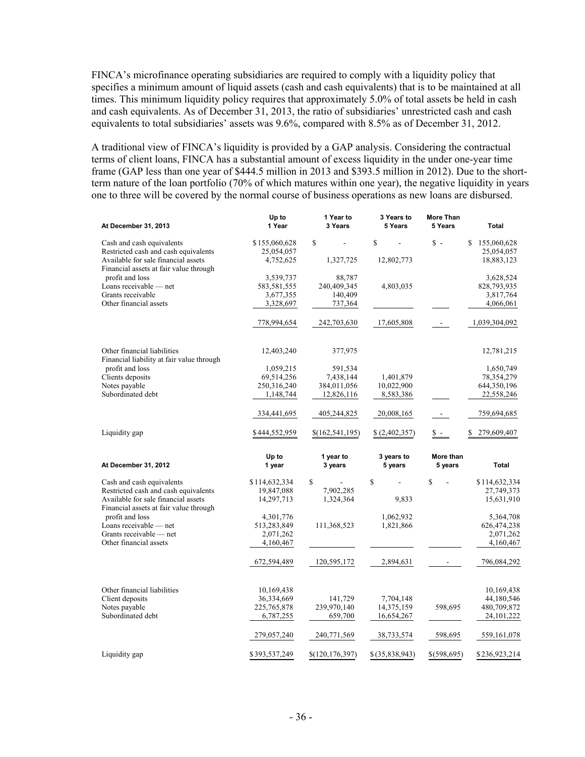FINCA's microfinance operating subsidiaries are required to comply with a liquidity policy that specifies a minimum amount of liquid assets (cash and cash equivalents) that is to be maintained at all times. This minimum liquidity policy requires that approximately 5.0% of total assets be held in cash and cash equivalents. As of December 31, 2013, the ratio of subsidiaries' unrestricted cash and cash equivalents to total subsidiaries' assets was 9.6%, compared with 8.5% as of December 31, 2012.

A traditional view of FINCA's liquidity is provided by a GAP analysis. Considering the contractual terms of client loans, FINCA has a substantial amount of excess liquidity in the under one-year time frame (GAP less than one year of $444.5 million in 2013 and $393.5 million in 2012). Due to the short-term nature of the loan portfolio (70% of which matures within one year), the negative liquidity in years one to three will be covered by the normal course of business operations as new loans are disbursed.

| At December 31, 2013 | Up to 1 Year | 1 Year to 3 Years | 3 Years to 5 Years | More Than 5 Years | Total |
|---|---|---|---|---|---|
| Cash and cash equivalents | $155,060,628 | $ - | $ - | $ - | $ 155,060,628 |
| Restricted cash and cash equivalents | 25,054,057 | | | | 25,054,057 |
| Available for sale financial assets | 4,752,625 | 1,327,725 | 12,802,773 | | 18,883,123 |
| Financial assets at fair value through profit and loss | 3,539,737 | 88,787 | | | 3,628,524 |
| Loans receivable — net | 583,581,555 | 240,409,345 | 4,803,035 | | 828,793,935 |
| Grants receivable | 3,677,355 | 140,409 | | | 3,817,764 |
| Other financial assets | 3,328,697 | 737,364 | | | 4,066,061 |
| | 778,994,654 | 242,703,630 | 17,605,808 | - | 1,039,304,092 |
| Other financial liabilities | 12,403,240 | 377,975 | | | 12,781,215 |
| Financial liability at fair value through profit and loss | 1,059,215 | 591,534 | | | 1,650,749 |
| Clients deposits | 69,514,256 | 7,438,144 | 1,401,879 | | 78,354,279 |
| Notes payable | 250,316,240 | 384,011,056 | 10,022,900 | | 644,350,196 |
| Subordinated debt | 1,148,744 | 12,826,116 | 8,583,386 | | 22,558,246 |
| | 334,441,695 | 405,244,825 | 20,008,165 | - | 759,694,685 |
| Liquidity gap | $444,552,959 | $(162,541,195) | $ (2,402,357) | $ - | $ 279,609,407 |

| At December 31, 2012 | Up to 1 year | 1 year to 3 years | 3 years to 5 years | More than 5 years | Total |
|---|---|---|---|---|---|
| Cash and cash equivalents | $114,632,334 | $ - | $ - | $ - | $114,632,334 |
| Restricted cash and cash equivalents | 19,847,088 | 7,902,285 | | | 27,749,373 |
| Available for sale financial assets | 14,297,713 | 1,324,364 | 9,833 | | 15,631,910 |
| Financial assets at fair value through profit and loss | 4,301,776 | | 1,062,932 | | 5,364,708 |
| Loans receivable — net | 513,283,849 | 111,368,523 | 1,821,866 | | 626,474,238 |
| Grants receivable — net | 2,071,262 | | | | 2,071,262 |
| Other financial assets | 4,160,467 | | | | 4,160,467 |
| | 672,594,489 | 120,595,172 | 2,894,631 | - | 796,084,292 |
| Other financial liabilities | 10,169,438 | | | | 10,169,438 |
| Client deposits | 36,334,669 | 141,729 | 7,704,148 | | 44,180,546 |
| Notes payable | 225,765,878 | 239,970,140 | 14,375,159 | 598,695 | 480,709,872 |
| Subordinated debt | 6,787,255 | 659,700 | 16,654,267 | | 24,101,222 |
| | 279,057,240 | 240,771,569 | 38,733,574 | 598,695 | 559,161,078 |
| Liquidity gap | $393,537,249 | $(120,176,397) | $(35,838,943) | $(598,695) | $236,923,214 |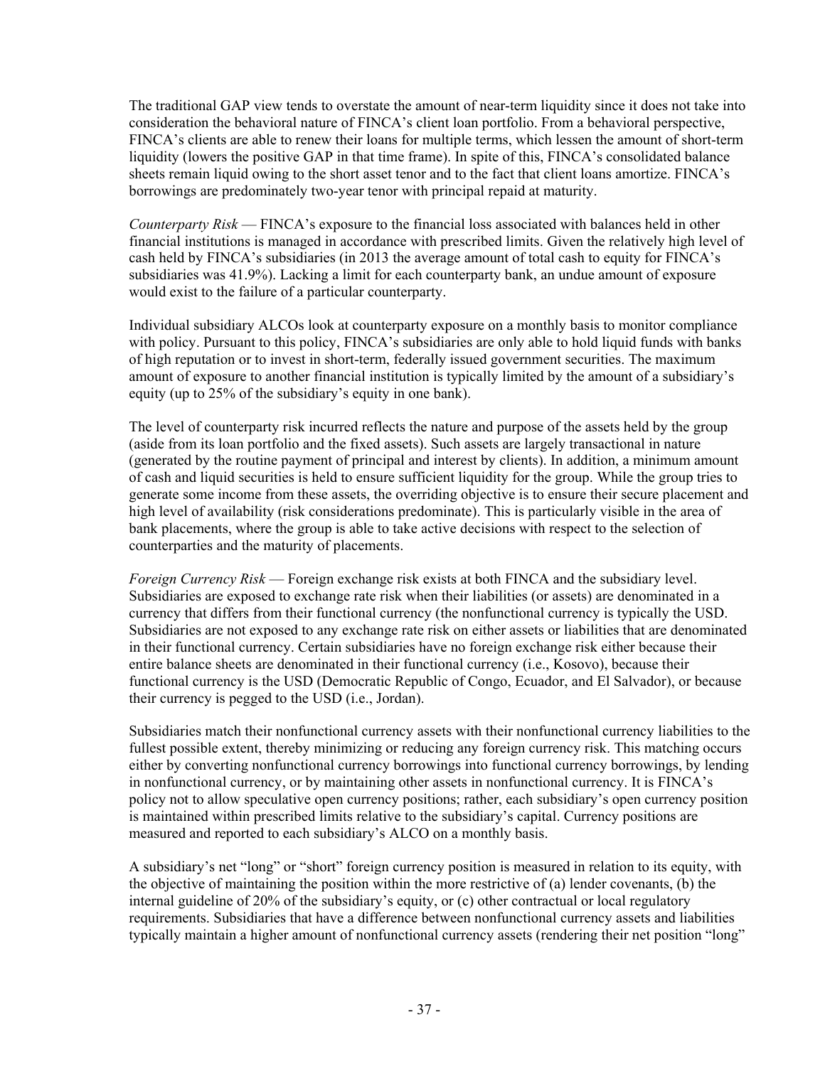The traditional GAP view tends to overstate the amount of near-term liquidity since it does not take into consideration the behavioral nature of FINCA's client loan portfolio. From a behavioral perspective, FINCA's clients are able to renew their loans for multiple terms, which lessen the amount of short-term liquidity (lowers the positive GAP in that time frame). In spite of this, FINCA's consolidated balance sheets remain liquid owing to the short asset tenor and to the fact that client loans amortize. FINCA's borrowings are predominately two-year tenor with principal repaid at maturity.

*Counterparty Risk* — FINCA's exposure to the financial loss associated with balances held in other financial institutions is managed in accordance with prescribed limits. Given the relatively high level of cash held by FINCA's subsidiaries (in 2013 the average amount of total cash to equity for FINCA's subsidiaries was 41.9%). Lacking a limit for each counterparty bank, an undue amount of exposure would exist to the failure of a particular counterparty.

Individual subsidiary ALCOs look at counterparty exposure on a monthly basis to monitor compliance with policy. Pursuant to this policy, FINCA's subsidiaries are only able to hold liquid funds with banks of high reputation or to invest in short-term, federally issued government securities. The maximum amount of exposure to another financial institution is typically limited by the amount of a subsidiary's equity (up to 25% of the subsidiary's equity in one bank).

The level of counterparty risk incurred reflects the nature and purpose of the assets held by the group (aside from its loan portfolio and the fixed assets). Such assets are largely transactional in nature (generated by the routine payment of principal and interest by clients). In addition, a minimum amount of cash and liquid securities is held to ensure sufficient liquidity for the group. While the group tries to generate some income from these assets, the overriding objective is to ensure their secure placement and high level of availability (risk considerations predominate). This is particularly visible in the area of bank placements, where the group is able to take active decisions with respect to the selection of counterparties and the maturity of placements.

*Foreign Currency Risk* — Foreign exchange risk exists at both FINCA and the subsidiary level. Subsidiaries are exposed to exchange rate risk when their liabilities (or assets) are denominated in a currency that differs from their functional currency (the nonfunctional currency is typically the USD. Subsidiaries are not exposed to any exchange rate risk on either assets or liabilities that are denominated in their functional currency. Certain subsidiaries have no foreign exchange risk either because their entire balance sheets are denominated in their functional currency (i.e., Kosovo), because their functional currency is the USD (Democratic Republic of Congo, Ecuador, and El Salvador), or because their currency is pegged to the USD (i.e., Jordan).

Subsidiaries match their nonfunctional currency assets with their nonfunctional currency liabilities to the fullest possible extent, thereby minimizing or reducing any foreign currency risk. This matching occurs either by converting nonfunctional currency borrowings into functional currency borrowings, by lending in nonfunctional currency, or by maintaining other assets in nonfunctional currency. It is FINCA's policy not to allow speculative open currency positions; rather, each subsidiary's open currency position is maintained within prescribed limits relative to the subsidiary's capital. Currency positions are measured and reported to each subsidiary's ALCO on a monthly basis.

A subsidiary's net "long" or "short" foreign currency position is measured in relation to its equity, with the objective of maintaining the position within the more restrictive of (a) lender covenants, (b) the internal guideline of 20% of the subsidiary's equity, or (c) other contractual or local regulatory requirements. Subsidiaries that have a difference between nonfunctional currency assets and liabilities typically maintain a higher amount of nonfunctional currency assets (rendering their net position "long"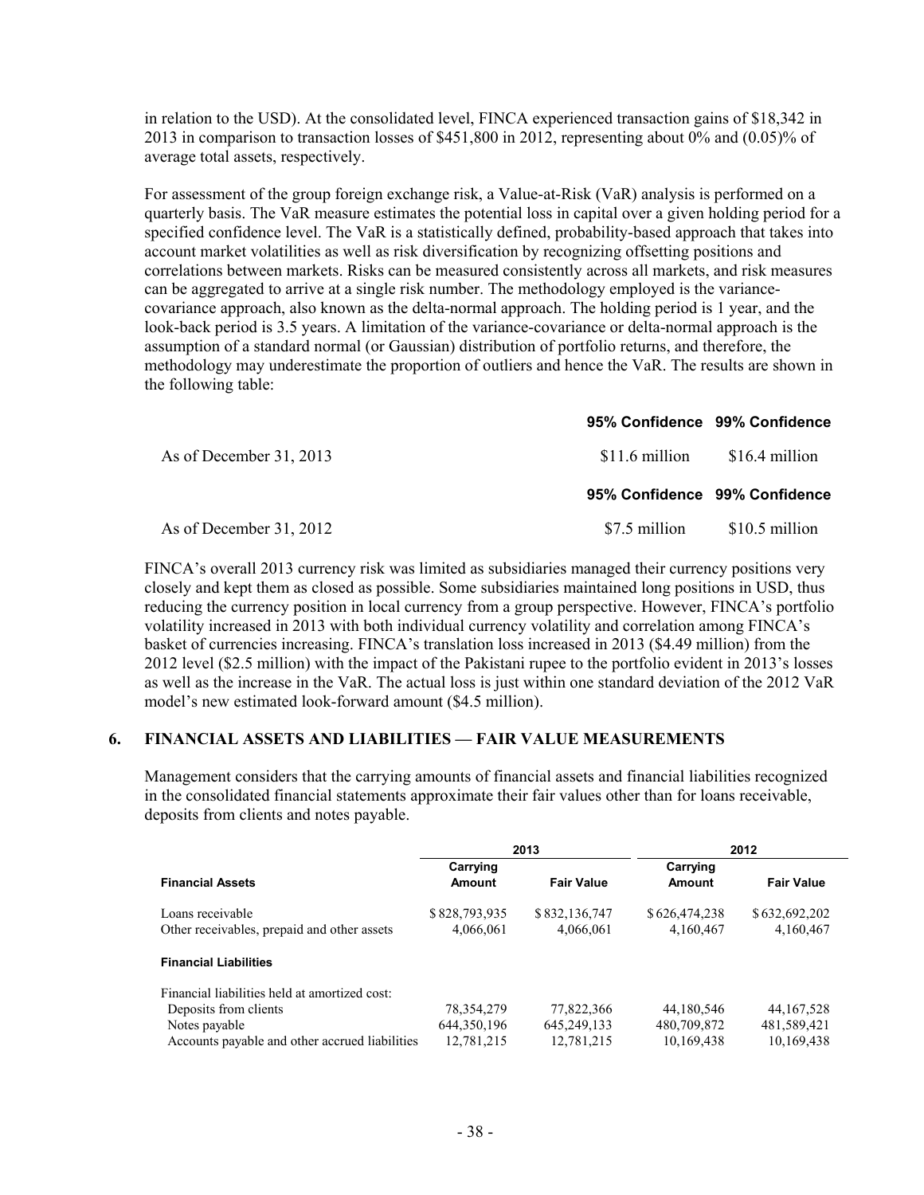in relation to the USD). At the consolidated level, FINCA experienced transaction gains of $18,342 in 2013 in comparison to transaction losses of $451,800 in 2012, representing about 0% and (0.05)% of average total assets, respectively.

For assessment of the group foreign exchange risk, a Value-at-Risk (VaR) analysis is performed on a quarterly basis. The VaR measure estimates the potential loss in capital over a given holding period for a specified confidence level. The VaR is a statistically defined, probability-based approach that takes into account market volatilities as well as risk diversification by recognizing offsetting positions and correlations between markets. Risks can be measured consistently across all markets, and risk measures can be aggregated to arrive at a single risk number. The methodology employed is the variance-covariance approach, also known as the delta-normal approach. The holding period is 1 year, and the look-back period is 3.5 years. A limitation of the variance-covariance or delta-normal approach is the assumption of a standard normal (or Gaussian) distribution of portfolio returns, and therefore, the methodology may underestimate the proportion of outliers and hence the VaR. The results are shown in the following table:

| | 95% Confidence | 99% Confidence |
|---|---|---|
| As of December 31, 2013 | $11.6 million | $16.4 million |
| | **95% Confidence** | **99% Confidence** |
| As of December 31, 2012 | $7.5 million | $10.5 million |

FINCA's overall 2013 currency risk was limited as subsidiaries managed their currency positions very closely and kept them as closed as possible. Some subsidiaries maintained long positions in USD, thus reducing the currency position in local currency from a group perspective. However, FINCA's portfolio volatility increased in 2013 with both individual currency volatility and correlation among FINCA's basket of currencies increasing. FINCA's translation loss increased in 2013 ($4.49 million) from the 2012 level ($2.5 million) with the impact of the Pakistani rupee to the portfolio evident in 2013's losses as well as the increase in the VaR. The actual loss is just within one standard deviation of the 2012 VaR model's new estimated look-forward amount ($4.5 million).

## 6. FINANCIAL ASSETS AND LIABILITIES — FAIR VALUE MEASUREMENTS

Management considers that the carrying amounts of financial assets and financial liabilities recognized in the consolidated financial statements approximate their fair values other than for loans receivable, deposits from clients and notes payable.

| | 2013 | | 2012 | |
|---|---|---|---|---|
| **Financial Assets** | **Carrying Amount** | **Fair Value** | **Carrying Amount** | **Fair Value** |
| Loans receivable | $ 828,793,935 | $ 832,136,747 | $ 626,474,238 | $ 632,692,202 |
| Other receivables, prepaid and other assets | 4,066,061 | 4,066,061 | 4,160,467 | 4,160,467 |
| **Financial Liabilities** | | | | |
| Financial liabilities held at amortized cost: | | | | |
| Deposits from clients | 78,354,279 | 77,822,366 | 44,180,546 | 44,167,528 |
| Notes payable | 644,350,196 | 645,249,133 | 480,709,872 | 481,589,421 |
| Accounts payable and other accrued liabilities | 12,781,215 | 12,781,215 | 10,169,438 | 10,169,438 |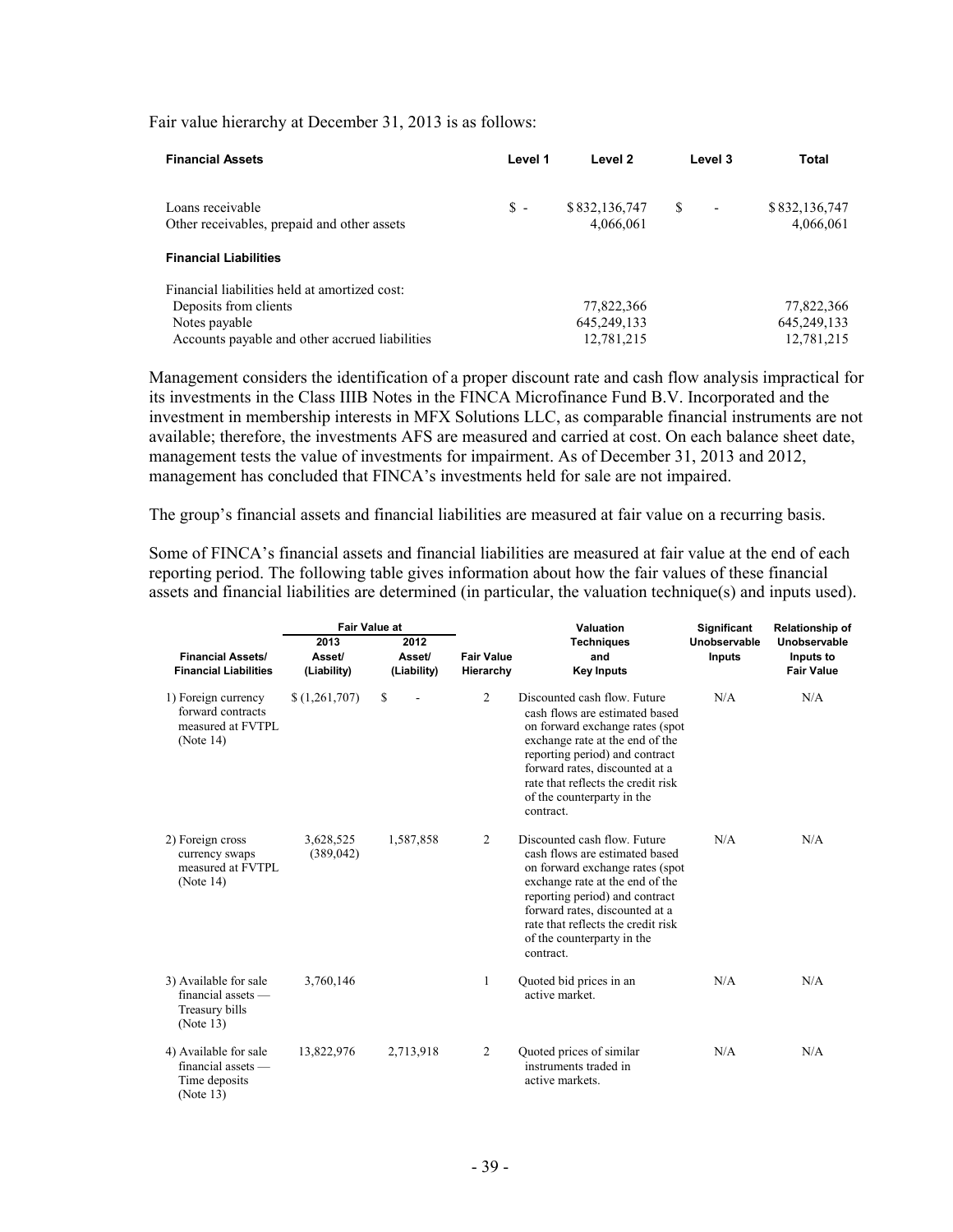Fair value hierarchy at December 31, 2013 is as follows:

| Financial Assets | Level 1 | Level 2 | Level 3 | Total |
|---|---|---|---|---|
| Loans receivable | $ - | $ 832,136,747 | $ - | $ 832,136,747 |
| Other receivables, prepaid and other assets | | 4,066,061 | | 4,066,061 |
| **Financial Liabilities** | | | | |
| Financial liabilities held at amortized cost: | | | | |
| Deposits from clients | | 77,822,366 | | 77,822,366 |
| Notes payable | | 645,249,133 | | 645,249,133 |
| Accounts payable and other accrued liabilities | | 12,781,215 | | 12,781,215 |

Management considers the identification of a proper discount rate and cash flow analysis impractical for its investments in the Class IIIB Notes in the FINCA Microfinance Fund B.V. Incorporated and the investment in membership interests in MFX Solutions LLC, as comparable financial instruments are not available; therefore, the investments AFS are measured and carried at cost. On each balance sheet date, management tests the value of investments for impairment. As of December 31, 2013 and 2012, management has concluded that FINCA's investments held for sale are not impaired.

The group's financial assets and financial liabilities are measured at fair value on a recurring basis.

Some of FINCA's financial assets and financial liabilities are measured at fair value at the end of each reporting period. The following table gives information about how the fair values of these financial assets and financial liabilities are determined (in particular, the valuation technique(s) and inputs used).

| Financial Assets/ Financial Liabilities | Fair Value at 2013 Asset/ (Liability) | Fair Value at 2012 Asset/ (Liability) | Fair Value Hierarchy | Valuation Techniques and Key Inputs | Significant Unobservable Inputs | Relationship of Unobservable Inputs to Fair Value |
|---|---|---|---|---|---|---|
| 1) Foreign currency forward contracts measured at FVTPL (Note 14) | $ (1,261,707) | $ - | 2 | Discounted cash flow. Future cash flows are estimated based on forward exchange rates (spot exchange rate at the end of the reporting period) and contract forward rates, discounted at a rate that reflects the credit risk of the counterparty in the contract. | N/A | N/A |
| 2) Foreign cross currency swaps measured at FVTPL (Note 14) | 3,628,525<br>(389,042) | 1,587,858 | 2 | Discounted cash flow. Future cash flows are estimated based on forward exchange rates (spot exchange rate at the end of the reporting period) and contract forward rates, discounted at a rate that reflects the credit risk of the counterparty in the contract. | N/A | N/A |
| 3) Available for sale financial assets — Treasury bills (Note 13) | 3,760,146 | | 1 | Quoted bid prices in an active market. | N/A | N/A |
| 4) Available for sale financial assets — Time deposits (Note 13) | 13,822,976 | 2,713,918 | 2 | Quoted prices of similar instruments traded in active markets. | N/A | N/A |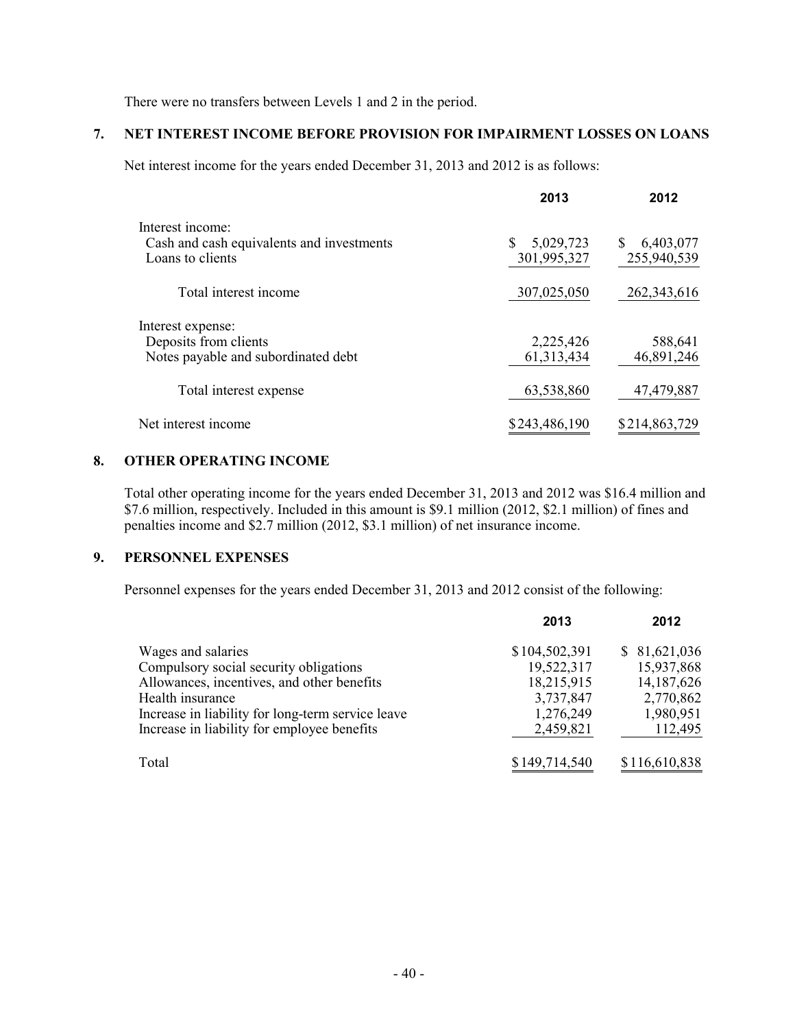There were no transfers between Levels 1 and 2 in the period.

## 7. NET INTEREST INCOME BEFORE PROVISION FOR IMPAIRMENT LOSSES ON LOANS

Net interest income for the years ended December 31, 2013 and 2012 is as follows:

| | 2013 | 2012 |
|---|---|---|
| Interest income: | | |
| Cash and cash equivalents and investments | $ 5,029,723 | $ 6,403,077 |
| Loans to clients | 301,995,327 | 255,940,539 |
| Total interest income | 307,025,050 | 262,343,616 |
| Interest expense: | | |
| Deposits from clients | 2,225,426 | 588,641 |
| Notes payable and subordinated debt | 61,313,434 | 46,891,246 |
| Total interest expense | 63,538,860 | 47,479,887 |
| Net interest income | $243,486,190 | $214,863,729 |

## 8. OTHER OPERATING INCOME

Total other operating income for the years ended December 31, 2013 and 2012 was $16.4 million and $7.6 million, respectively. Included in this amount is $9.1 million (2012, $2.1 million) of fines and penalties income and $2.7 million (2012, $3.1 million) of net insurance income.

## 9. PERSONNEL EXPENSES

Personnel expenses for the years ended December 31, 2013 and 2012 consist of the following:

| | 2013 | 2012 |
|---|---|---|
| Wages and salaries | $104,502,391 | $ 81,621,036 |
| Compulsory social security obligations | 19,522,317 | 15,937,868 |
| Allowances, incentives, and other benefits | 18,215,915 | 14,187,626 |
| Health insurance | 3,737,847 | 2,770,862 |
| Increase in liability for long-term service leave | 1,276,249 | 1,980,951 |
| Increase in liability for employee benefits | 2,459,821 | 112,495 |
| Total | $149,714,540 | $116,610,838 |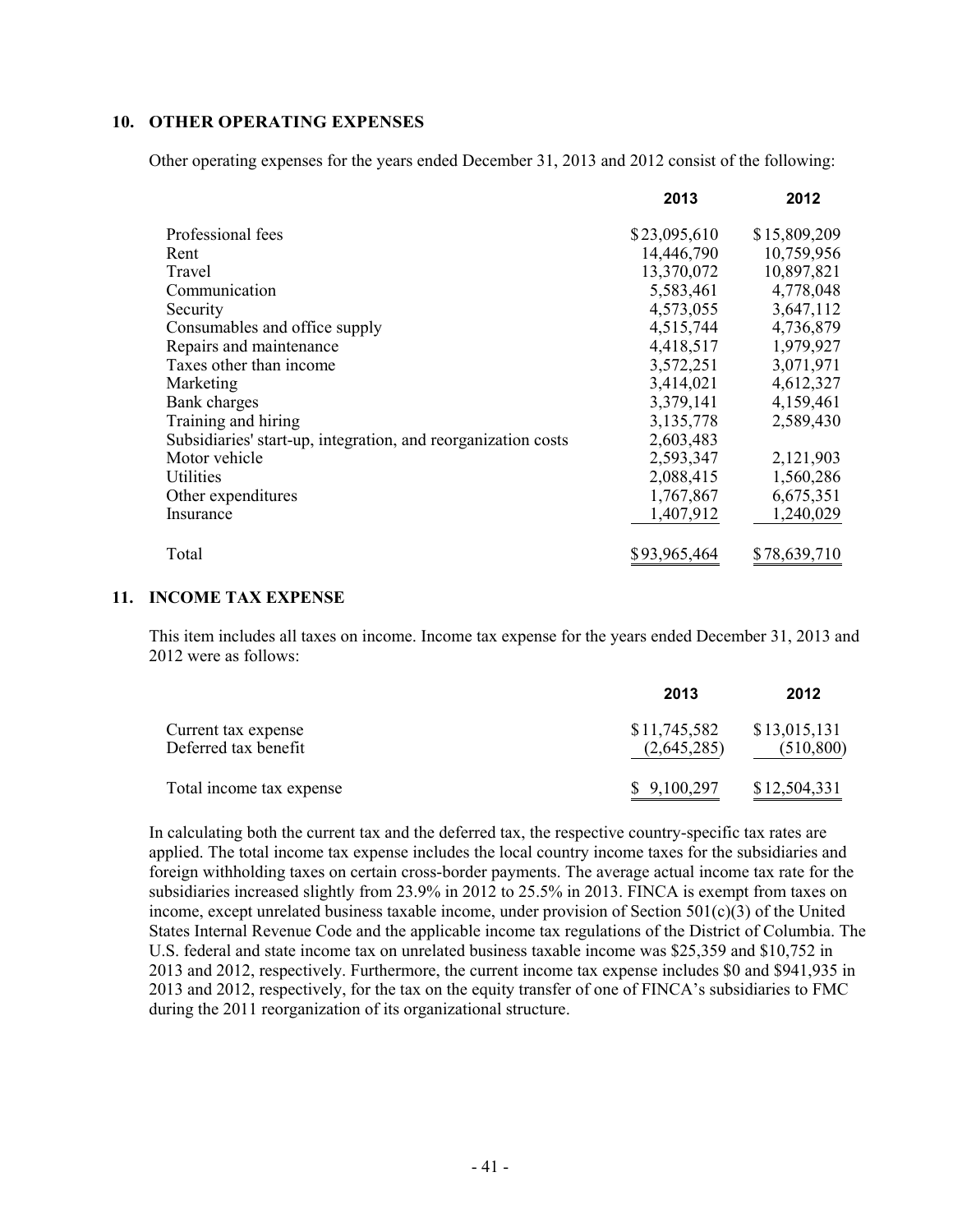## 10. OTHER OPERATING EXPENSES

Other operating expenses for the years ended December 31, 2013 and 2012 consist of the following:

| | 2013 | 2012 |
|---|---|---|
| Professional fees | $23,095,610 | $15,809,209 |
| Rent | 14,446,790 | 10,759,956 |
| Travel | 13,370,072 | 10,897,821 |
| Communication | 5,583,461 | 4,778,048 |
| Security | 4,573,055 | 3,647,112 |
| Consumables and office supply | 4,515,744 | 4,736,879 |
| Repairs and maintenance | 4,418,517 | 1,979,927 |
| Taxes other than income | 3,572,251 | 3,071,971 |
| Marketing | 3,414,021 | 4,612,327 |
| Bank charges | 3,379,141 | 4,159,461 |
| Training and hiring | 3,135,778 | 2,589,430 |
| Subsidiaries' start-up, integration, and reorganization costs | 2,603,483 | |
| Motor vehicle | 2,593,347 | 2,121,903 |
| Utilities | 2,088,415 | 1,560,286 |
| Other expenditures | 1,767,867 | 6,675,351 |
| Insurance | 1,407,912 | 1,240,029 |
| Total | $93,965,464 | $78,639,710 |

## 11. INCOME TAX EXPENSE

This item includes all taxes on income. Income tax expense for the years ended December 31, 2013 and 2012 were as follows:

| | 2013 | 2012 |
|---|---|---|
| Current tax expense | $11,745,582 | $13,015,131 |
| Deferred tax benefit | (2,645,285) | (510,800) |
| Total income tax expense | $ 9,100,297 | $12,504,331 |

In calculating both the current tax and the deferred tax, the respective country-specific tax rates are applied. The total income tax expense includes the local country income taxes for the subsidiaries and foreign withholding taxes on certain cross-border payments. The average actual income tax rate for the subsidiaries increased slightly from 23.9% in 2012 to 25.5% in 2013. FINCA is exempt from taxes on income, except unrelated business taxable income, under provision of Section 501(c)(3) of the United States Internal Revenue Code and the applicable income tax regulations of the District of Columbia. The U.S. federal and state income tax on unrelated business taxable income was $25,359 and $10,752 in 2013 and 2012, respectively. Furthermore, the current income tax expense includes $0 and $941,935 in 2013 and 2012, respectively, for the tax on the equity transfer of one of FINCA's subsidiaries to FMC during the 2011 reorganization of its organizational structure.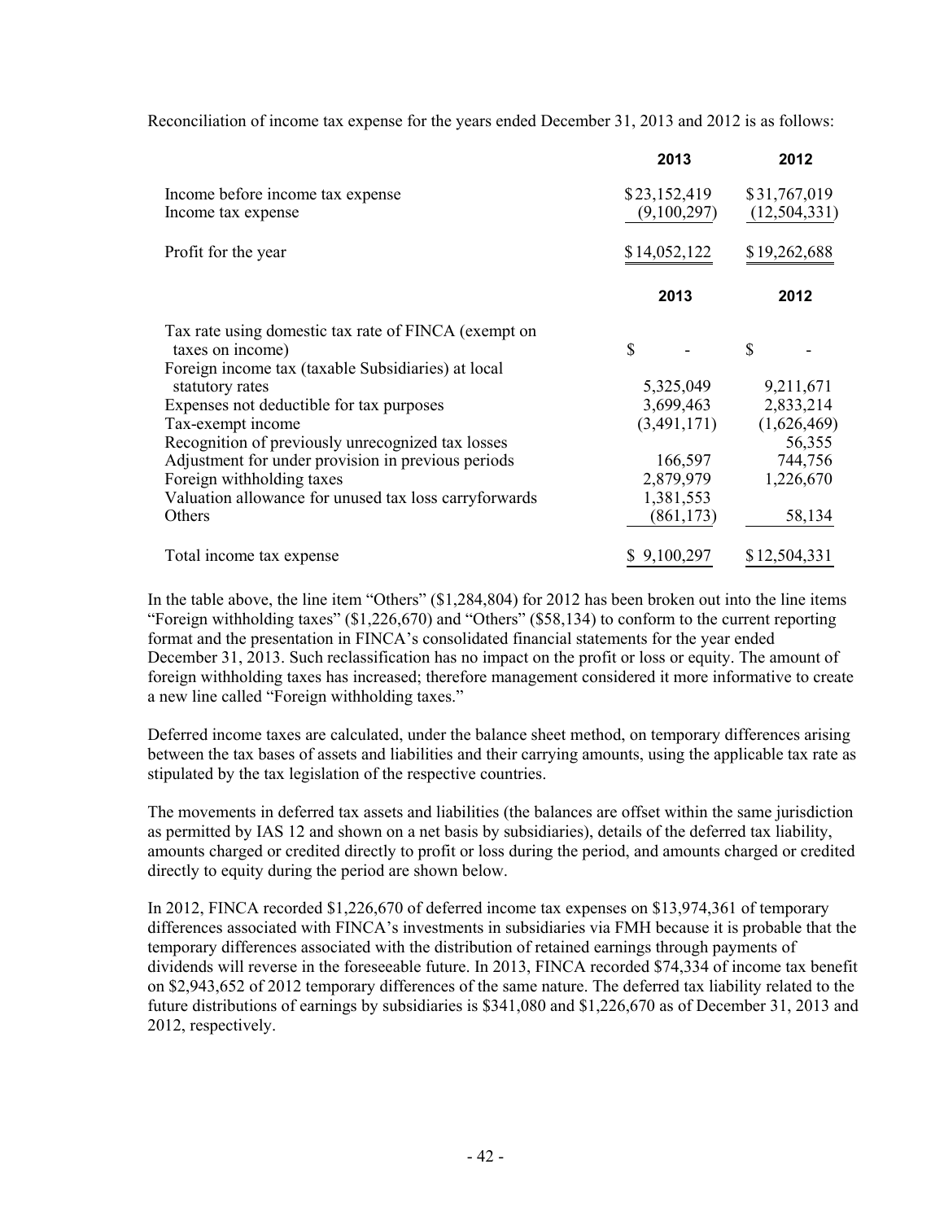Reconciliation of income tax expense for the years ended December 31, 2013 and 2012 is as follows:

| | 2013 | 2012 |
|---|---|---|
| Income before income tax expense | $23,152,419 | $31,767,019 |
| Income tax expense | (9,100,297) | (12,504,331) |
| Profit for the year | $14,052,122 | $19,262,688 |

| | 2013 | 2012 |
|---|---|---|
| Tax rate using domestic tax rate of FINCA (exempt on taxes on income) | $ - | $ - |
| Foreign income tax (taxable Subsidiaries) at local statutory rates | 5,325,049 | 9,211,671 |
| Expenses not deductible for tax purposes | 3,699,463 | 2,833,214 |
| Tax-exempt income | (3,491,171) | (1,626,469) |
| Recognition of previously unrecognized tax losses | | 56,355 |
| Adjustment for under provision in previous periods | 166,597 | 744,756 |
| Foreign withholding taxes | 2,879,979 | 1,226,670 |
| Valuation allowance for unused tax loss carryforwards | 1,381,553 | |
| Others | (861,173) | 58,134 |
| Total income tax expense | $ 9,100,297 | $12,504,331 |

In the table above, the line item "Others" ($1,284,804) for 2012 has been broken out into the line items "Foreign withholding taxes" ($1,226,670) and "Others" ($58,134) to conform to the current reporting format and the presentation in FINCA's consolidated financial statements for the year ended December 31, 2013. Such reclassification has no impact on the profit or loss or equity. The amount of foreign withholding taxes has increased; therefore management considered it more informative to create a new line called "Foreign withholding taxes."

Deferred income taxes are calculated, under the balance sheet method, on temporary differences arising between the tax bases of assets and liabilities and their carrying amounts, using the applicable tax rate as stipulated by the tax legislation of the respective countries.

The movements in deferred tax assets and liabilities (the balances are offset within the same jurisdiction as permitted by IAS 12 and shown on a net basis by subsidiaries), details of the deferred tax liability, amounts charged or credited directly to profit or loss during the period, and amounts charged or credited directly to equity during the period are shown below.

In 2012, FINCA recorded $1,226,670 of deferred income tax expenses on $13,974,361 of temporary differences associated with FINCA's investments in subsidiaries via FMH because it is probable that the temporary differences associated with the distribution of retained earnings through payments of dividends will reverse in the foreseeable future. In 2013, FINCA recorded $74,334 of income tax benefit on $2,943,652 of 2012 temporary differences of the same nature. The deferred tax liability related to the future distributions of earnings by subsidiaries is $341,080 and $1,226,670 as of December 31, 2013 and 2012, respectively.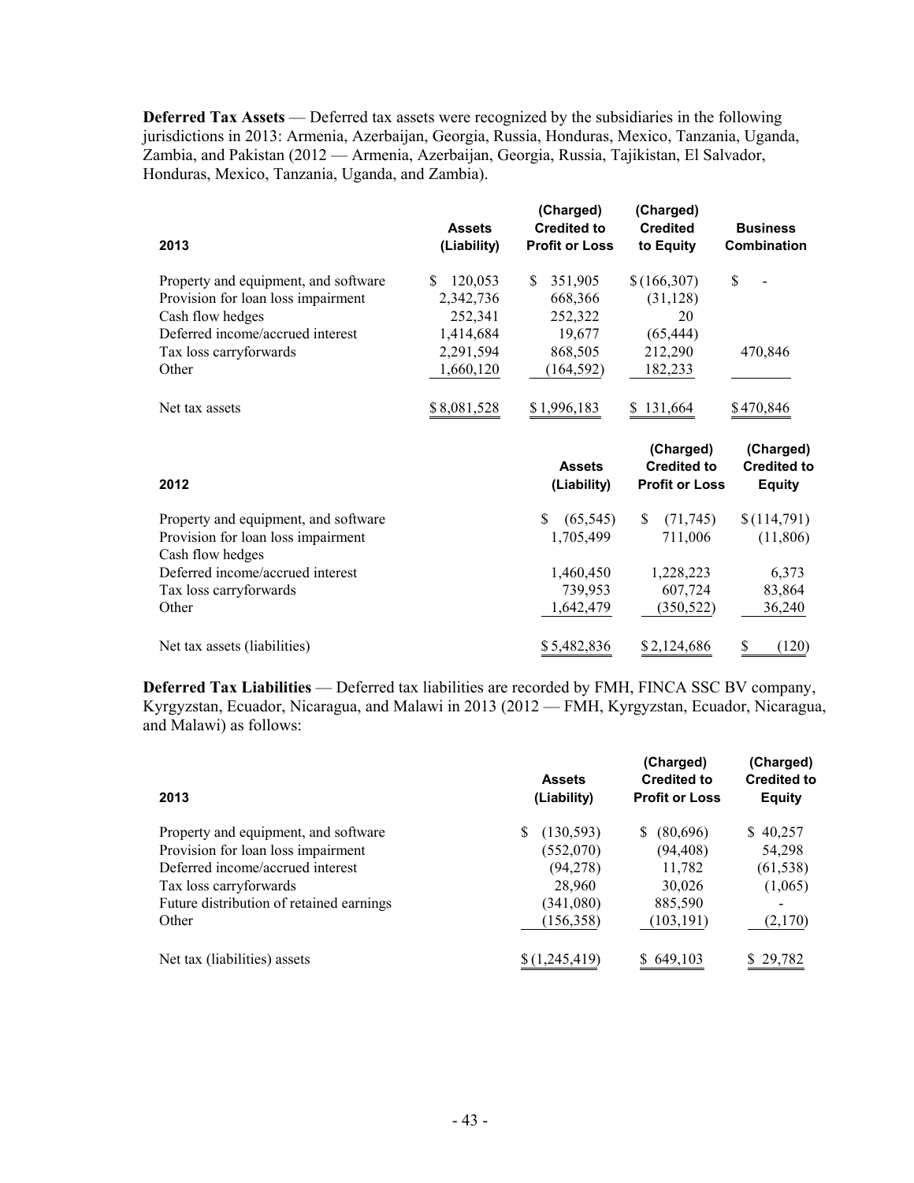**Deferred Tax Assets** — Deferred tax assets were recognized by the subsidiaries in the following jurisdictions in 2013: Armenia, Azerbaijan, Georgia, Russia, Honduras, Mexico, Tanzania, Uganda, Zambia, and Pakistan (2012 — Armenia, Azerbaijan, Georgia, Russia, Tajikistan, El Salvador, Honduras, Mexico, Tanzania, Uganda, and Zambia).

| 2013 | Assets (Liability) | (Charged) Credited to Profit or Loss | (Charged) Credited to Equity | Business Combination |
|---|---|---|---|---|
| Property and equipment, and software | $ 120,053 | $ 351,905 | $ (166,307) | $ - |
| Provision for loan loss impairment | 2,342,736 | 668,366 | (31,128) | |
| Cash flow hedges | 252,341 | 252,322 | 20 | |
| Deferred income/accrued interest | 1,414,684 | 19,677 | (65,444) | |
| Tax loss carryforwards | 2,291,594 | 868,505 | 212,290 | 470,846 |
| Other | 1,660,120 | (164,592) | 182,233 | |
| Net tax assets | $ 8,081,528 | $ 1,996,183 | $ 131,664 | $ 470,846 |

| 2012 | Assets (Liability) | (Charged) Credited to Profit or Loss | (Charged) Credited to Equity |
|---|---|---|---|
| Property and equipment, and software | $ (65,545) | $ (71,745) | $ (114,791) |
| Provision for loan loss impairment | 1,705,499 | 711,006 | (11,806) |
| Cash flow hedges | | | |
| Deferred income/accrued interest | 1,460,450 | 1,228,223 | 6,373 |
| Tax loss carryforwards | 739,953 | 607,724 | 83,864 |
| Other | 1,642,479 | (350,522) | 36,240 |
| Net tax assets (liabilities) | $ 5,482,836 | $ 2,124,686 | $ (120) |

**Deferred Tax Liabilities** — Deferred tax liabilities are recorded by FMH, FINCA SSC BV company, Kyrgyzstan, Ecuador, Nicaragua, and Malawi in 2013 (2012 — FMH, Kyrgyzstan, Ecuador, Nicaragua, and Malawi) as follows:

| 2013 | Assets (Liability) | (Charged) Credited to Profit or Loss | (Charged) Credited to Equity |
|---|---|---|---|
| Property and equipment, and software | $ (130,593) | $ (80,696) | $ 40,257 |
| Provision for loan loss impairment | (552,070) | (94,408) | 54,298 |
| Deferred income/accrued interest | (94,278) | 11,782 | (61,538) |
| Tax loss carryforwards | 28,960 | 30,026 | (1,065) |
| Future distribution of retained earnings | (341,080) | 885,590 | - |
| Other | (156,358) | (103,191) | (2,170) |
| Net tax (liabilities) assets | $ (1,245,419) | $ 649,103 | $ 29,782 |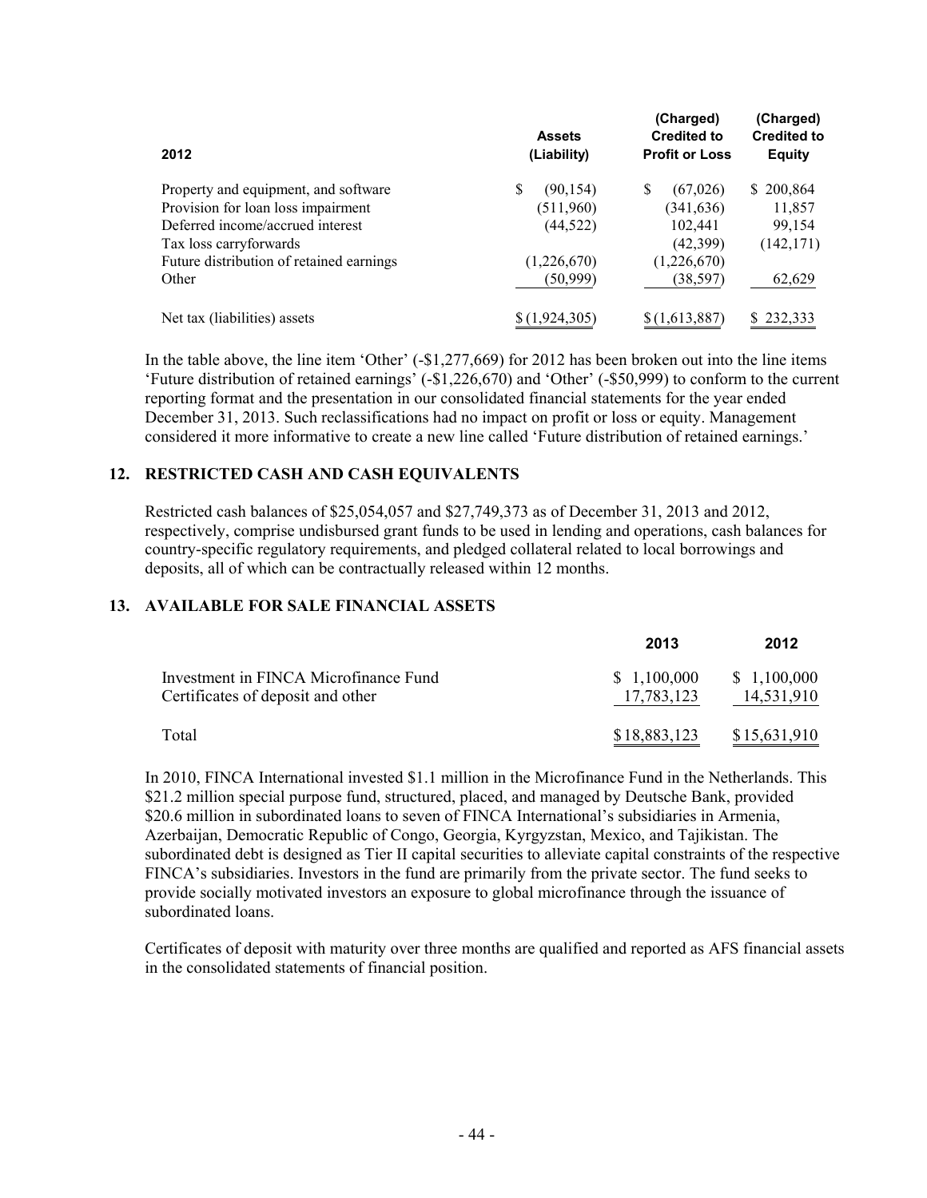| 2012 | Assets (Liability) | (Charged) Credited to Profit or Loss | (Charged) Credited to Equity |
|---|---|---|---|
| Property and equipment, and software | $ (90,154) | $ (67,026) | $ 200,864 |
| Provision for loan loss impairment | (511,960) | (341,636) | 11,857 |
| Deferred income/accrued interest | (44,522) | 102,441 | 99,154 |
| Tax loss carryforwards | | (42,399) | (142,171) |
| Future distribution of retained earnings | (1,226,670) | (1,226,670) | |
| Other | (50,999) | (38,597) | 62,629 |
| Net tax (liabilities) assets | $ (1,924,305) | $ (1,613,887) | $ 232,333 |

In the table above, the line item 'Other' (-$1,277,669) for 2012 has been broken out into the line items 'Future distribution of retained earnings' (-$1,226,670) and 'Other' (-$50,999) to conform to the current reporting format and the presentation in our consolidated financial statements for the year ended December 31, 2013. Such reclassifications had no impact on profit or loss or equity. Management considered it more informative to create a new line called 'Future distribution of retained earnings.'

## 12. RESTRICTED CASH AND CASH EQUIVALENTS

Restricted cash balances of $25,054,057 and $27,749,373 as of December 31, 2013 and 2012, respectively, comprise undisbursed grant funds to be used in lending and operations, cash balances for country-specific regulatory requirements, and pledged collateral related to local borrowings and deposits, all of which can be contractually released within 12 months.

## 13. AVAILABLE FOR SALE FINANCIAL ASSETS

| | 2013 | 2012 |
|---|---|---|
| Investment in FINCA Microfinance Fund | $ 1,100,000 | $ 1,100,000 |
| Certificates of deposit and other | 17,783,123 | 14,531,910 |
| Total | $ 18,883,123 | $ 15,631,910 |

In 2010, FINCA International invested $1.1 million in the Microfinance Fund in the Netherlands. This $21.2 million special purpose fund, structured, placed, and managed by Deutsche Bank, provided $20.6 million in subordinated loans to seven of FINCA International's subsidiaries in Armenia, Azerbaijan, Democratic Republic of Congo, Georgia, Kyrgyzstan, Mexico, and Tajikistan. The subordinated debt is designed as Tier II capital securities to alleviate capital constraints of the respective FINCA's subsidiaries. Investors in the fund are primarily from the private sector. The fund seeks to provide socially motivated investors an exposure to global microfinance through the issuance of subordinated loans.

Certificates of deposit with maturity over three months are qualified and reported as AFS financial assets in the consolidated statements of financial position.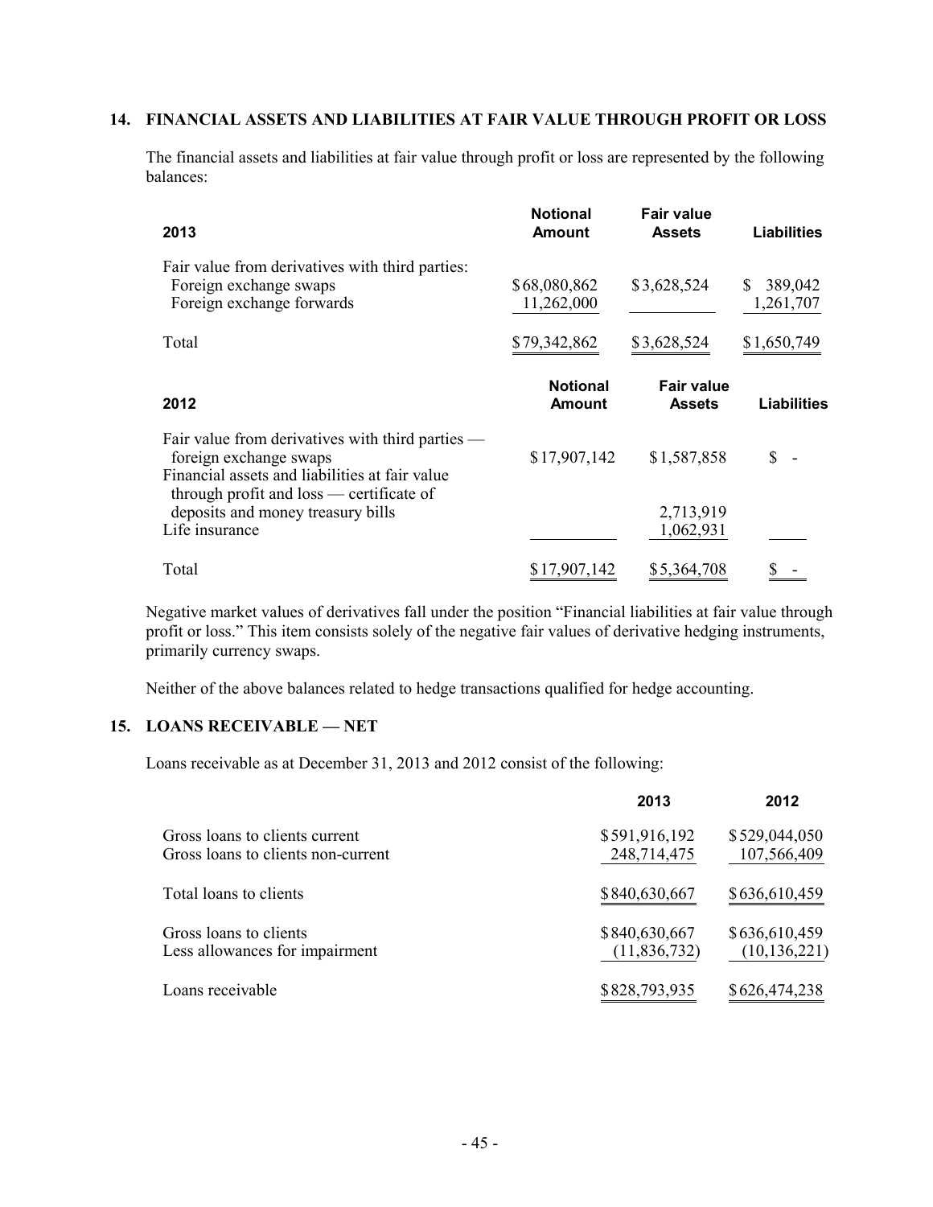## 14. FINANCIAL ASSETS AND LIABILITIES AT FAIR VALUE THROUGH PROFIT OR LOSS

The financial assets and liabilities at fair value through profit or loss are represented by the following balances:

| 2013 | Notional Amount | Fair value Assets | Liabilities |
|---|---|---|---|
| Fair value from derivatives with third parties: | | | |
| Foreign exchange swaps | $68,080,862 | $3,628,524 | $ 389,042 |
| Foreign exchange forwards | 11,262,000 | | 1,261,707 |
| Total | $79,342,862 | $3,628,524 | $1,650,749 |

| 2012 | Notional Amount | Fair value Assets | Liabilities |
|---|---|---|---|
| Fair value from derivatives with third parties — foreign exchange swaps | $17,907,142 | $1,587,858 | $ - |
| Financial assets and liabilities at fair value through profit and loss — certificate of deposits and money treasury bills | | 2,713,919 | |
| Life insurance | | 1,062,931 | |
| Total | $17,907,142 | $5,364,708 | $ - |

Negative market values of derivatives fall under the position "Financial liabilities at fair value through profit or loss." This item consists solely of the negative fair values of derivative hedging instruments, primarily currency swaps.

Neither of the above balances related to hedge transactions qualified for hedge accounting.

## 15. LOANS RECEIVABLE — NET

Loans receivable as at December 31, 2013 and 2012 consist of the following:

| | 2013 | 2012 |
|---|---|---|
| Gross loans to clients current | $591,916,192 | $529,044,050 |
| Gross loans to clients non-current | 248,714,475 | 107,566,409 |
| Total loans to clients | $840,630,667 | $636,610,459 |
| Gross loans to clients | $840,630,667 | $636,610,459 |
| Less allowances for impairment | (11,836,732) | (10,136,221) |
| Loans receivable | $828,793,935 | $626,474,238 |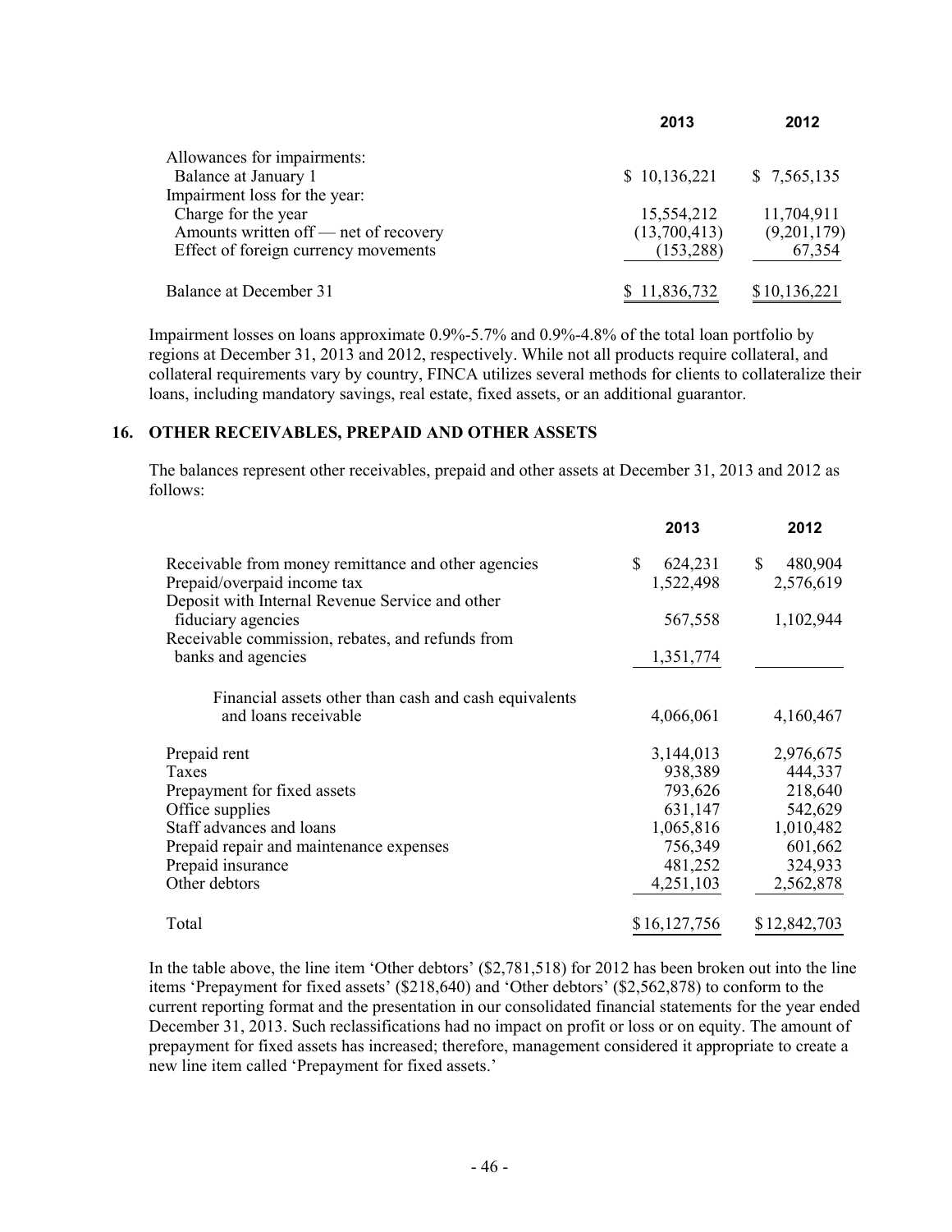| | 2013 | 2012 |
|---|---|---|
| Allowances for impairments: | | |
| Balance at January 1 | $ 10,136,221 | $ 7,565,135 |
| Impairment loss for the year: | | |
| Charge for the year | 15,554,212 | 11,704,911 |
| Amounts written off — net of recovery | (13,700,413) | (9,201,179) |
| Effect of foreign currency movements | (153,288) | 67,354 |
| Balance at December 31 | $ 11,836,732 | $ 10,136,221 |

Impairment losses on loans approximate 0.9%-5.7% and 0.9%-4.8% of the total loan portfolio by regions at December 31, 2013 and 2012, respectively. While not all products require collateral, and collateral requirements vary by country, FINCA utilizes several methods for clients to collateralize their loans, including mandatory savings, real estate, fixed assets, or an additional guarantor.

## 16. OTHER RECEIVABLES, PREPAID AND OTHER ASSETS

The balances represent other receivables, prepaid and other assets at December 31, 2013 and 2012 as follows:

| | 2013 | 2012 |
|---|---|---|
| Receivable from money remittance and other agencies | $ 624,231 | $ 480,904 |
| Prepaid/overpaid income tax | 1,522,498 | 2,576,619 |
| Deposit with Internal Revenue Service and other fiduciary agencies | 567,558 | 1,102,944 |
| Receivable commission, rebates, and refunds from banks and agencies | 1,351,774 | |
| Financial assets other than cash and cash equivalents and loans receivable | 4,066,061 | 4,160,467 |
| Prepaid rent | 3,144,013 | 2,976,675 |
| Taxes | 938,389 | 444,337 |
| Prepayment for fixed assets | 793,626 | 218,640 |
| Office supplies | 631,147 | 542,629 |
| Staff advances and loans | 1,065,816 | 1,010,482 |
| Prepaid repair and maintenance expenses | 756,349 | 601,662 |
| Prepaid insurance | 481,252 | 324,933 |
| Other debtors | 4,251,103 | 2,562,878 |
| Total | $16,127,756 | $12,842,703 |

In the table above, the line item 'Other debtors' ($2,781,518) for 2012 has been broken out into the line items 'Prepayment for fixed assets' ($218,640) and 'Other debtors' ($2,562,878) to conform to the current reporting format and the presentation in our consolidated financial statements for the year ended December 31, 2013. Such reclassifications had no impact on profit or loss or on equity. The amount of prepayment for fixed assets has increased; therefore, management considered it appropriate to create a new line item called 'Prepayment for fixed assets.'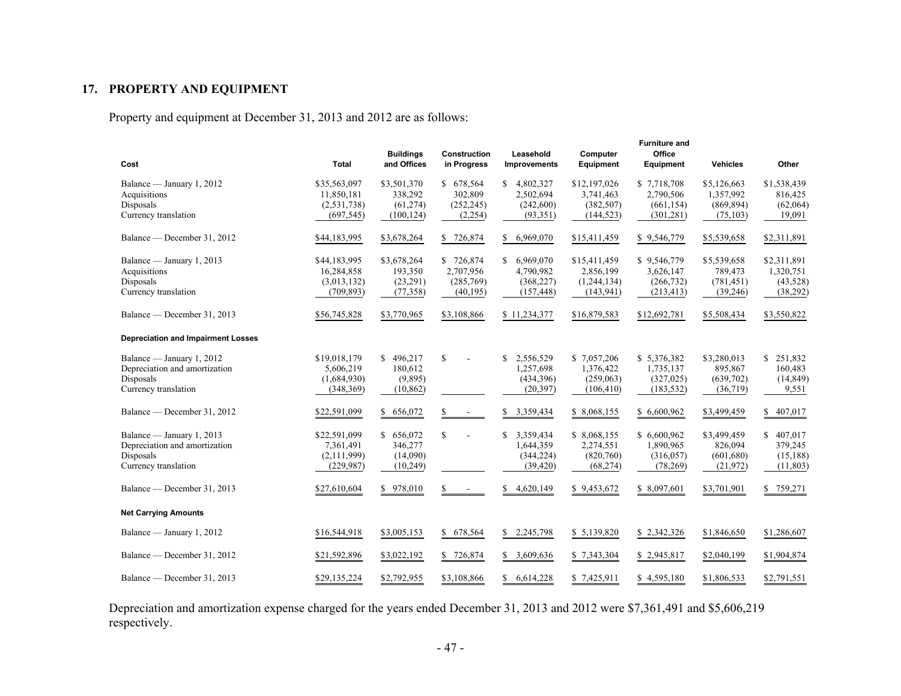## 17. PROPERTY AND EQUIPMENT

Property and equipment at December 31, 2013 and 2012 are as follows:

| Cost | Total | Buildings and Offices | Construction in Progress | Leasehold Improvements | Computer Equipment | Furniture and Office Equipment | Vehicles | Other |
|---|---|---|---|---|---|---|---|---|
| Balance — January 1, 2012 | $35,563,097 | $3,501,370 | $ 678,564 | $ 4,802,327 | $12,197,026 | $ 7,718,708 | $5,126,663 | $1,538,439 |
| Acquisitions | 11,850,181 | 338,292 | 302,809 | 2,502,694 | 3,741,463 | 2,790,506 | 1,357,992 | 816,425 |
| Disposals | (2,531,738) | (61,274) | (252,245) | (242,600) | (382,507) | (661,154) | (869,894) | (62,064) |
| Currency translation | (697,545) | (100,124) | (2,254) | (93,351) | (144,523) | (301,281) | (75,103) | 19,091 |
| Balance — December 31, 2012 | $44,183,995 | $3,678,264 | $ 726,874 | $ 6,969,070 | $15,411,459 | $ 9,546,779 | $5,539,658 | $2,311,891 |
| Balance — January 1, 2013 | $44,183,995 | $3,678,264 | $ 726,874 | $ 6,969,070 | $15,411,459 | $ 9,546,779 | $5,539,658 | $2,311,891 |
| Acquisitions | 16,284,858 | 193,350 | 2,707,956 | 4,790,982 | 2,856,199 | 3,626,147 | 789,473 | 1,320,751 |
| Disposals | (3,013,132) | (23,291) | (285,769) | (368,227) | (1,244,134) | (266,732) | (781,451) | (43,528) |
| Currency translation | (709,893) | (77,358) | (40,195) | (157,448) | (143,941) | (213,413) | (39,246) | (38,292) |
| Balance — December 31, 2013 | $56,745,828 | $3,770,965 | $3,108,866 | $ 11,234,377 | $16,879,583 | $12,692,781 | $5,508,434 | $3,550,822 |
| **Depreciation and Impairment Losses** | | | | | | | | |
| Balance — January 1, 2012 | $19,018,179 | $ 496,217 | $ - | $ 2,556,529 | $ 7,057,206 | $ 5,376,382 | $3,280,013 | $ 251,832 |
| Depreciation and amortization | 5,606,219 | 180,612 | | 1,257,698 | 1,376,422 | 1,735,137 | 895,867 | 160,483 |
| Disposals | (1,684,930) | (9,895) | | (434,396) | (259,063) | (327,025) | (639,702) | (14,849) |
| Currency translation | (348,369) | (10,862) | | (20,397) | (106,410) | (183,532) | (36,719) | 9,551 |
| Balance — December 31, 2012 | $22,591,099 | $ 656,072 | $ - | $ 3,359,434 | $ 8,068,155 | $ 6,600,962 | $3,499,459 | $ 407,017 |
| Balance — January 1, 2013 | $22,591,099 | $ 656,072 | $ - | $ 3,359,434 | $ 8,068,155 | $ 6,600,962 | $3,499,459 | $ 407,017 |
| Depreciation and amortization | 7,361,491 | 346,277 | | 1,644,359 | 2,274,551 | 1,890,965 | 826,094 | 379,245 |
| Disposals | (2,111,999) | (14,090) | | (344,224) | (820,760) | (316,057) | (601,680) | (15,188) |
| Currency translation | (229,987) | (10,249) | | (39,420) | (68,274) | (78,269) | (21,972) | (11,803) |
| Balance — December 31, 2013 | $27,610,604 | $ 978,010 | $ - | $ 4,620,149 | $ 9,453,672 | $ 8,097,601 | $3,701,901 | $ 759,271 |
| **Net Carrying Amounts** | | | | | | | | |
| Balance — January 1, 2012 | $16,544,918 | $3,005,153 | $ 678,564 | $ 2,245,798 | $ 5,139,820 | $ 2,342,326 | $1,846,650 | $1,286,607 |
| Balance — December 31, 2012 | $21,592,896 | $3,022,192 | $ 726,874 | $ 3,609,636 | $ 7,343,304 | $ 2,945,817 | $2,040,199 | $1,904,874 |
| Balance — December 31, 2013 | $29,135,224 | $2,792,955 | $3,108,866 | $ 6,614,228 | $ 7,425,911 | $ 4,595,180 | $1,806,533 | $2,791,551 |

Depreciation and amortization expense charged for the years ended December 31, 2013 and 2012 were $7,361,491 and $5,606,219 respectively.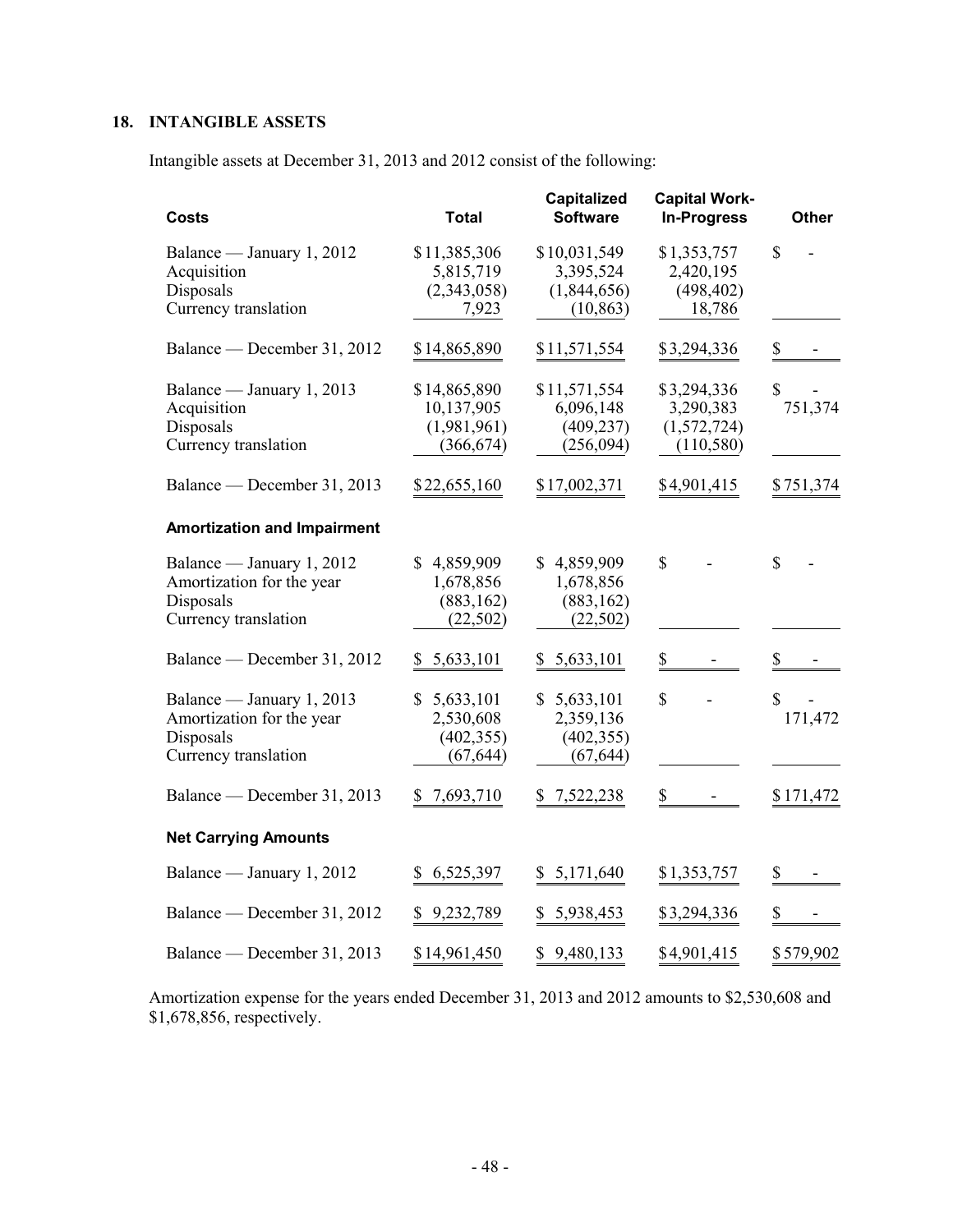## 18. INTANGIBLE ASSETS

Intangible assets at December 31, 2013 and 2012 consist of the following:

| Costs | Total | Capitalized Software | Capital Work-In-Progress | Other |
|---|---|---|---|---|
| Balance — January 1, 2012 | $11,385,306 | $10,031,549 | $1,353,757 | $ - |
| Acquisition | 5,815,719 | 3,395,524 | 2,420,195 | |
| Disposals | (2,343,058) | (1,844,656) | (498,402) | |
| Currency translation | 7,923 | (10,863) | 18,786 | |
| Balance — December 31, 2012 | $14,865,890 | $11,571,554 | $3,294,336 | $ - |
| Balance — January 1, 2013 | $14,865,890 | $11,571,554 | $3,294,336 | $ - |
| Acquisition | 10,137,905 | 6,096,148 | 3,290,383 | 751,374 |
| Disposals | (1,981,961) | (409,237) | (1,572,724) | |
| Currency translation | (366,674) | (256,094) | (110,580) | |
| Balance — December 31, 2013 | $22,655,160 | $17,002,371 | $4,901,415 | $751,374 |
| **Amortization and Impairment** | | | | |
| Balance — January 1, 2012 | $ 4,859,909 | $ 4,859,909 | $ - | $ - |
| Amortization for the year | 1,678,856 | 1,678,856 | | |
| Disposals | (883,162) | (883,162) | | |
| Currency translation | (22,502) | (22,502) | | |
| Balance — December 31, 2012 | $ 5,633,101 | $ 5,633,101 | $ - | $ - |
| Balance — January 1, 2013 | $ 5,633,101 | $ 5,633,101 | $ - | $ - |
| Amortization for the year | 2,530,608 | 2,359,136 | | 171,472 |
| Disposals | (402,355) | (402,355) | | |
| Currency translation | (67,644) | (67,644) | | |
| Balance — December 31, 2013 | $ 7,693,710 | $ 7,522,238 | $ - | $171,472 |
| **Net Carrying Amounts** | | | | |
| Balance — January 1, 2012 | $ 6,525,397 | $ 5,171,640 | $1,353,757 | $ - |
| Balance — December 31, 2012 | $ 9,232,789 | $ 5,938,453 | $3,294,336 | $ - |
| Balance — December 31, 2013 | $14,961,450 | $ 9,480,133 | $4,901,415 | $579,902 |

Amortization expense for the years ended December 31, 2013 and 2012 amounts to $2,530,608 and $1,678,856, respectively.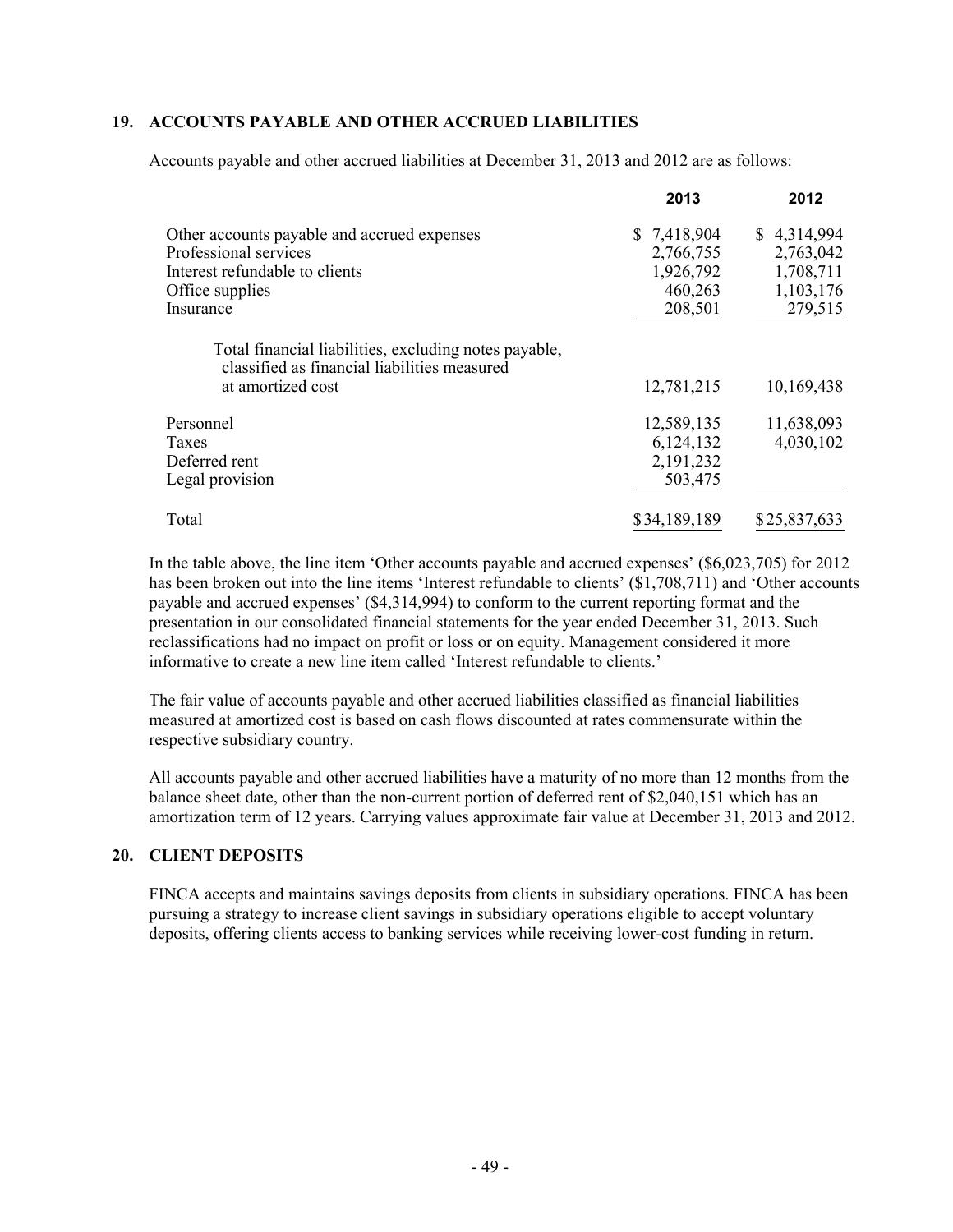## 19. ACCOUNTS PAYABLE AND OTHER ACCRUED LIABILITIES

Accounts payable and other accrued liabilities at December 31, 2013 and 2012 are as follows:

| | 2013 | 2012 |
|---|---|---|
| Other accounts payable and accrued expenses | $ 7,418,904 | $ 4,314,994 |
| Professional services | 2,766,755 | 2,763,042 |
| Interest refundable to clients | 1,926,792 | 1,708,711 |
| Office supplies | 460,263 | 1,103,176 |
| Insurance | 208,501 | 279,515 |
| Total financial liabilities, excluding notes payable, classified as financial liabilities measured at amortized cost | 12,781,215 | 10,169,438 |
| Personnel | 12,589,135 | 11,638,093 |
| Taxes | 6,124,132 | 4,030,102 |
| Deferred rent | 2,191,232 | |
| Legal provision | 503,475 | |
| Total | $34,189,189 | $25,837,633 |

In the table above, the line item 'Other accounts payable and accrued expenses' ($6,023,705) for 2012 has been broken out into the line items 'Interest refundable to clients' ($1,708,711) and 'Other accounts payable and accrued expenses' ($4,314,994) to conform to the current reporting format and the presentation in our consolidated financial statements for the year ended December 31, 2013. Such reclassifications had no impact on profit or loss or on equity. Management considered it more informative to create a new line item called 'Interest refundable to clients.'

The fair value of accounts payable and other accrued liabilities classified as financial liabilities measured at amortized cost is based on cash flows discounted at rates commensurate within the respective subsidiary country.

All accounts payable and other accrued liabilities have a maturity of no more than 12 months from the balance sheet date, other than the non-current portion of deferred rent of $2,040,151 which has an amortization term of 12 years. Carrying values approximate fair value at December 31, 2013 and 2012.

## 20. CLIENT DEPOSITS

FINCA accepts and maintains savings deposits from clients in subsidiary operations. FINCA has been pursuing a strategy to increase client savings in subsidiary operations eligible to accept voluntary deposits, offering clients access to banking services while receiving lower-cost funding in return.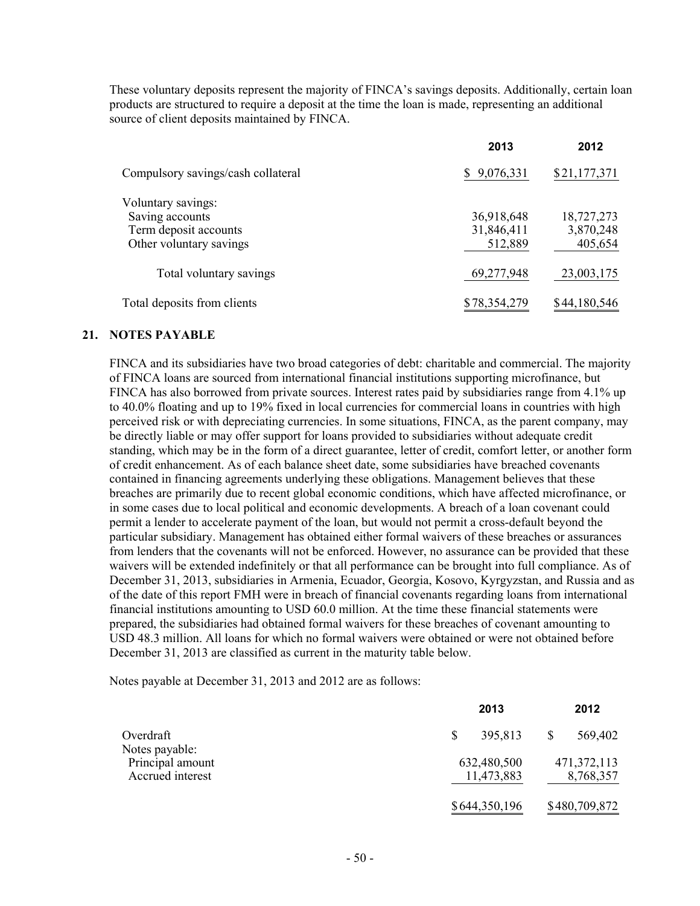These voluntary deposits represent the majority of FINCA's savings deposits. Additionally, certain loan products are structured to require a deposit at the time the loan is made, representing an additional source of client deposits maintained by FINCA.

| | 2013 | 2012 |
|---|---|---|
| Compulsory savings/cash collateral | $ 9,076,331 | $21,177,371 |
| Voluntary savings: | | |
| Saving accounts | 36,918,648 | 18,727,273 |
| Term deposit accounts | 31,846,411 | 3,870,248 |
| Other voluntary savings | 512,889 | 405,654 |
| Total voluntary savings | 69,277,948 | 23,003,175 |
| Total deposits from clients | $78,354,279 | $44,180,546 |

## 21. NOTES PAYABLE

FINCA and its subsidiaries have two broad categories of debt: charitable and commercial. The majority of FINCA loans are sourced from international financial institutions supporting microfinance, but FINCA has also borrowed from private sources. Interest rates paid by subsidiaries range from 4.1% up to 40.0% floating and up to 19% fixed in local currencies for commercial loans in countries with high perceived risk or with depreciating currencies. In some situations, FINCA, as the parent company, may be directly liable or may offer support for loans provided to subsidiaries without adequate credit standing, which may be in the form of a direct guarantee, letter of credit, comfort letter, or another form of credit enhancement. As of each balance sheet date, some subsidiaries have breached covenants contained in financing agreements underlying these obligations. Management believes that these breaches are primarily due to recent global economic conditions, which have affected microfinance, or in some cases due to local political and economic developments. A breach of a loan covenant could permit a lender to accelerate payment of the loan, but would not permit a cross-default beyond the particular subsidiary. Management has obtained either formal waivers of these breaches or assurances from lenders that the covenants will not be enforced. However, no assurance can be provided that these waivers will be extended indefinitely or that all performance can be brought into full compliance. As of December 31, 2013, subsidiaries in Armenia, Ecuador, Georgia, Kosovo, Kyrgyzstan, and Russia and as of the date of this report FMH were in breach of financial covenants regarding loans from international financial institutions amounting to USD 60.0 million. At the time these financial statements were prepared, the subsidiaries had obtained formal waivers for these breaches of covenant amounting to USD 48.3 million. All loans for which no formal waivers were obtained or were not obtained before December 31, 2013 are classified as current in the maturity table below.

Notes payable at December 31, 2013 and 2012 are as follows:

| | 2013 | 2012 |
|---|---|---|
| Overdraft | $ 395,813 | $ 569,402 |
| Notes payable: | | |
| Principal amount | 632,480,500 | 471,372,113 |
| Accrued interest | 11,473,883 | 8,768,357 |
| | $644,350,196 | $480,709,872 |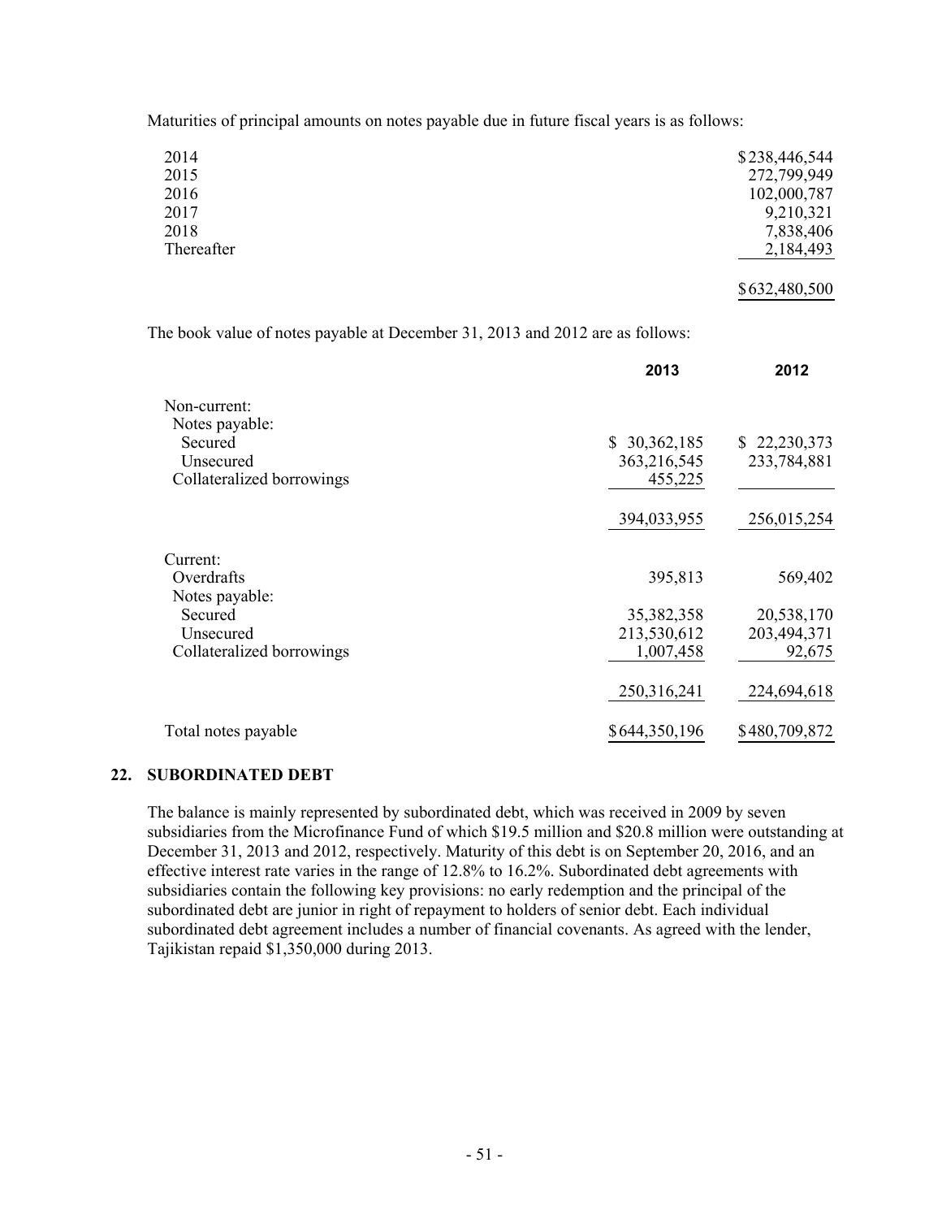Maturities of principal amounts on notes payable due in future fiscal years is as follows:

| | |
|---|---|
| 2014 | $238,446,544 |
| 2015 | 272,799,949 |
| 2016 | 102,000,787 |
| 2017 | 9,210,321 |
| 2018 | 7,838,406 |
| Thereafter | 2,184,493 |
| | $632,480,500 |

The book value of notes payable at December 31, 2013 and 2012 are as follows:

| | 2013 | 2012 |
|---|---|---|
| Non-current: | | |
| Notes payable: | | |
| Secured | $ 30,362,185 | $ 22,230,373 |
| Unsecured | 363,216,545 | 233,784,881 |
| Collateralized borrowings | 455,225 | |
| | 394,033,955 | 256,015,254 |
| Current: | | |
| Overdrafts | 395,813 | 569,402 |
| Notes payable: | | |
| Secured | 35,382,358 | 20,538,170 |
| Unsecured | 213,530,612 | 203,494,371 |
| Collateralized borrowings | 1,007,458 | 92,675 |
| | 250,316,241 | 224,694,618 |
| Total notes payable | $644,350,196 | $480,709,872 |

## 22. SUBORDINATED DEBT

The balance is mainly represented by subordinated debt, which was received in 2009 by seven subsidiaries from the Microfinance Fund of which $19.5 million and $20.8 million were outstanding at December 31, 2013 and 2012, respectively. Maturity of this debt is on September 20, 2016, and an effective interest rate varies in the range of 12.8% to 16.2%. Subordinated debt agreements with subsidiaries contain the following key provisions: no early redemption and the principal of the subordinated debt are junior in right of repayment to holders of senior debt. Each individual subordinated debt agreement includes a number of financial covenants. As agreed with the lender, Tajikistan repaid $1,350,000 during 2013.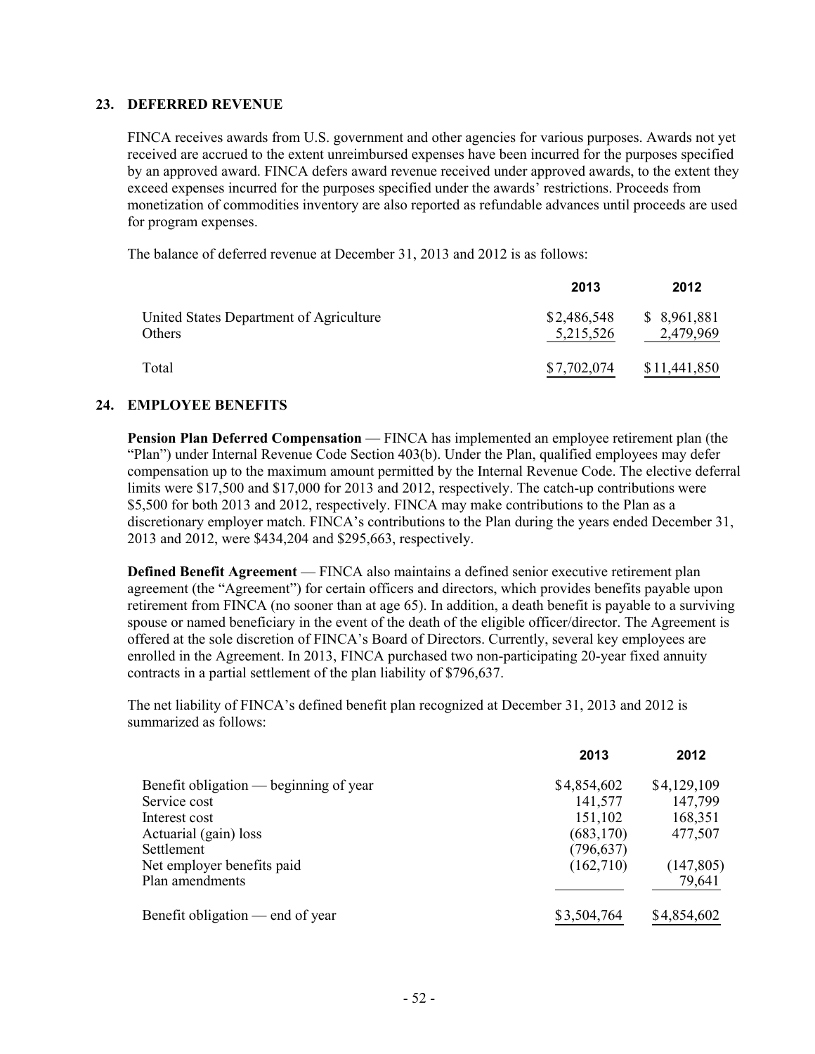## 23. DEFERRED REVENUE

FINCA receives awards from U.S. government and other agencies for various purposes. Awards not yet received are accrued to the extent unreimbursed expenses have been incurred for the purposes specified by an approved award. FINCA defers award revenue received under approved awards, to the extent they exceed expenses incurred for the purposes specified under the awards' restrictions. Proceeds from monetization of commodities inventory are also reported as refundable advances until proceeds are used for program expenses.

The balance of deferred revenue at December 31, 2013 and 2012 is as follows:

| | 2013 | 2012 |
|---|---|---|
| United States Department of Agriculture | $2,486,548 | $ 8,961,881 |
| Others | 5,215,526 | 2,479,969 |
| Total | $7,702,074 | $11,441,850 |

## 24. EMPLOYEE BENEFITS

**Pension Plan Deferred Compensation** — FINCA has implemented an employee retirement plan (the "Plan") under Internal Revenue Code Section 403(b). Under the Plan, qualified employees may defer compensation up to the maximum amount permitted by the Internal Revenue Code. The elective deferral limits were $17,500 and $17,000 for 2013 and 2012, respectively. The catch-up contributions were $5,500 for both 2013 and 2012, respectively. FINCA may make contributions to the Plan as a discretionary employer match. FINCA's contributions to the Plan during the years ended December 31, 2013 and 2012, were $434,204 and $295,663, respectively.

**Defined Benefit Agreement** — FINCA also maintains a defined senior executive retirement plan agreement (the "Agreement") for certain officers and directors, which provides benefits payable upon retirement from FINCA (no sooner than at age 65). In addition, a death benefit is payable to a surviving spouse or named beneficiary in the event of the death of the eligible officer/director. The Agreement is offered at the sole discretion of FINCA's Board of Directors. Currently, several key employees are enrolled in the Agreement. In 2013, FINCA purchased two non-participating 20-year fixed annuity contracts in a partial settlement of the plan liability of $796,637.

The net liability of FINCA's defined benefit plan recognized at December 31, 2013 and 2012 is summarized as follows:

| | 2013 | 2012 |
|---|---|---|
| Benefit obligation — beginning of year | $4,854,602 | $4,129,109 |
| Service cost | 141,577 | 147,799 |
| Interest cost | 151,102 | 168,351 |
| Actuarial (gain) loss | (683,170) | 477,507 |
| Settlement | (796,637) | |
| Net employer benefits paid | (162,710) | (147,805) |
| Plan amendments | | 79,641 |
| Benefit obligation — end of year | $3,504,764 | $4,854,602 |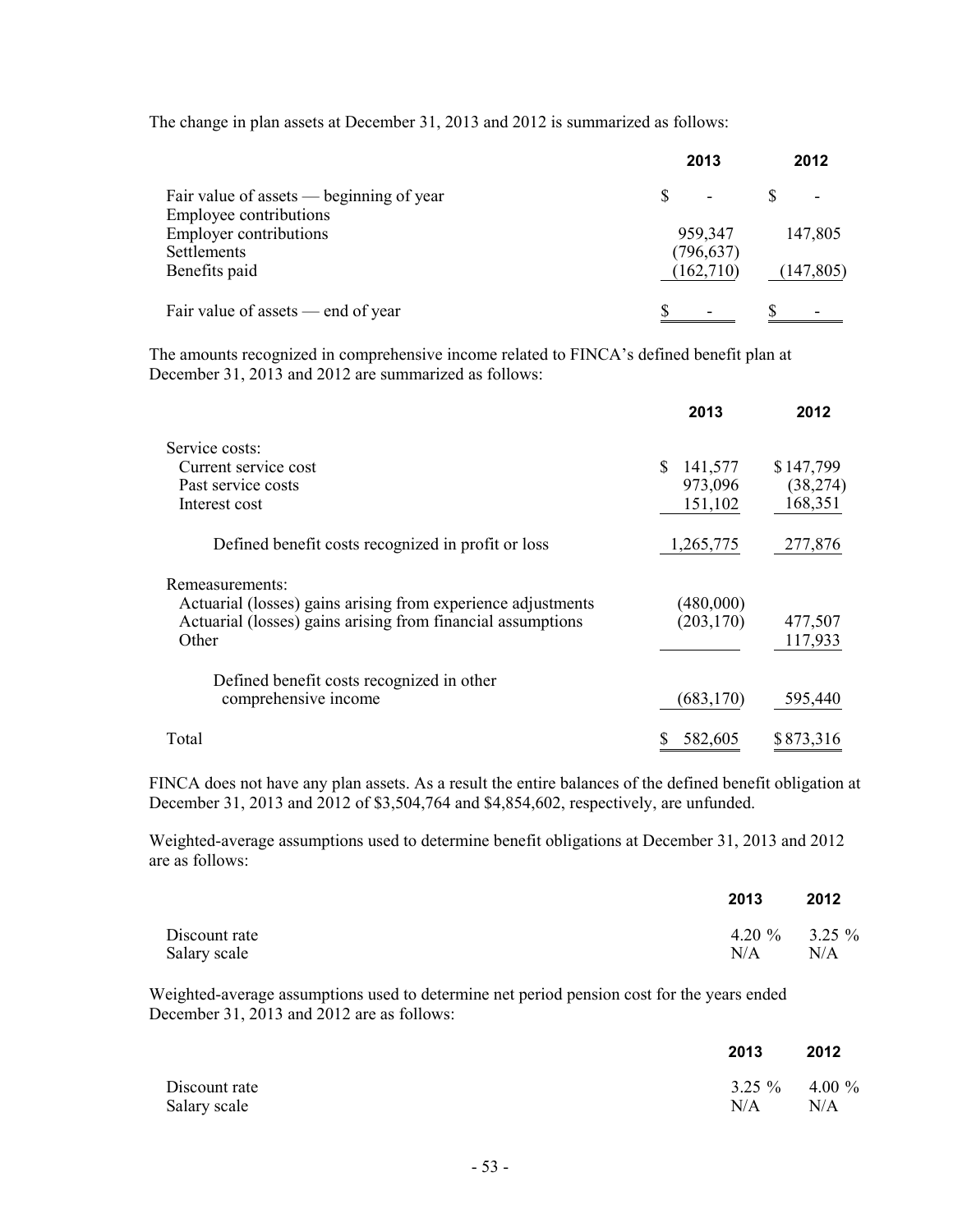The change in plan assets at December 31, 2013 and 2012 is summarized as follows:

| | 2013 | 2012 |
|---|---|---|
| Fair value of assets — beginning of year | $ - | $ - |
| Employee contributions | | |
| Employer contributions | 959,347 | 147,805 |
| Settlements | (796,637) | |
| Benefits paid | (162,710) | (147,805) |
| Fair value of assets — end of year | $ - | $ - |

The amounts recognized in comprehensive income related to FINCA's defined benefit plan at December 31, 2013 and 2012 are summarized as follows:

| | 2013 | 2012 |
|---|---|---|
| Service costs: | | |
| Current service cost | $ 141,577 | $ 147,799 |
| Past service costs | 973,096 | (38,274) |
| Interest cost | 151,102 | 168,351 |
| Defined benefit costs recognized in profit or loss | 1,265,775 | 277,876 |
| Remeasurements: | | |
| Actuarial (losses) gains arising from experience adjustments | (480,000) | |
| Actuarial (losses) gains arising from financial assumptions | (203,170) | 477,507 |
| Other | | 117,933 |
| Defined benefit costs recognized in other comprehensive income | (683,170) | 595,440 |
| Total | $ 582,605 | $ 873,316 |

FINCA does not have any plan assets. As a result the entire balances of the defined benefit obligation at December 31, 2013 and 2012 of $3,504,764 and $4,854,602, respectively, are unfunded.

Weighted-average assumptions used to determine benefit obligations at December 31, 2013 and 2012 are as follows:

| | 2013 | 2012 |
|---|---|---|
| Discount rate | 4.20 % | 3.25 % |
| Salary scale | N/A | N/A |

Weighted-average assumptions used to determine net period pension cost for the years ended December 31, 2013 and 2012 are as follows:

| | 2013 | 2012 |
|---|---|---|
| Discount rate | 3.25 % | 4.00 % |
| Salary scale | N/A | N/A |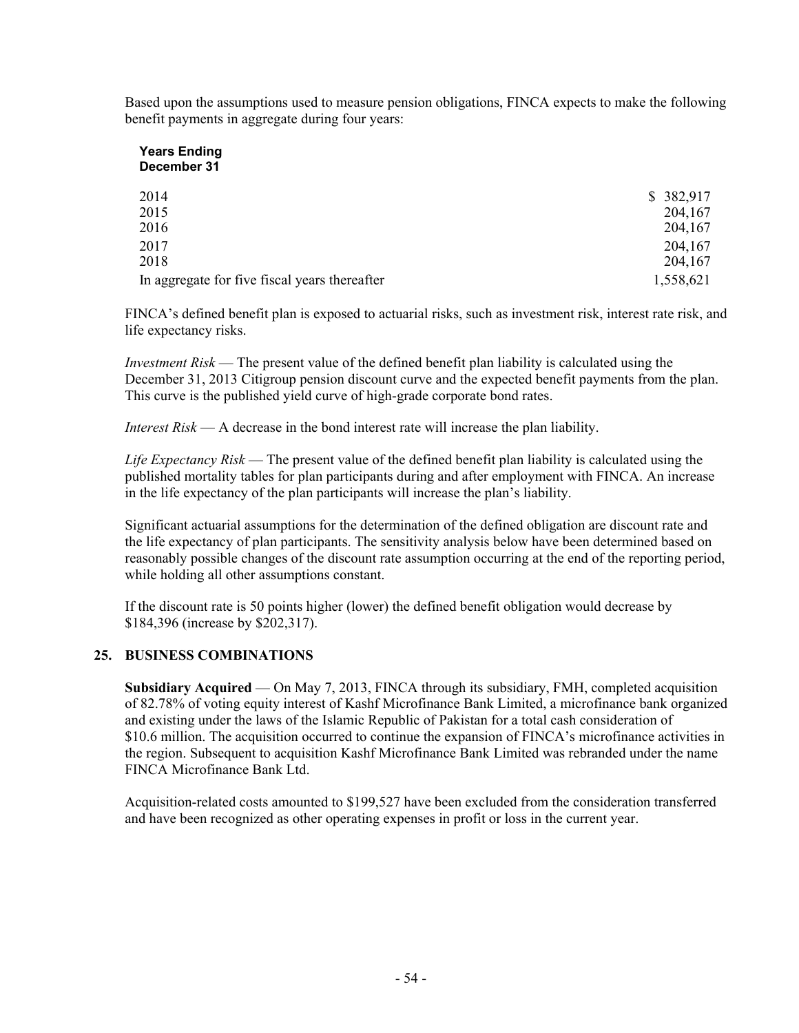Based upon the assumptions used to measure pension obligations, FINCA expects to make the following benefit payments in aggregate during four years:

| Years Ending December 31 | |
|---|---|
| 2014 | $ 382,917 |
| 2015 | 204,167 |
| 2016 | 204,167 |
| 2017 | 204,167 |
| 2018 | 204,167 |
| In aggregate for five fiscal years thereafter | 1,558,621 |

FINCA's defined benefit plan is exposed to actuarial risks, such as investment risk, interest rate risk, and life expectancy risks.

*Investment Risk* — The present value of the defined benefit plan liability is calculated using the December 31, 2013 Citigroup pension discount curve and the expected benefit payments from the plan. This curve is the published yield curve of high-grade corporate bond rates.

*Interest Risk* — A decrease in the bond interest rate will increase the plan liability.

*Life Expectancy Risk* — The present value of the defined benefit plan liability is calculated using the published mortality tables for plan participants during and after employment with FINCA. An increase in the life expectancy of the plan participants will increase the plan's liability.

Significant actuarial assumptions for the determination of the defined obligation are discount rate and the life expectancy of plan participants. The sensitivity analysis below have been determined based on reasonably possible changes of the discount rate assumption occurring at the end of the reporting period, while holding all other assumptions constant.

If the discount rate is 50 points higher (lower) the defined benefit obligation would decrease by $184,396 (increase by $202,317).

## 25. BUSINESS COMBINATIONS

**Subsidiary Acquired** — On May 7, 2013, FINCA through its subsidiary, FMH, completed acquisition of 82.78% of voting equity interest of Kashf Microfinance Bank Limited, a microfinance bank organized and existing under the laws of the Islamic Republic of Pakistan for a total cash consideration of $10.6 million. The acquisition occurred to continue the expansion of FINCA's microfinance activities in the region. Subsequent to acquisition Kashf Microfinance Bank Limited was rebranded under the name FINCA Microfinance Bank Ltd.

Acquisition-related costs amounted to $199,527 have been excluded from the consideration transferred and have been recognized as other operating expenses in profit or loss in the current year.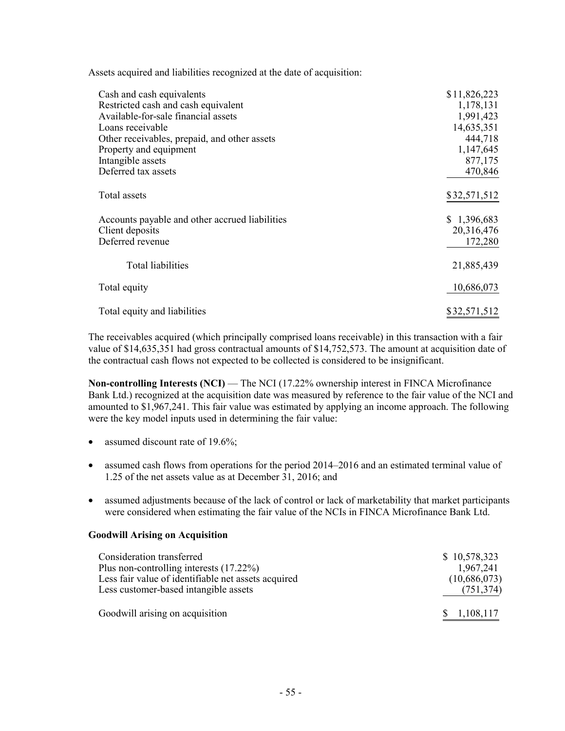Assets acquired and liabilities recognized at the date of acquisition:

| | |
|---|---|
| Cash and cash equivalents | $11,826,223 |
| Restricted cash and cash equivalent | 1,178,131 |
| Available-for-sale financial assets | 1,991,423 |
| Loans receivable | 14,635,351 |
| Other receivables, prepaid, and other assets | 444,718 |
| Property and equipment | 1,147,645 |
| Intangible assets | 877,175 |
| Deferred tax assets | 470,846 |
| Total assets | $32,571,512 |
| Accounts payable and other accrued liabilities | $ 1,396,683 |
| Client deposits | 20,316,476 |
| Deferred revenue | 172,280 |
| Total liabilities | 21,885,439 |
| Total equity | 10,686,073 |
| Total equity and liabilities | $32,571,512 |

The receivables acquired (which principally comprised loans receivable) in this transaction with a fair value of $14,635,351 had gross contractual amounts of $14,752,573. The amount at acquisition date of the contractual cash flows not expected to be collected is considered to be insignificant.

**Non-controlling Interests (NCI)** — The NCI (17.22% ownership interest in FINCA Microfinance Bank Ltd.) recognized at the acquisition date was measured by reference to the fair value of the NCI and amounted to $1,967,241. This fair value was estimated by applying an income approach. The following were the key model inputs used in determining the fair value:

- assumed discount rate of 19.6%;
- assumed cash flows from operations for the period 2014–2016 and an estimated terminal value of 1.25 of the net assets value as at December 31, 2016; and
- assumed adjustments because of the lack of control or lack of marketability that market participants were considered when estimating the fair value of the NCIs in FINCA Microfinance Bank Ltd.

**Goodwill Arising on Acquisition**

| | |
|---|---|
| Consideration transferred | $ 10,578,323 |
| Plus non-controlling interests (17.22%) | 1,967,241 |
| Less fair value of identifiable net assets acquired | (10,686,073) |
| Less customer-based intangible assets | (751,374) |
| Goodwill arising on acquisition | $ 1,108,117 |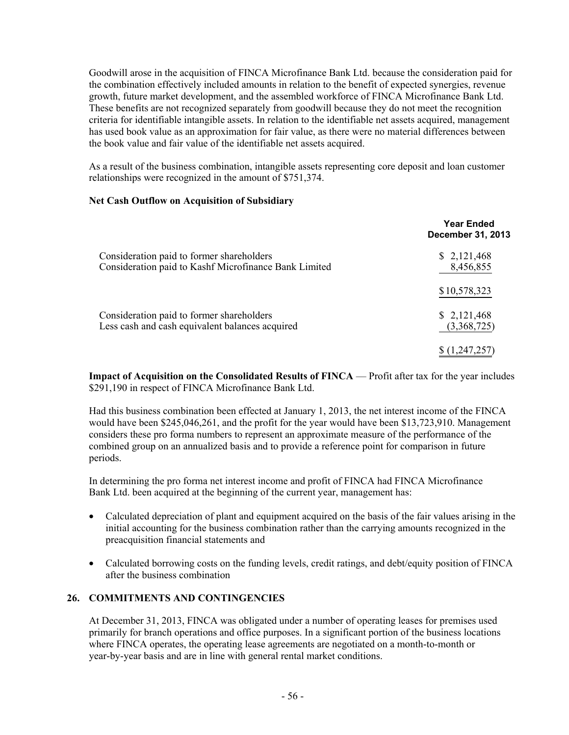Goodwill arose in the acquisition of FINCA Microfinance Bank Ltd. because the consideration paid for the combination effectively included amounts in relation to the benefit of expected synergies, revenue growth, future market development, and the assembled workforce of FINCA Microfinance Bank Ltd. These benefits are not recognized separately from goodwill because they do not meet the recognition criteria for identifiable intangible assets. In relation to the identifiable net assets acquired, management has used book value as an approximation for fair value, as there were no material differences between the book value and fair value of the identifiable net assets acquired.

As a result of the business combination, intangible assets representing core deposit and loan customer relationships were recognized in the amount of $751,374.

**Net Cash Outflow on Acquisition of Subsidiary**

| | Year Ended December 31, 2013 |
|---|---|
| Consideration paid to former shareholders | $ 2,121,468 |
| Consideration paid to Kashf Microfinance Bank Limited | 8,456,855 |
| | $10,578,323 |
| Consideration paid to former shareholders | $ 2,121,468 |
| Less cash and cash equivalent balances acquired | (3,368,725) |
| | $ (1,247,257) |

**Impact of Acquisition on the Consolidated Results of FINCA** — Profit after tax for the year includes $291,190 in respect of FINCA Microfinance Bank Ltd.

Had this business combination been effected at January 1, 2013, the net interest income of the FINCA would have been $245,046,261, and the profit for the year would have been $13,723,910. Management considers these pro forma numbers to represent an approximate measure of the performance of the combined group on an annualized basis and to provide a reference point for comparison in future periods.

In determining the pro forma net interest income and profit of FINCA had FINCA Microfinance Bank Ltd. been acquired at the beginning of the current year, management has:

- Calculated depreciation of plant and equipment acquired on the basis of the fair values arising in the initial accounting for the business combination rather than the carrying amounts recognized in the preacquisition financial statements and
- Calculated borrowing costs on the funding levels, credit ratings, and debt/equity position of FINCA after the business combination

## 26. COMMITMENTS AND CONTINGENCIES

At December 31, 2013, FINCA was obligated under a number of operating leases for premises used primarily for branch operations and office purposes. In a significant portion of the business locations where FINCA operates, the operating lease agreements are negotiated on a month-to-month or year-by-year basis and are in line with general rental market conditions.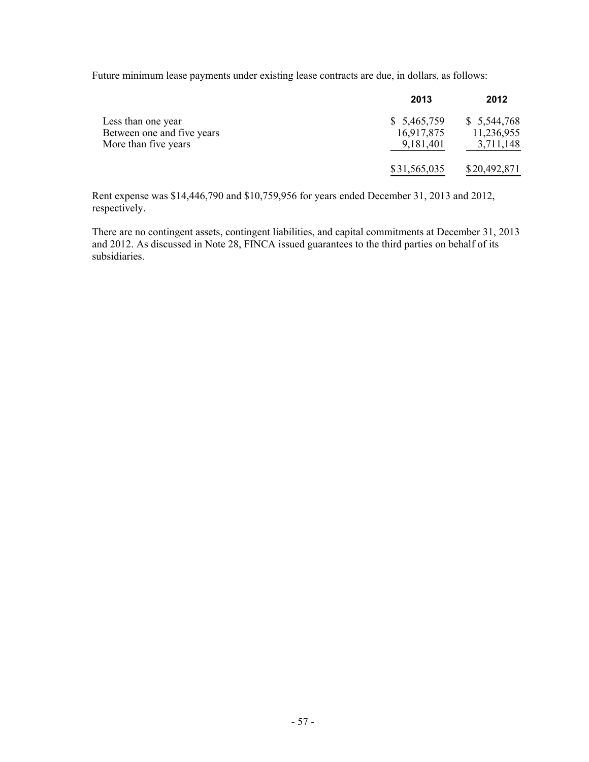Future minimum lease payments under existing lease contracts are due, in dollars, as follows:

| | 2013 | 2012 |
|---|---|---|
| Less than one year | $ 5,465,759 | $ 5,544,768 |
| Between one and five years | 16,917,875 | 11,236,955 |
| More than five years | 9,181,401 | 3,711,148 |
| | $31,565,035 | $20,492,871 |

Rent expense was $14,446,790 and $10,759,956 for years ended December 31, 2013 and 2012, respectively.

There are no contingent assets, contingent liabilities, and capital commitments at December 31, 2013 and 2012. As discussed in Note 28, FINCA issued guarantees to the third parties on behalf of its subsidiaries.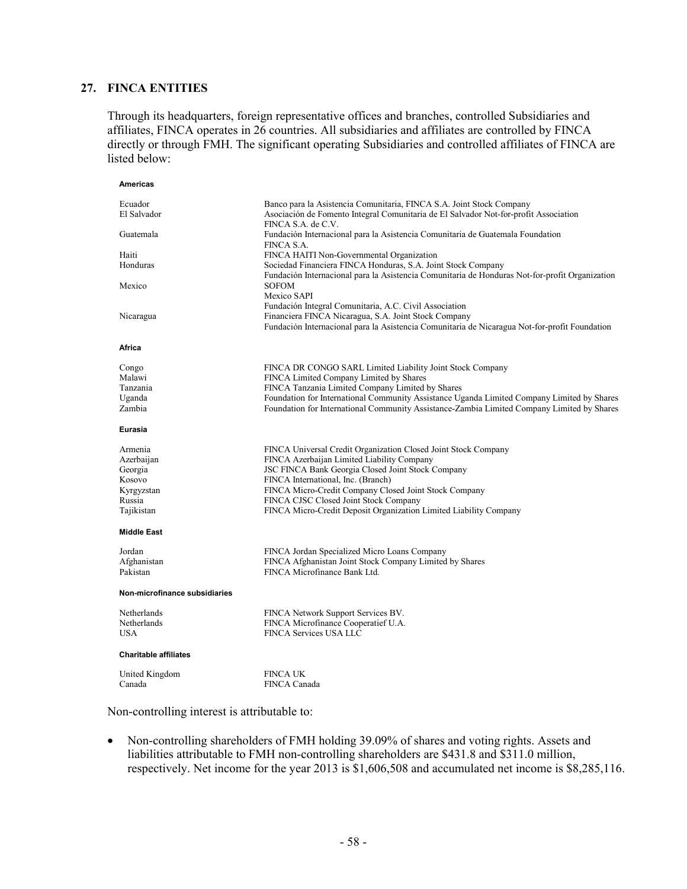## 27. FINCA ENTITIES

Through its headquarters, foreign representative offices and branches, controlled Subsidiaries and affiliates, FINCA operates in 26 countries. All subsidiaries and affiliates are controlled by FINCA directly or through FMH. The significant operating Subsidiaries and controlled affiliates of FINCA are listed below:

| | |
|---|---|
| **Americas** | |
| Ecuador | Banco para la Asistencia Comunitaria, FINCA S.A. Joint Stock Company |
| El Salvador | Asociación de Fomento Integral Comunitaria de El Salvador Not-for-profit Association |
| | FINCA S.A. de C.V. |
| Guatemala | Fundación Internacional para la Asistencia Comunitaria de Guatemala Foundation |
| | FINCA S.A. |
| Haiti | FINCA HAITI Non-Governmental Organization |
| Honduras | Sociedad Financiera FINCA Honduras, S.A. Joint Stock Company |
| | Fundación Internacional para la Asistencia Comunitaria de Honduras Not-for-profit Organization |
| Mexico | SOFOM |
| | Mexico SAPI |
| | Fundación Integral Comunitaria, A.C. Civil Association |
| Nicaragua | Financiera FINCA Nicaragua, S.A. Joint Stock Company |
| | Fundación Internacional para la Asistencia Comunitaria de Nicaragua Not-for-profit Foundation |
| **Africa** | |
| Congo | FINCA DR CONGO SARL Limited Liability Joint Stock Company |
| Malawi | FINCA Limited Company Limited by Shares |
| Tanzania | FINCA Tanzania Limited Company Limited by Shares |
| Uganda | Foundation for International Community Assistance Uganda Limited Company Limited by Shares |
| Zambia | Foundation for International Community Assistance-Zambia Limited Company Limited by Shares |
| **Eurasia** | |
| Armenia | FINCA Universal Credit Organization Closed Joint Stock Company |
| Azerbaijan | FINCA Azerbaijan Limited Liability Company |
| Georgia | JSC FINCA Bank Georgia Closed Joint Stock Company |
| Kosovo | FINCA International, Inc. (Branch) |
| Kyrgyzstan | FINCA Micro-Credit Company Closed Joint Stock Company |
| Russia | FINCA CJSC Closed Joint Stock Company |
| Tajikistan | FINCA Micro-Credit Deposit Organization Limited Liability Company |
| **Middle East** | |
| Jordan | FINCA Jordan Specialized Micro Loans Company |
| Afghanistan | FINCA Afghanistan Joint Stock Company Limited by Shares |
| Pakistan | FINCA Microfinance Bank Ltd. |
| **Non-microfinance subsidiaries** | |
| Netherlands | FINCA Network Support Services BV. |
| Netherlands | FINCA Microfinance Cooperatief U.A. |
| USA | FINCA Services USA LLC |
| **Charitable affiliates** | |
| United Kingdom | FINCA UK |
| Canada | FINCA Canada |

Non-controlling interest is attributable to:

- Non-controlling shareholders of FMH holding 39.09% of shares and voting rights. Assets and liabilities attributable to FMH non-controlling shareholders are \$431.8 and \$311.0 million, respectively. Net income for the year 2013 is \$1,606,508 and accumulated net income is \$8,285,116.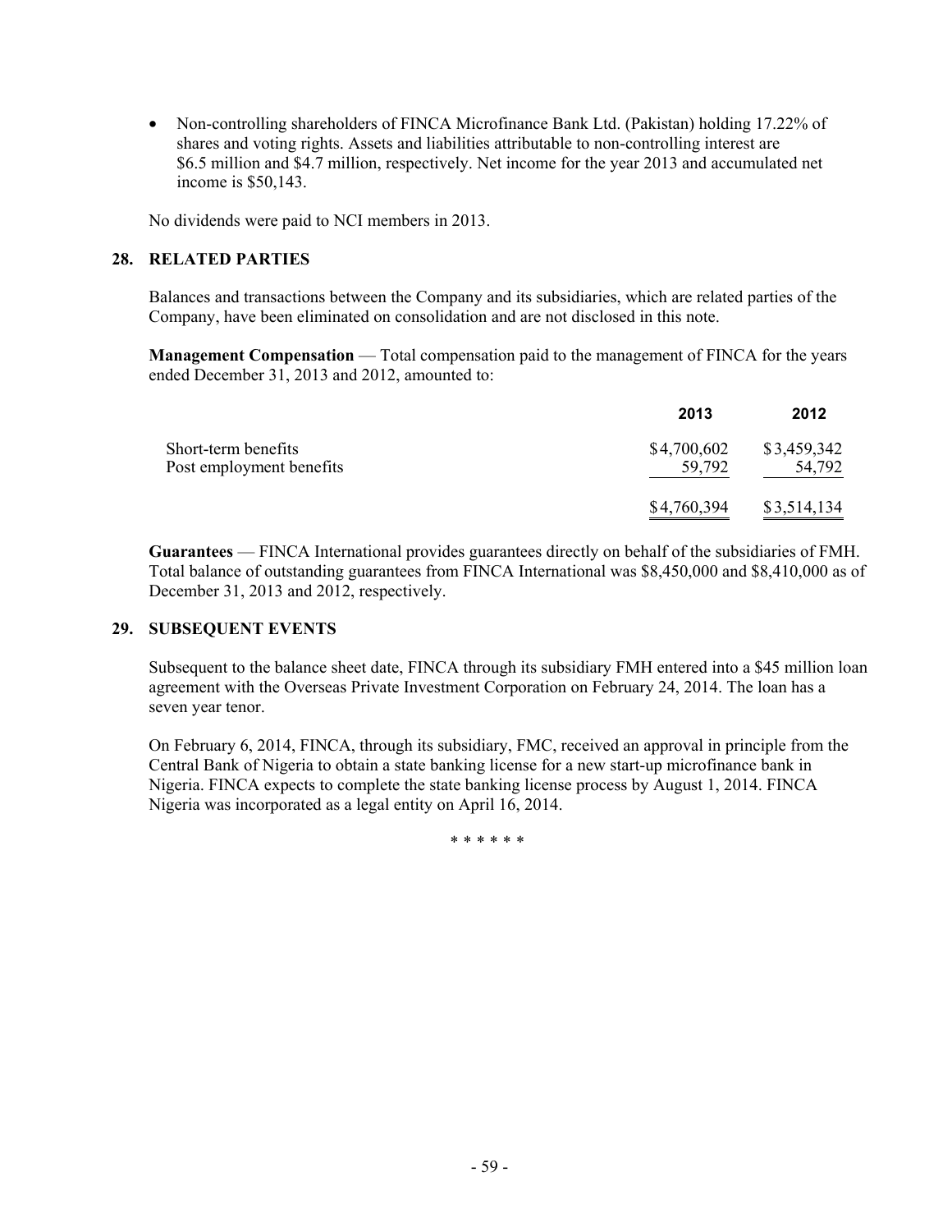- Non-controlling shareholders of FINCA Microfinance Bank Ltd. (Pakistan) holding 17.22% of shares and voting rights. Assets and liabilities attributable to non-controlling interest are $6.5 million and $4.7 million, respectively. Net income for the year 2013 and accumulated net income is $50,143.

No dividends were paid to NCI members in 2013.

## 28. RELATED PARTIES

Balances and transactions between the Company and its subsidiaries, which are related parties of the Company, have been eliminated on consolidation and are not disclosed in this note.

**Management Compensation** — Total compensation paid to the management of FINCA for the years ended December 31, 2013 and 2012, amounted to:

| | 2013 | 2012 |
|---|---|---|
| Short-term benefits | $4,700,602 | $3,459,342 |
| Post employment benefits | 59,792 | 54,792 |
| | $4,760,394 | $3,514,134 |

**Guarantees** — FINCA International provides guarantees directly on behalf of the subsidiaries of FMH. Total balance of outstanding guarantees from FINCA International was $8,450,000 and $8,410,000 as of December 31, 2013 and 2012, respectively.

## 29. SUBSEQUENT EVENTS

Subsequent to the balance sheet date, FINCA through its subsidiary FMH entered into a $45 million loan agreement with the Overseas Private Investment Corporation on February 24, 2014. The loan has a seven year tenor.

On February 6, 2014, FINCA, through its subsidiary, FMC, received an approval in principle from the Central Bank of Nigeria to obtain a state banking license for a new start-up microfinance bank in Nigeria. FINCA expects to complete the state banking license process by August 1, 2014. FINCA Nigeria was incorporated as a legal entity on April 16, 2014.

\* \* \* \* \* \*